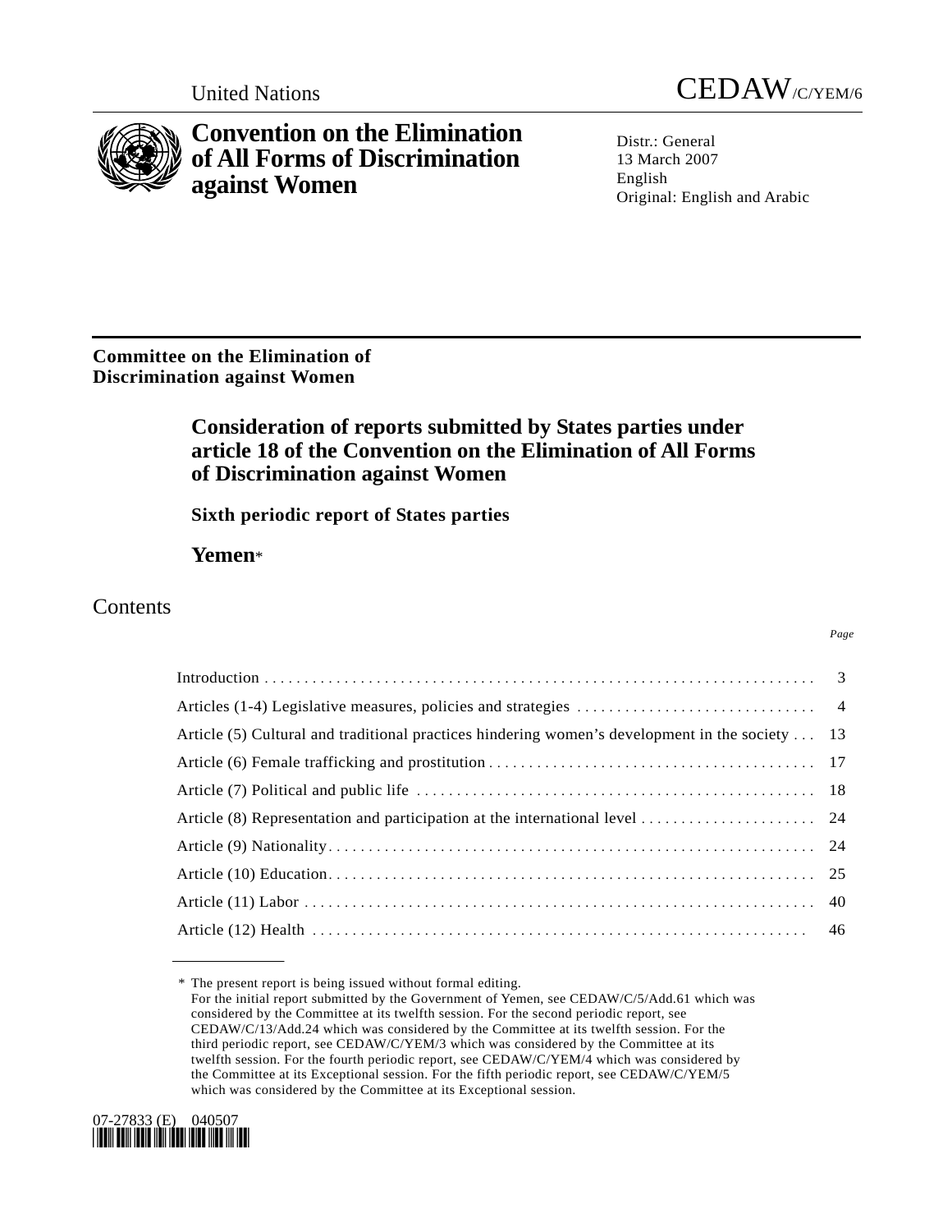United Nations

CEDAW/C/YEM/6

# Convention on the Elimination of All Forms of Discrimination against Women

Distr.: General
13 March 2007
English
Original: English and Arabic

**Committee on the Elimination of Discrimination against Women**

## Consideration of reports submitted by States parties under article 18 of the Convention on the Elimination of All Forms of Discrimination against Women

### Sixth periodic report of States parties

### Yemen*

## Contents

| | Page |
|---|---|
| Introduction | 3 |
| Articles (1-4) Legislative measures, policies and strategies | 4 |
| Article (5) Cultural and traditional practices hindering women's development in the society | 13 |
| Article (6) Female trafficking and prostitution | 17 |
| Article (7) Political and public life | 18 |
| Article (8) Representation and participation at the international level | 24 |
| Article (9) Nationality | 24 |
| Article (10) Education | 25 |
| Article (11) Labor | 40 |
| Article (12) Health | 46 |

\* The present report is being issued without formal editing.
For the initial report submitted by the Government of Yemen, see CEDAW/C/5/Add.61 which was considered by the Committee at its twelfth session. For the second periodic report, see CEDAW/C/13/Add.24 which was considered by the Committee at its twelfth session. For the third periodic report, see CEDAW/C/YEM/3 which was considered by the Committee at its twelfth session. For the fourth periodic report, see CEDAW/C/YEM/4 which was considered by the Committee at its Exceptional session. For the fifth periodic report, see CEDAW/C/YEM/5 which was considered by the Committee at its Exceptional session.

07-27833 (E) 040507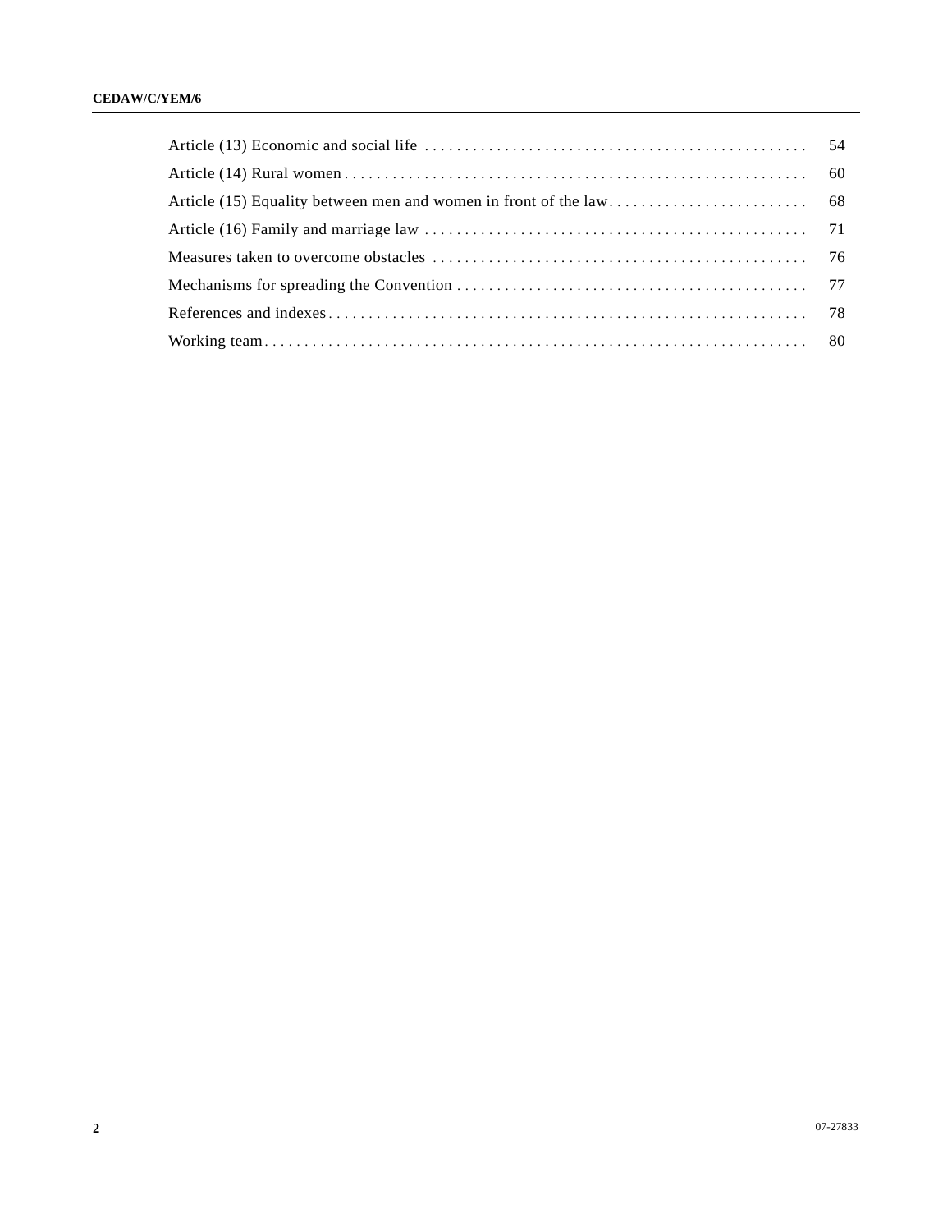| | |
|---|---|
| Article (13) Economic and social life | 54 |
| Article (14) Rural women | 60 |
| Article (15) Equality between men and women in front of the law | 68 |
| Article (16) Family and marriage law | 71 |
| Measures taken to overcome obstacles | 76 |
| Mechanisms for spreading the Convention | 77 |
| References and indexes | 78 |
| Working team | 80 |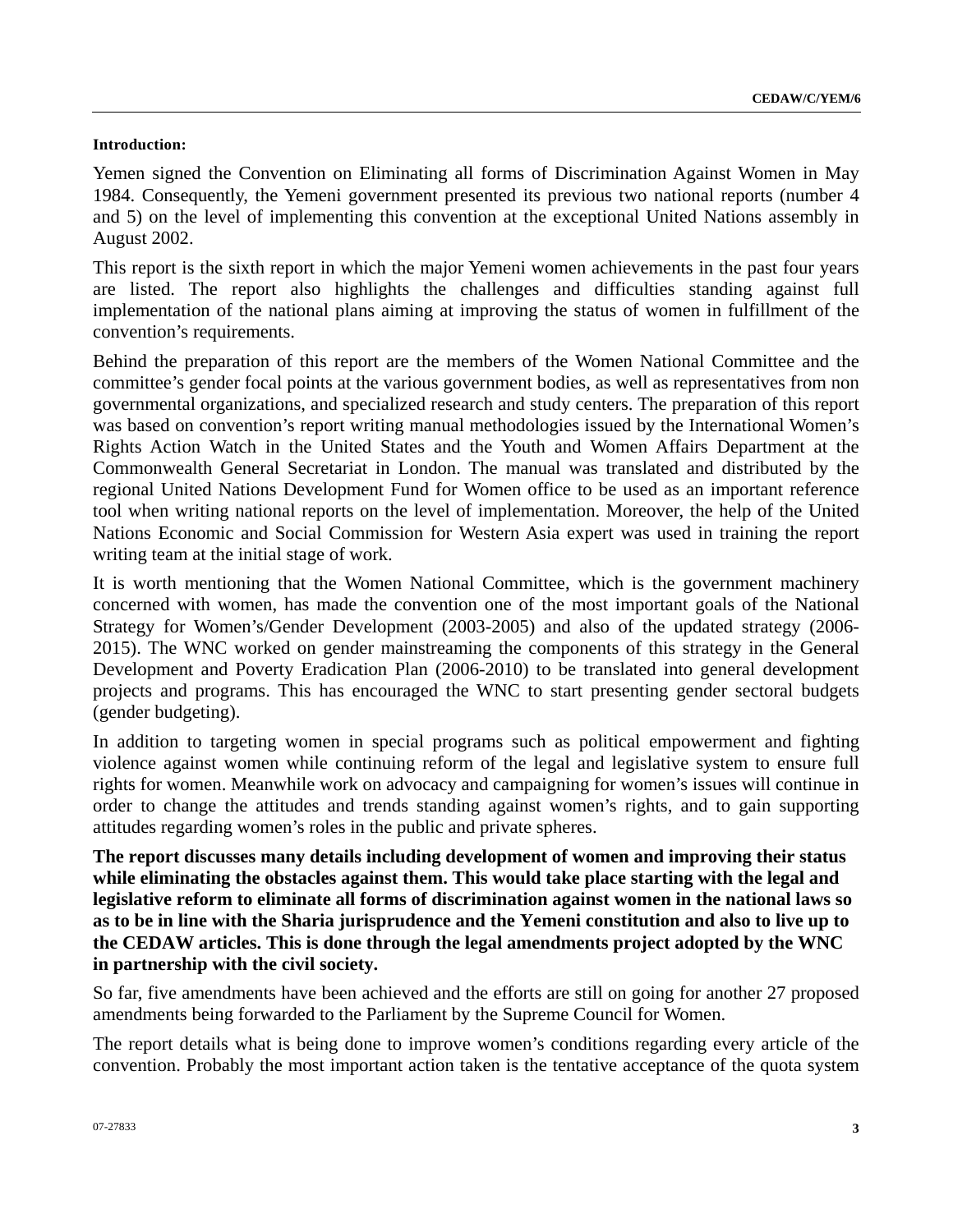**Introduction:**

Yemen signed the Convention on Eliminating all forms of Discrimination Against Women in May 1984. Consequently, the Yemeni government presented its previous two national reports (number 4 and 5) on the level of implementing this convention at the exceptional United Nations assembly in August 2002.

This report is the sixth report in which the major Yemeni women achievements in the past four years are listed. The report also highlights the challenges and difficulties standing against full implementation of the national plans aiming at improving the status of women in fulfillment of the convention's requirements.

Behind the preparation of this report are the members of the Women National Committee and the committee's gender focal points at the various government bodies, as well as representatives from non governmental organizations, and specialized research and study centers. The preparation of this report was based on convention's report writing manual methodologies issued by the International Women's Rights Action Watch in the United States and the Youth and Women Affairs Department at the Commonwealth General Secretariat in London. The manual was translated and distributed by the regional United Nations Development Fund for Women office to be used as an important reference tool when writing national reports on the level of implementation. Moreover, the help of the United Nations Economic and Social Commission for Western Asia expert was used in training the report writing team at the initial stage of work.

It is worth mentioning that the Women National Committee, which is the government machinery concerned with women, has made the convention one of the most important goals of the National Strategy for Women's/Gender Development (2003-2005) and also of the updated strategy (2006-2015). The WNC worked on gender mainstreaming the components of this strategy in the General Development and Poverty Eradication Plan (2006-2010) to be translated into general development projects and programs. This has encouraged the WNC to start presenting gender sectoral budgets (gender budgeting).

In addition to targeting women in special programs such as political empowerment and fighting violence against women while continuing reform of the legal and legislative system to ensure full rights for women. Meanwhile work on advocacy and campaigning for women's issues will continue in order to change the attitudes and trends standing against women's rights, and to gain supporting attitudes regarding women's roles in the public and private spheres.

**The report discusses many details including development of women and improving their status while eliminating the obstacles against them. This would take place starting with the legal and legislative reform to eliminate all forms of discrimination against women in the national laws so as to be in line with the Sharia jurisprudence and the Yemeni constitution and also to live up to the CEDAW articles. This is done through the legal amendments project adopted by the WNC in partnership with the civil society.**

So far, five amendments have been achieved and the efforts are still on going for another 27 proposed amendments being forwarded to the Parliament by the Supreme Council for Women.

The report details what is being done to improve women's conditions regarding every article of the convention. Probably the most important action taken is the tentative acceptance of the quota system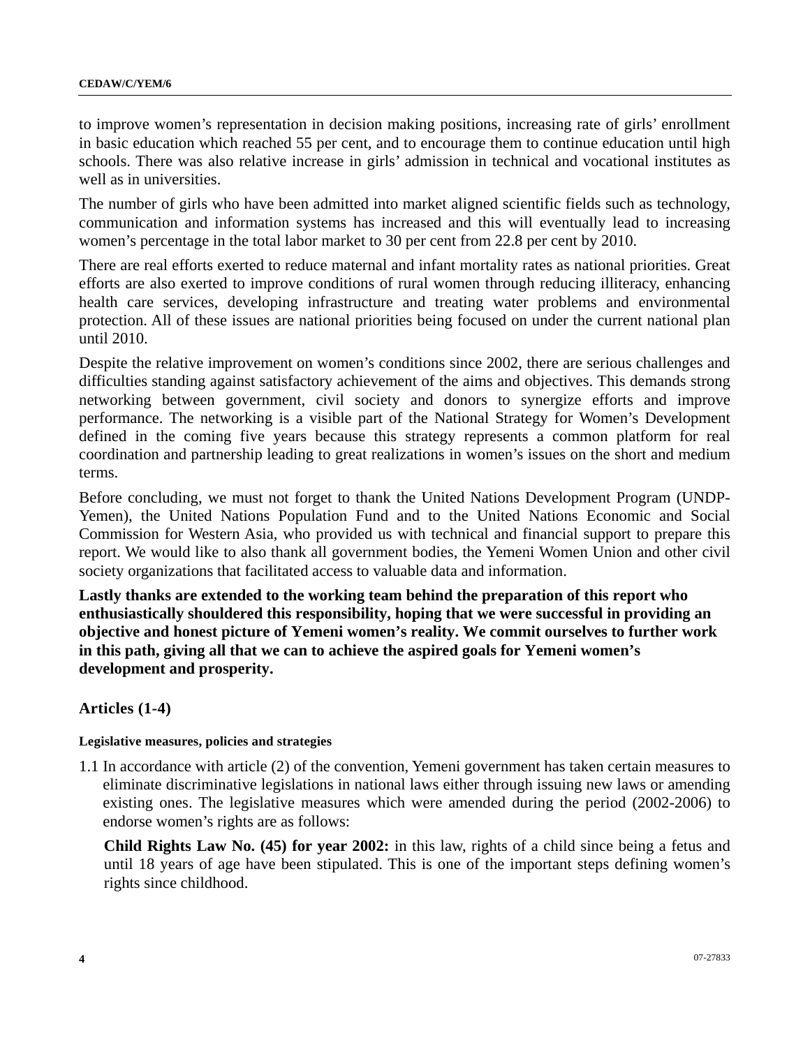to improve women's representation in decision making positions, increasing rate of girls' enrollment in basic education which reached 55 per cent, and to encourage them to continue education until high schools. There was also relative increase in girls' admission in technical and vocational institutes as well as in universities.

The number of girls who have been admitted into market aligned scientific fields such as technology, communication and information systems has increased and this will eventually lead to increasing women's percentage in the total labor market to 30 per cent from 22.8 per cent by 2010.

There are real efforts exerted to reduce maternal and infant mortality rates as national priorities. Great efforts are also exerted to improve conditions of rural women through reducing illiteracy, enhancing health care services, developing infrastructure and treating water problems and environmental protection. All of these issues are national priorities being focused on under the current national plan until 2010.

Despite the relative improvement on women's conditions since 2002, there are serious challenges and difficulties standing against satisfactory achievement of the aims and objectives. This demands strong networking between government, civil society and donors to synergize efforts and improve performance. The networking is a visible part of the National Strategy for Women's Development defined in the coming five years because this strategy represents a common platform for real coordination and partnership leading to great realizations in women's issues on the short and medium terms.

Before concluding, we must not forget to thank the United Nations Development Program (UNDP-Yemen), the United Nations Population Fund and to the United Nations Economic and Social Commission for Western Asia, who provided us with technical and financial support to prepare this report. We would like to also thank all government bodies, the Yemeni Women Union and other civil society organizations that facilitated access to valuable data and information.

**Lastly thanks are extended to the working team behind the preparation of this report who enthusiastically shouldered this responsibility, hoping that we were successful in providing an objective and honest picture of Yemeni women's reality. We commit ourselves to further work in this path, giving all that we can to achieve the aspired goals for Yemeni women's development and prosperity.**

## Articles (1-4)

#### Legislative measures, policies and strategies

1.1 In accordance with article (2) of the convention, Yemeni government has taken certain measures to eliminate discriminative legislations in national laws either through issuing new laws or amending existing ones. The legislative measures which were amended during the period (2002-2006) to endorse women's rights are as follows:

   **Child Rights Law No. (45) for year 2002:** in this law, rights of a child since being a fetus and until 18 years of age have been stipulated. This is one of the important steps defining women's rights since childhood.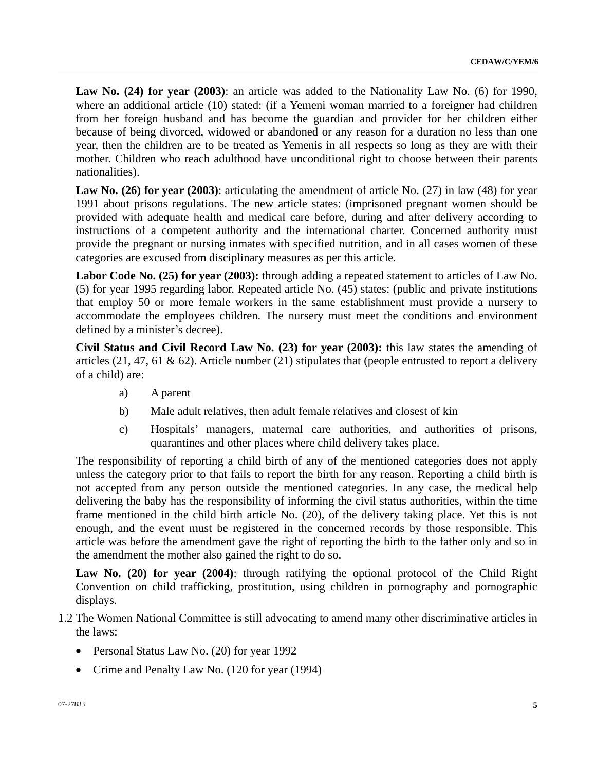**Law No. (24) for year (2003)**: an article was added to the Nationality Law No. (6) for 1990, where an additional article (10) stated: (if a Yemeni woman married to a foreigner had children from her foreign husband and has become the guardian and provider for her children either because of being divorced, widowed or abandoned or any reason for a duration no less than one year, then the children are to be treated as Yemenis in all respects so long as they are with their mother. Children who reach adulthood have unconditional right to choose between their parents nationalities).

**Law No. (26) for year (2003)**: articulating the amendment of article No. (27) in law (48) for year 1991 about prisons regulations. The new article states: (imprisoned pregnant women should be provided with adequate health and medical care before, during and after delivery according to instructions of a competent authority and the international charter. Concerned authority must provide the pregnant or nursing inmates with specified nutrition, and in all cases women of these categories are excused from disciplinary measures as per this article.

**Labor Code No. (25) for year (2003):** through adding a repeated statement to articles of Law No. (5) for year 1995 regarding labor. Repeated article No. (45) states: (public and private institutions that employ 50 or more female workers in the same establishment must provide a nursery to accommodate the employees children. The nursery must meet the conditions and environment defined by a minister's decree).

**Civil Status and Civil Record Law No. (23) for year (2003):** this law states the amending of articles (21, 47, 61 & 62). Article number (21) stipulates that (people entrusted to report a delivery of a child) are:

a) A parent

b) Male adult relatives, then adult female relatives and closest of kin

c) Hospitals' managers, maternal care authorities, and authorities of prisons, quarantines and other places where child delivery takes place.

The responsibility of reporting a child birth of any of the mentioned categories does not apply unless the category prior to that fails to report the birth for any reason. Reporting a child birth is not accepted from any person outside the mentioned categories. In any case, the medical help delivering the baby has the responsibility of informing the civil status authorities, within the time frame mentioned in the child birth article No. (20), of the delivery taking place. Yet this is not enough, and the event must be registered in the concerned records by those responsible. This article was before the amendment gave the right of reporting the birth to the father only and so in the amendment the mother also gained the right to do so.

**Law No. (20) for year (2004)**: through ratifying the optional protocol of the Child Right Convention on child trafficking, prostitution, using children in pornography and pornographic displays.

1.2 The Women National Committee is still advocating to amend many other discriminative articles in the laws:

- Personal Status Law No. (20) for year 1992
- Crime and Penalty Law No. (120 for year (1994)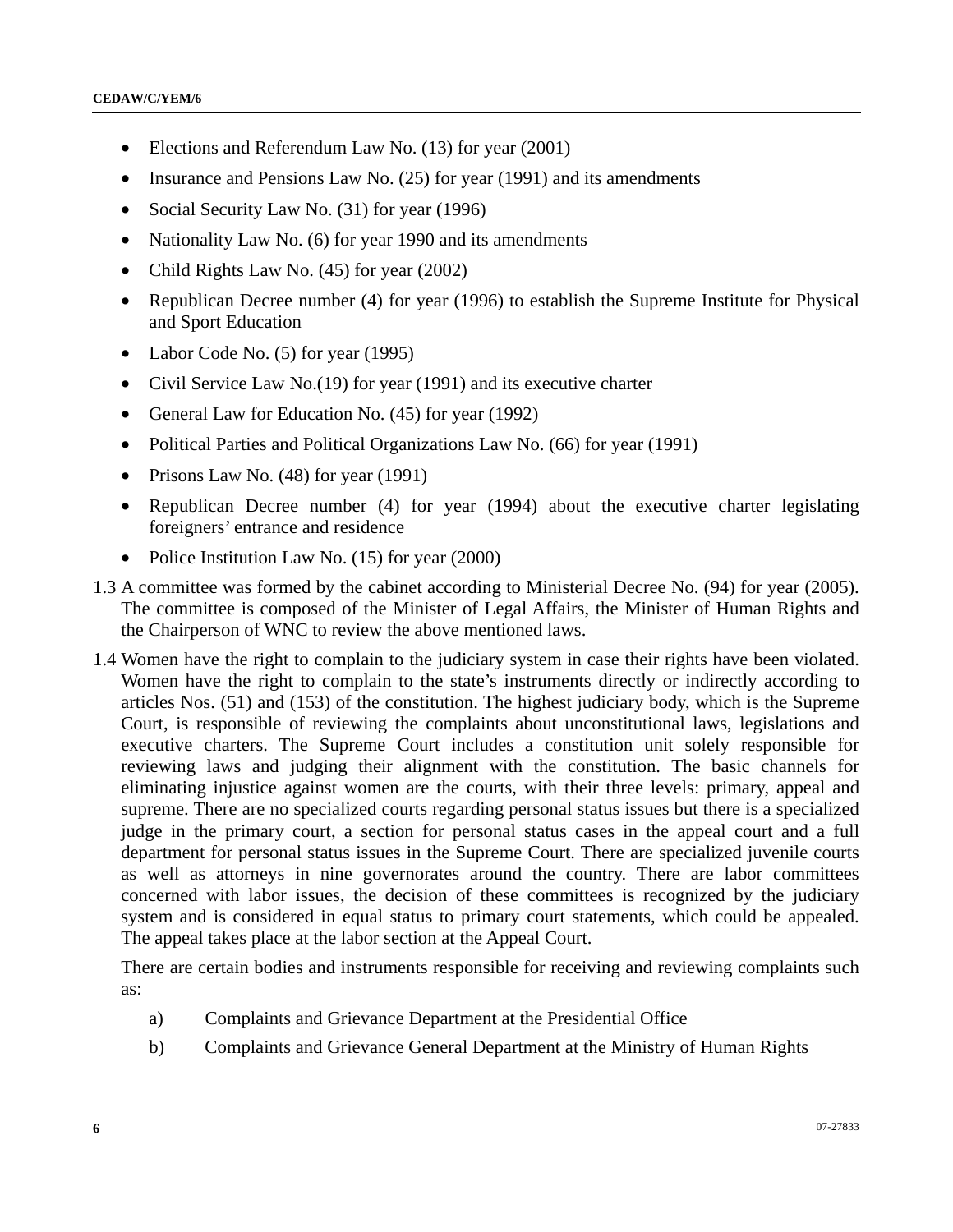- Elections and Referendum Law No. (13) for year (2001)
- Insurance and Pensions Law No. (25) for year (1991) and its amendments
- Social Security Law No. (31) for year (1996)
- Nationality Law No. (6) for year 1990 and its amendments
- Child Rights Law No. (45) for year (2002)
- Republican Decree number (4) for year (1996) to establish the Supreme Institute for Physical and Sport Education
- Labor Code No. (5) for year (1995)
- Civil Service Law No.(19) for year (1991) and its executive charter
- General Law for Education No. (45) for year (1992)
- Political Parties and Political Organizations Law No. (66) for year (1991)
- Prisons Law No. (48) for year (1991)
- Republican Decree number (4) for year (1994) about the executive charter legislating foreigners' entrance and residence
- Police Institution Law No. (15) for year (2000)

1.3 A committee was formed by the cabinet according to Ministerial Decree No. (94) for year (2005). The committee is composed of the Minister of Legal Affairs, the Minister of Human Rights and the Chairperson of WNC to review the above mentioned laws.

1.4 Women have the right to complain to the judiciary system in case their rights have been violated. Women have the right to complain to the state's instruments directly or indirectly according to articles Nos. (51) and (153) of the constitution. The highest judiciary body, which is the Supreme Court, is responsible of reviewing the complaints about unconstitutional laws, legislations and executive charters. The Supreme Court includes a constitution unit solely responsible for reviewing laws and judging their alignment with the constitution. The basic channels for eliminating injustice against women are the courts, with their three levels: primary, appeal and supreme. There are no specialized courts regarding personal status issues but there is a specialized judge in the primary court, a section for personal status cases in the appeal court and a full department for personal status issues in the Supreme Court. There are specialized juvenile courts as well as attorneys in nine governorates around the country. There are labor committees concerned with labor issues, the decision of these committees is recognized by the judiciary system and is considered in equal status to primary court statements, which could be appealed. The appeal takes place at the labor section at the Appeal Court.

There are certain bodies and instruments responsible for receiving and reviewing complaints such as:

a) Complaints and Grievance Department at the Presidential Office

b) Complaints and Grievance General Department at the Ministry of Human Rights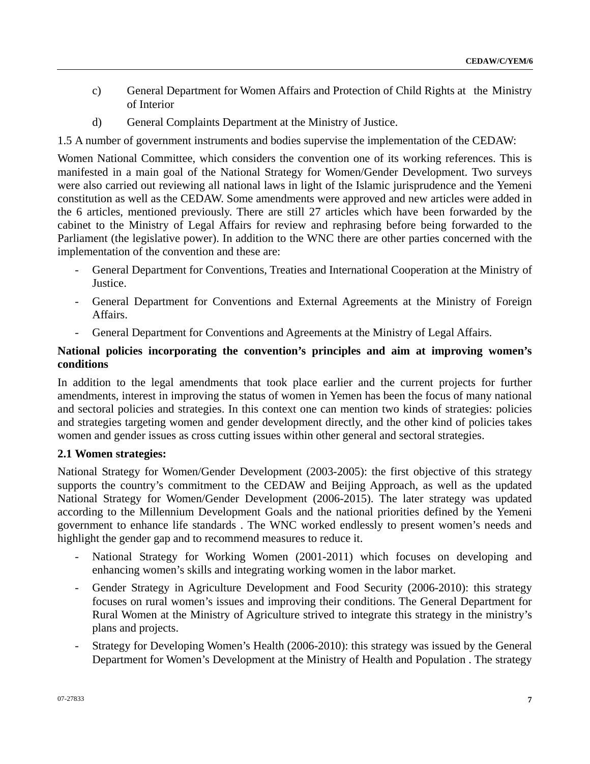c) General Department for Women Affairs and Protection of Child Rights at the Ministry of Interior

d) General Complaints Department at the Ministry of Justice.

1.5 A number of government instruments and bodies supervise the implementation of the CEDAW:

Women National Committee, which considers the convention one of its working references. This is manifested in a main goal of the National Strategy for Women/Gender Development. Two surveys were also carried out reviewing all national laws in light of the Islamic jurisprudence and the Yemeni constitution as well as the CEDAW. Some amendments were approved and new articles were added in the 6 articles, mentioned previously. There are still 27 articles which have been forwarded by the cabinet to the Ministry of Legal Affairs for review and rephrasing before being forwarded to the Parliament (the legislative power). In addition to the WNC there are other parties concerned with the implementation of the convention and these are:

- General Department for Conventions, Treaties and International Cooperation at the Ministry of Justice.
- General Department for Conventions and External Agreements at the Ministry of Foreign Affairs.
- General Department for Conventions and Agreements at the Ministry of Legal Affairs.

**National policies incorporating the convention's principles and aim at improving women's conditions**

In addition to the legal amendments that took place earlier and the current projects for further amendments, interest in improving the status of women in Yemen has been the focus of many national and sectoral policies and strategies. In this context one can mention two kinds of strategies: policies and strategies targeting women and gender development directly, and the other kind of policies takes women and gender issues as cross cutting issues within other general and sectoral strategies.

**2.1 Women strategies:**

National Strategy for Women/Gender Development (2003-2005): the first objective of this strategy supports the country's commitment to the CEDAW and Beijing Approach, as well as the updated National Strategy for Women/Gender Development (2006-2015). The later strategy was updated according to the Millennium Development Goals and the national priorities defined by the Yemeni government to enhance life standards . The WNC worked endlessly to present women's needs and highlight the gender gap and to recommend measures to reduce it.

- National Strategy for Working Women (2001-2011) which focuses on developing and enhancing women's skills and integrating working women in the labor market.
- Gender Strategy in Agriculture Development and Food Security (2006-2010): this strategy focuses on rural women's issues and improving their conditions. The General Department for Rural Women at the Ministry of Agriculture strived to integrate this strategy in the ministry's plans and projects.
- Strategy for Developing Women's Health (2006-2010): this strategy was issued by the General Department for Women's Development at the Ministry of Health and Population . The strategy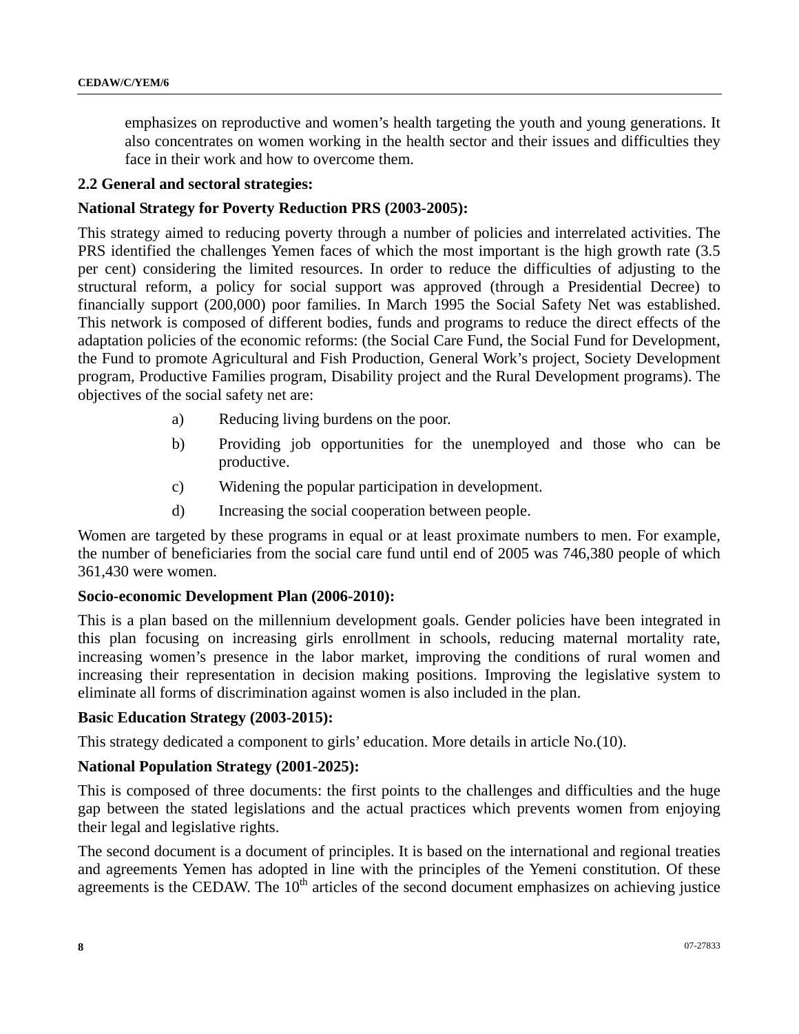emphasizes on reproductive and women's health targeting the youth and young generations. It also concentrates on women working in the health sector and their issues and difficulties they face in their work and how to overcome them.

**2.2 General and sectoral strategies:**

**National Strategy for Poverty Reduction PRS (2003-2005):**

This strategy aimed to reducing poverty through a number of policies and interrelated activities. The PRS identified the challenges Yemen faces of which the most important is the high growth rate (3.5 per cent) considering the limited resources. In order to reduce the difficulties of adjusting to the structural reform, a policy for social support was approved (through a Presidential Decree) to financially support (200,000) poor families. In March 1995 the Social Safety Net was established. This network is composed of different bodies, funds and programs to reduce the direct effects of the adaptation policies of the economic reforms: (the Social Care Fund, the Social Fund for Development, the Fund to promote Agricultural and Fish Production, General Work's project, Society Development program, Productive Families program, Disability project and the Rural Development programs). The objectives of the social safety net are:

a) Reducing living burdens on the poor.

b) Providing job opportunities for the unemployed and those who can be productive.

c) Widening the popular participation in development.

d) Increasing the social cooperation between people.

Women are targeted by these programs in equal or at least proximate numbers to men. For example, the number of beneficiaries from the social care fund until end of 2005 was 746,380 people of which 361,430 were women.

**Socio-economic Development Plan (2006-2010):**

This is a plan based on the millennium development goals. Gender policies have been integrated in this plan focusing on increasing girls enrollment in schools, reducing maternal mortality rate, increasing women's presence in the labor market, improving the conditions of rural women and increasing their representation in decision making positions. Improving the legislative system to eliminate all forms of discrimination against women is also included in the plan.

**Basic Education Strategy (2003-2015):**

This strategy dedicated a component to girls' education. More details in article No.(10).

**National Population Strategy (2001-2025):**

This is composed of three documents: the first points to the challenges and difficulties and the huge gap between the stated legislations and the actual practices which prevents women from enjoying their legal and legislative rights.

The second document is a document of principles. It is based on the international and regional treaties and agreements Yemen has adopted in line with the principles of the Yemeni constitution. Of these agreements is the CEDAW. The 10th articles of the second document emphasizes on achieving justice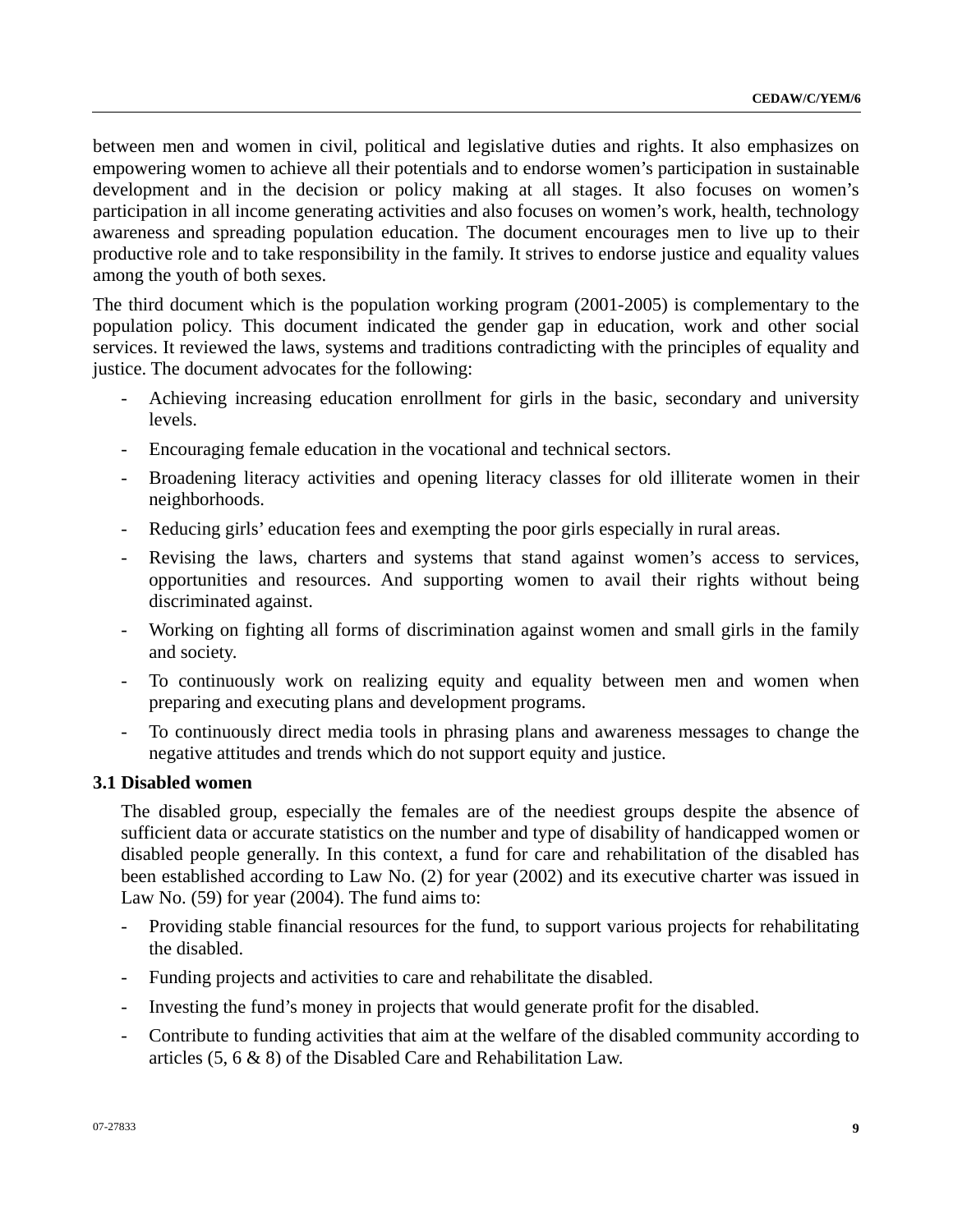between men and women in civil, political and legislative duties and rights. It also emphasizes on empowering women to achieve all their potentials and to endorse women's participation in sustainable development and in the decision or policy making at all stages. It also focuses on women's participation in all income generating activities and also focuses on women's work, health, technology awareness and spreading population education. The document encourages men to live up to their productive role and to take responsibility in the family. It strives to endorse justice and equality values among the youth of both sexes.

The third document which is the population working program (2001-2005) is complementary to the population policy. This document indicated the gender gap in education, work and other social services. It reviewed the laws, systems and traditions contradicting with the principles of equality and justice. The document advocates for the following:

- Achieving increasing education enrollment for girls in the basic, secondary and university levels.
- Encouraging female education in the vocational and technical sectors.
- Broadening literacy activities and opening literacy classes for old illiterate women in their neighborhoods.
- Reducing girls' education fees and exempting the poor girls especially in rural areas.
- Revising the laws, charters and systems that stand against women's access to services, opportunities and resources. And supporting women to avail their rights without being discriminated against.
- Working on fighting all forms of discrimination against women and small girls in the family and society.
- To continuously work on realizing equity and equality between men and women when preparing and executing plans and development programs.
- To continuously direct media tools in phrasing plans and awareness messages to change the negative attitudes and trends which do not support equity and justice.

### 3.1 Disabled women

The disabled group, especially the females are of the neediest groups despite the absence of sufficient data or accurate statistics on the number and type of disability of handicapped women or disabled people generally. In this context, a fund for care and rehabilitation of the disabled has been established according to Law No. (2) for year (2002) and its executive charter was issued in Law No. (59) for year (2004). The fund aims to:

- Providing stable financial resources for the fund, to support various projects for rehabilitating the disabled.
- Funding projects and activities to care and rehabilitate the disabled.
- Investing the fund's money in projects that would generate profit for the disabled.
- Contribute to funding activities that aim at the welfare of the disabled community according to articles (5, 6 & 8) of the Disabled Care and Rehabilitation Law.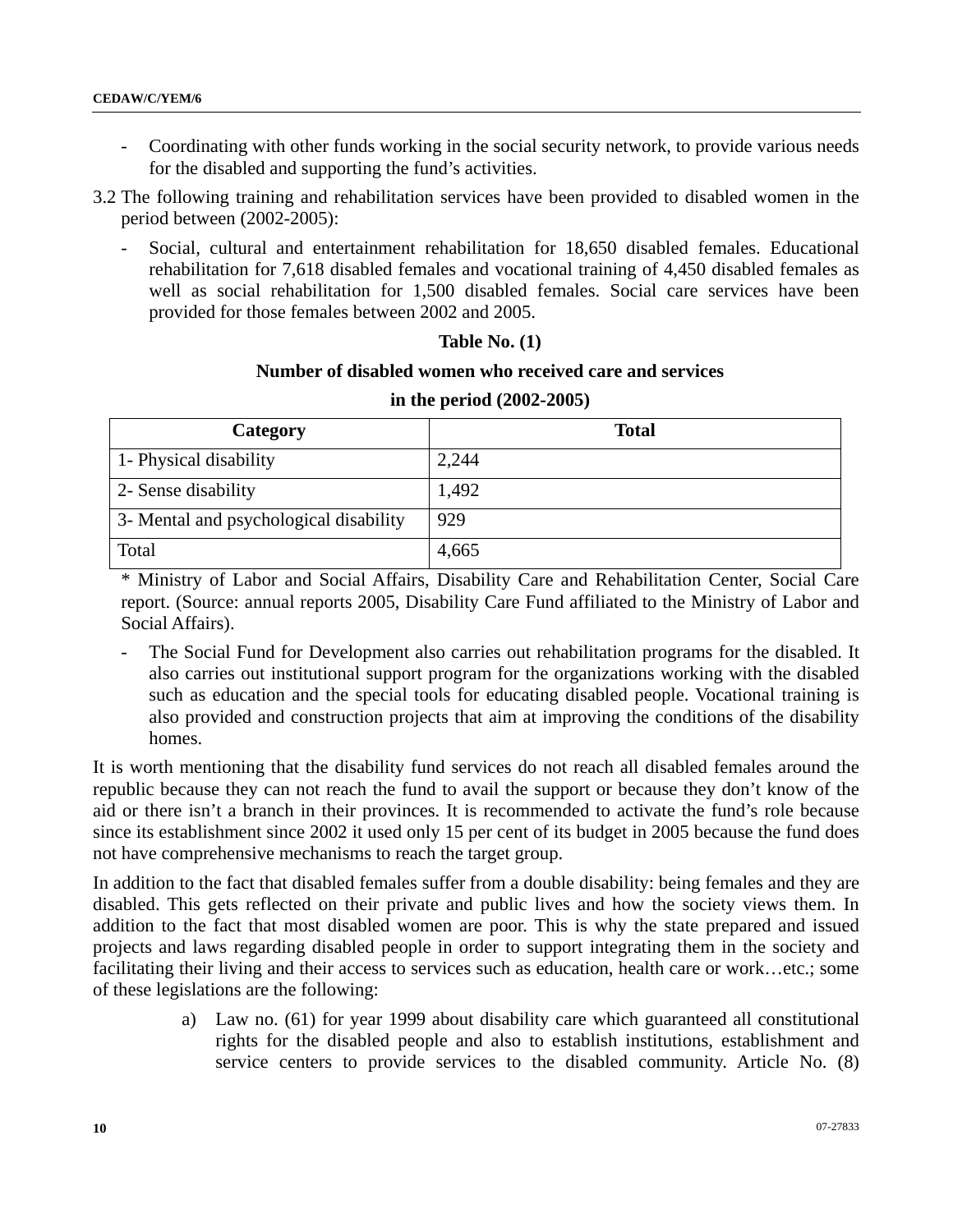- Coordinating with other funds working in the social security network, to provide various needs for the disabled and supporting the fund's activities.

3.2 The following training and rehabilitation services have been provided to disabled women in the period between (2002-2005):

- Social, cultural and entertainment rehabilitation for 18,650 disabled females. Educational rehabilitation for 7,618 disabled females and vocational training of 4,450 disabled females as well as social rehabilitation for 1,500 disabled females. Social care services have been provided for those females between 2002 and 2005.

**Table No. (1)**

**Number of disabled women who received care and services in the period (2002-2005)**

| Category | Total |
|---|---|
| 1- Physical disability | 2,244 |
| 2- Sense disability | 1,492 |
| 3- Mental and psychological disability | 929 |
| Total | 4,665 |

* Ministry of Labor and Social Affairs, Disability Care and Rehabilitation Center, Social Care report. (Source: annual reports 2005, Disability Care Fund affiliated to the Ministry of Labor and Social Affairs).

- The Social Fund for Development also carries out rehabilitation programs for the disabled. It also carries out institutional support program for the organizations working with the disabled such as education and the special tools for educating disabled people. Vocational training is also provided and construction projects that aim at improving the conditions of the disability homes.

It is worth mentioning that the disability fund services do not reach all disabled females around the republic because they can not reach the fund to avail the support or because they don't know of the aid or there isn't a branch in their provinces. It is recommended to activate the fund's role because since its establishment since 2002 it used only 15 per cent of its budget in 2005 because the fund does not have comprehensive mechanisms to reach the target group.

In addition to the fact that disabled females suffer from a double disability: being females and they are disabled. This gets reflected on their private and public lives and how the society views them. In addition to the fact that most disabled women are poor. This is why the state prepared and issued projects and laws regarding disabled people in order to support integrating them in the society and facilitating their living and their access to services such as education, health care or work…etc.; some of these legislations are the following:

a) Law no. (61) for year 1999 about disability care which guaranteed all constitutional rights for the disabled people and also to establish institutions, establishment and service centers to provide services to the disabled community. Article No. (8)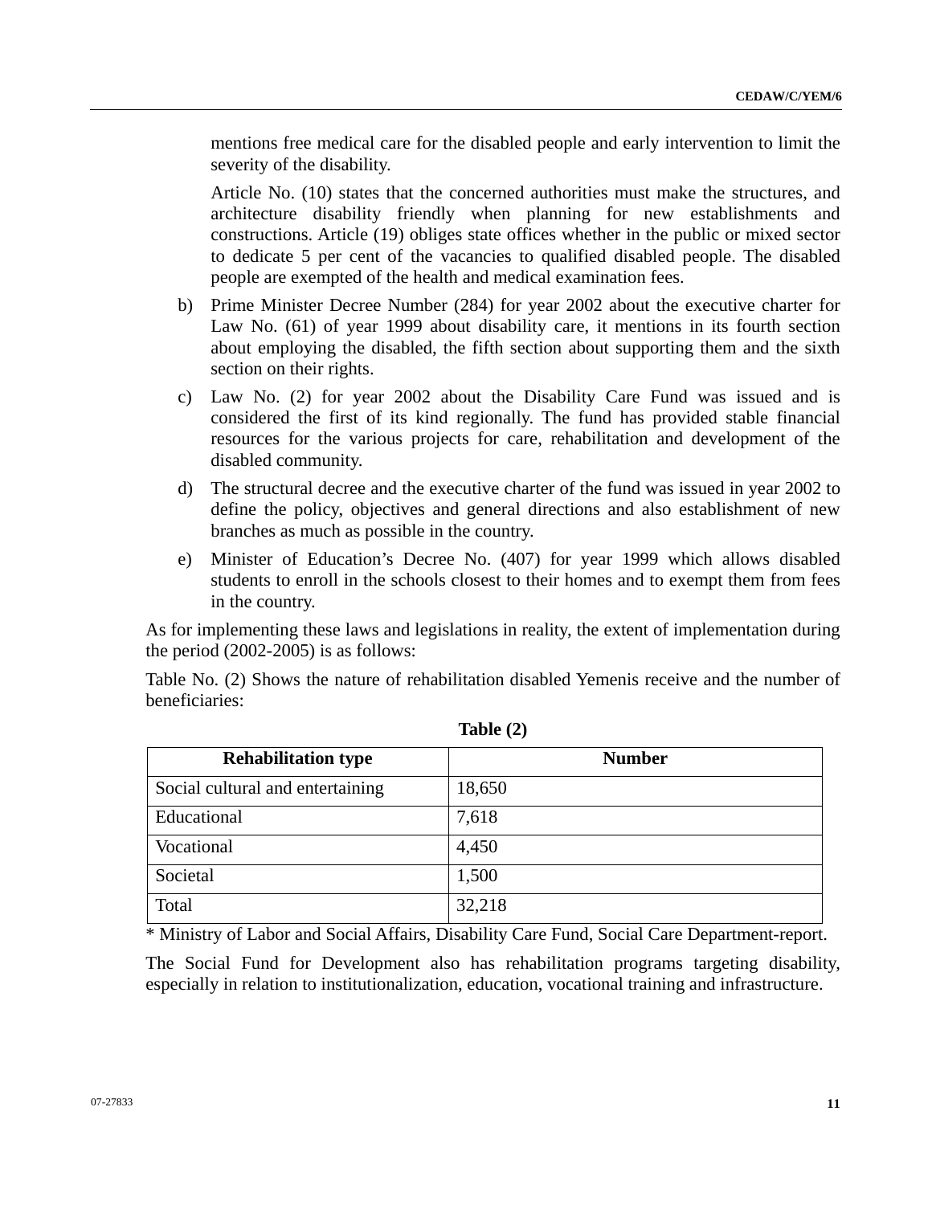mentions free medical care for the disabled people and early intervention to limit the severity of the disability.

Article No. (10) states that the concerned authorities must make the structures, and architecture disability friendly when planning for new establishments and constructions. Article (19) obliges state offices whether in the public or mixed sector to dedicate 5 per cent of the vacancies to qualified disabled people. The disabled people are exempted of the health and medical examination fees.

b) Prime Minister Decree Number (284) for year 2002 about the executive charter for Law No. (61) of year 1999 about disability care, it mentions in its fourth section about employing the disabled, the fifth section about supporting them and the sixth section on their rights.

c) Law No. (2) for year 2002 about the Disability Care Fund was issued and is considered the first of its kind regionally. The fund has provided stable financial resources for the various projects for care, rehabilitation and development of the disabled community.

d) The structural decree and the executive charter of the fund was issued in year 2002 to define the policy, objectives and general directions and also establishment of new branches as much as possible in the country.

e) Minister of Education's Decree No. (407) for year 1999 which allows disabled students to enroll in the schools closest to their homes and to exempt them from fees in the country.

As for implementing these laws and legislations in reality, the extent of implementation during the period (2002-2005) is as follows:

Table No. (2) Shows the nature of rehabilitation disabled Yemenis receive and the number of beneficiaries:

**Table (2)**

| Rehabilitation type | Number |
|---|---|
| Social cultural and entertaining | 18,650 |
| Educational | 7,618 |
| Vocational | 4,450 |
| Societal | 1,500 |
| Total | 32,218 |

* Ministry of Labor and Social Affairs, Disability Care Fund, Social Care Department-report.

The Social Fund for Development also has rehabilitation programs targeting disability, especially in relation to institutionalization, education, vocational training and infrastructure.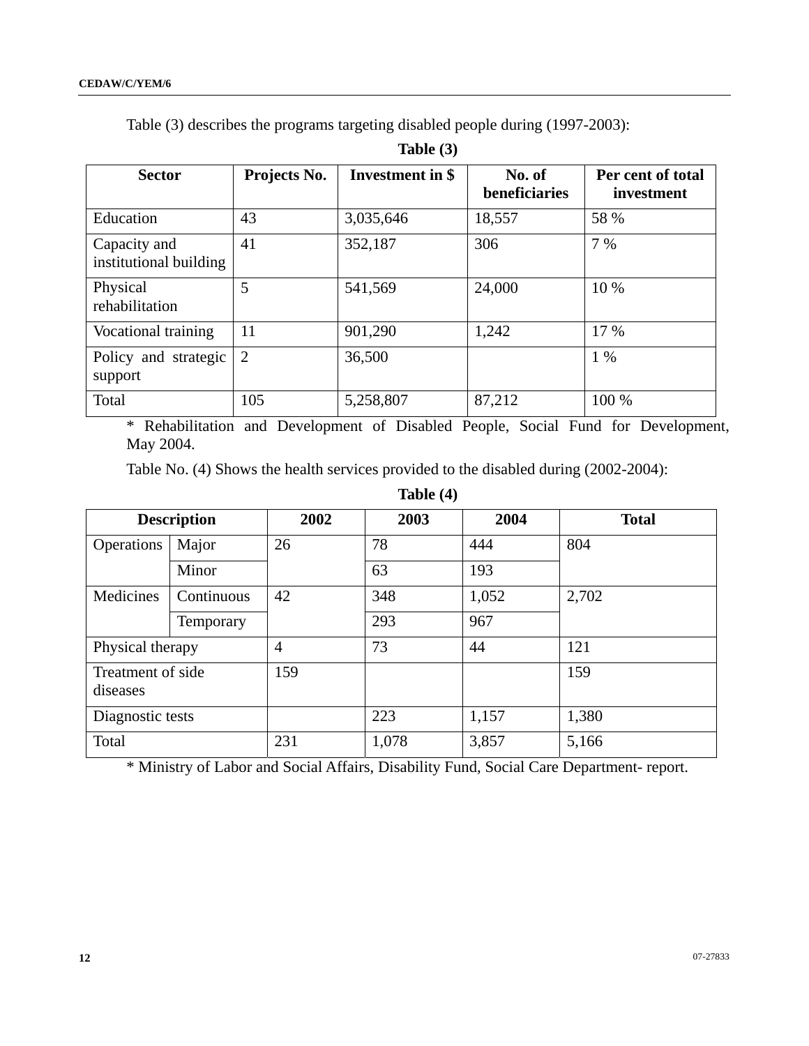Table (3) describes the programs targeting disabled people during (1997-2003):

**Table (3)**

| Sector | Projects No. | Investment in $ | No. of beneficiaries | Per cent of total investment |
|---|---|---|---|---|
| Education | 43 | 3,035,646 | 18,557 | 58 % |
| Capacity and institutional building | 41 | 352,187 | 306 | 7 % |
| Physical rehabilitation | 5 | 541,569 | 24,000 | 10 % |
| Vocational training | 11 | 901,290 | 1,242 | 17 % |
| Policy and strategic support | 2 | 36,500 | | 1 % |
| Total | 105 | 5,258,807 | 87,212 | 100 % |

* Rehabilitation and Development of Disabled People, Social Fund for Development, May 2004.

Table No. (4) Shows the health services provided to the disabled during (2002-2004):

**Table (4)**

| Description | | 2002 | 2003 | 2004 | Total |
|---|---|---|---|---|---|
| Operations | Major | 26 | 78 | 444 | 804 |
| | Minor | | 63 | 193 | |
| Medicines | Continuous | 42 | 348 | 1,052 | 2,702 |
| | Temporary | | 293 | 967 | |
| Physical therapy | | 4 | 73 | 44 | 121 |
| Treatment of side diseases | | 159 | | | 159 |
| Diagnostic tests | | | 223 | 1,157 | 1,380 |
| Total | | 231 | 1,078 | 3,857 | 5,166 |

* Ministry of Labor and Social Affairs, Disability Fund, Social Care Department- report.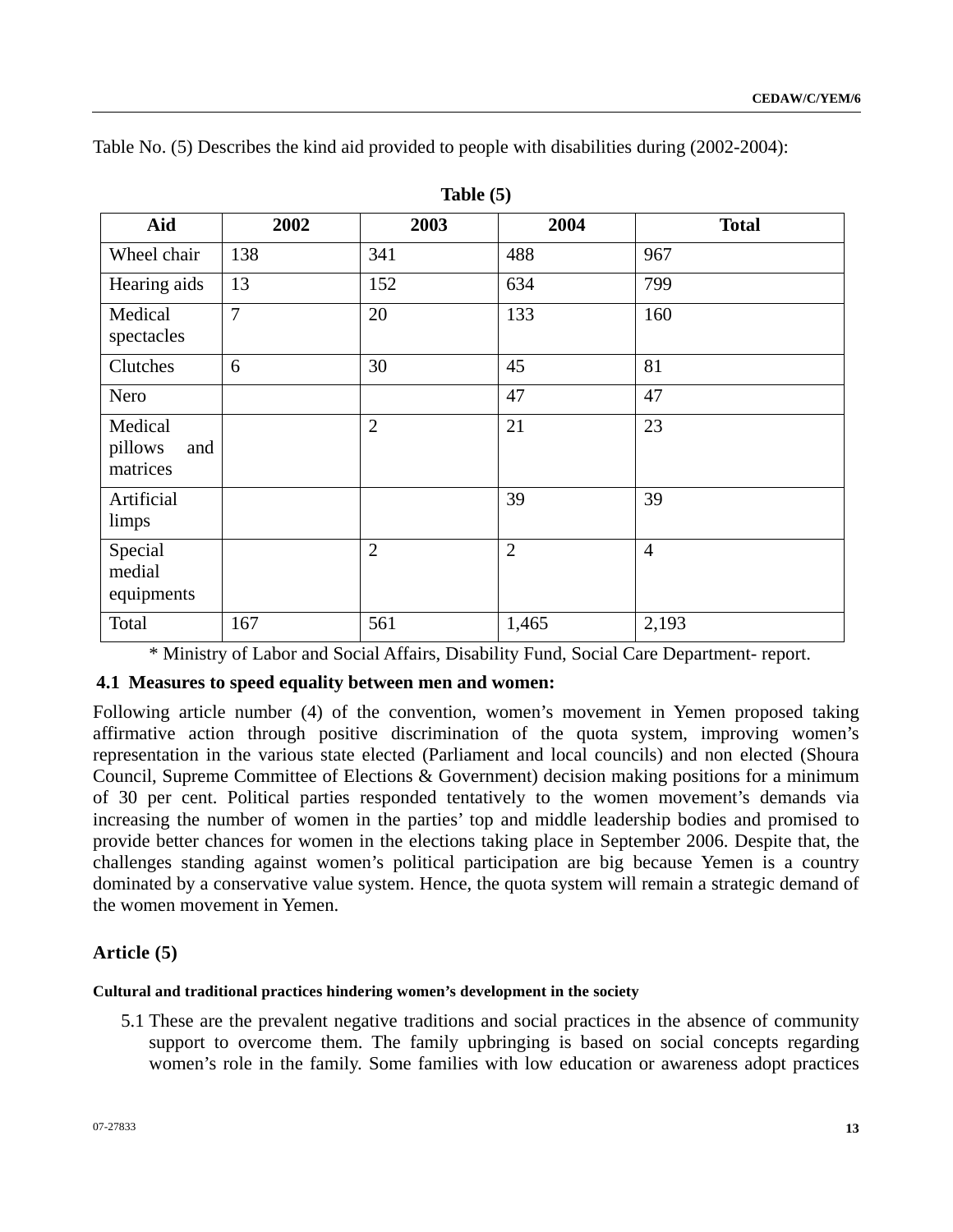Table No. (5) Describes the kind aid provided to people with disabilities during (2002-2004):

**Table (5)**

| Aid | 2002 | 2003 | 2004 | Total |
|---|---|---|---|---|
| Wheel chair | 138 | 341 | 488 | 967 |
| Hearing aids | 13 | 152 | 634 | 799 |
| Medical spectacles | 7 | 20 | 133 | 160 |
| Clutches | 6 | 30 | 45 | 81 |
| Nero | | | 47 | 47 |
| Medical pillows and matrices | | 2 | 21 | 23 |
| Artificial limps | | | 39 | 39 |
| Special medial equipments | | 2 | 2 | 4 |
| Total | 167 | 561 | 1,465 | 2,193 |

\* Ministry of Labor and Social Affairs, Disability Fund, Social Care Department- report.

**4.1 Measures to speed equality between men and women:**

Following article number (4) of the convention, women's movement in Yemen proposed taking affirmative action through positive discrimination of the quota system, improving women's representation in the various state elected (Parliament and local councils) and non elected (Shoura Council, Supreme Committee of Elections & Government) decision making positions for a minimum of 30 per cent. Political parties responded tentatively to the women movement's demands via increasing the number of women in the parties' top and middle leadership bodies and promised to provide better chances for women in the elections taking place in September 2006. Despite that, the challenges standing against women's political participation are big because Yemen is a country dominated by a conservative value system. Hence, the quota system will remain a strategic demand of the women movement in Yemen.

## Article (5)

#### Cultural and traditional practices hindering women's development in the society

5.1 These are the prevalent negative traditions and social practices in the absence of community support to overcome them. The family upbringing is based on social concepts regarding women's role in the family. Some families with low education or awareness adopt practices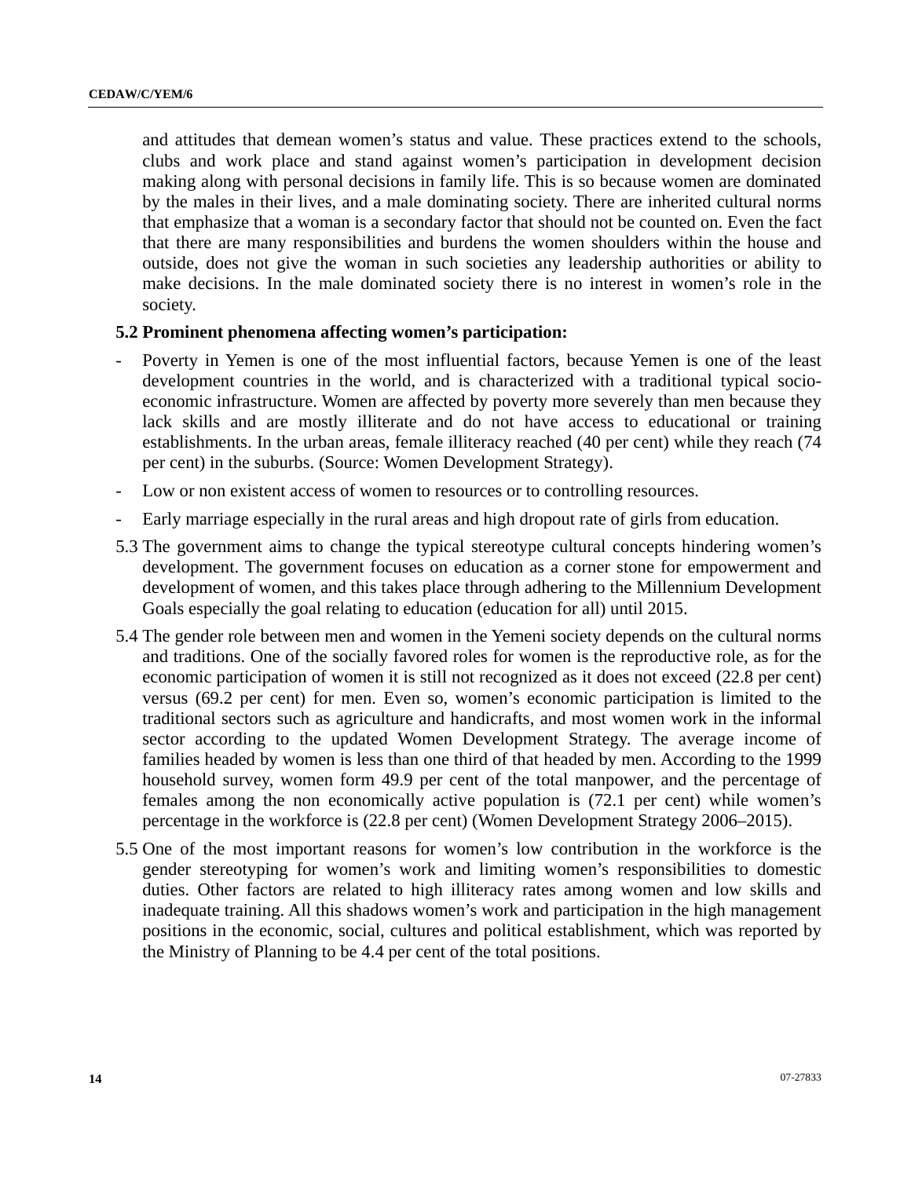and attitudes that demean women's status and value. These practices extend to the schools, clubs and work place and stand against women's participation in development decision making along with personal decisions in family life. This is so because women are dominated by the males in their lives, and a male dominating society. There are inherited cultural norms that emphasize that a woman is a secondary factor that should not be counted on. Even the fact that there are many responsibilities and burdens the women shoulders within the house and outside, does not give the woman in such societies any leadership authorities or ability to make decisions. In the male dominated society there is no interest in women's role in the society.

**5.2 Prominent phenomena affecting women's participation:**

- Poverty in Yemen is one of the most influential factors, because Yemen is one of the least development countries in the world, and is characterized with a traditional typical socio-economic infrastructure. Women are affected by poverty more severely than men because they lack skills and are mostly illiterate and do not have access to educational or training establishments. In the urban areas, female illiteracy reached (40 per cent) while they reach (74 per cent) in the suburbs. (Source: Women Development Strategy).
- Low or non existent access of women to resources or to controlling resources.
- Early marriage especially in the rural areas and high dropout rate of girls from education.

5.3 The government aims to change the typical stereotype cultural concepts hindering women's development. The government focuses on education as a corner stone for empowerment and development of women, and this takes place through adhering to the Millennium Development Goals especially the goal relating to education (education for all) until 2015.

5.4 The gender role between men and women in the Yemeni society depends on the cultural norms and traditions. One of the socially favored roles for women is the reproductive role, as for the economic participation of women it is still not recognized as it does not exceed (22.8 per cent) versus (69.2 per cent) for men. Even so, women's economic participation is limited to the traditional sectors such as agriculture and handicrafts, and most women work in the informal sector according to the updated Women Development Strategy. The average income of families headed by women is less than one third of that headed by men. According to the 1999 household survey, women form 49.9 per cent of the total manpower, and the percentage of females among the non economically active population is (72.1 per cent) while women's percentage in the workforce is (22.8 per cent) (Women Development Strategy 2006–2015).

5.5 One of the most important reasons for women's low contribution in the workforce is the gender stereotyping for women's work and limiting women's responsibilities to domestic duties. Other factors are related to high illiteracy rates among women and low skills and inadequate training. All this shadows women's work and participation in the high management positions in the economic, social, cultures and political establishment, which was reported by the Ministry of Planning to be 4.4 per cent of the total positions.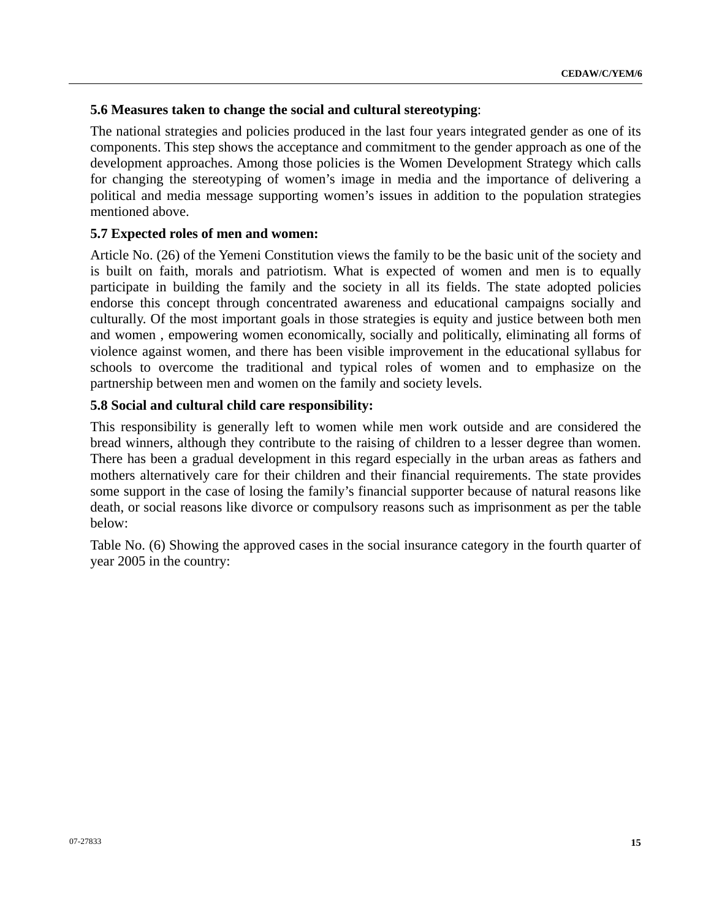**5.6 Measures taken to change the social and cultural stereotyping**:

The national strategies and policies produced in the last four years integrated gender as one of its components. This step shows the acceptance and commitment to the gender approach as one of the development approaches. Among those policies is the Women Development Strategy which calls for changing the stereotyping of women's image in media and the importance of delivering a political and media message supporting women's issues in addition to the population strategies mentioned above.

**5.7 Expected roles of men and women:**

Article No. (26) of the Yemeni Constitution views the family to be the basic unit of the society and is built on faith, morals and patriotism. What is expected of women and men is to equally participate in building the family and the society in all its fields. The state adopted policies endorse this concept through concentrated awareness and educational campaigns socially and culturally. Of the most important goals in those strategies is equity and justice between both men and women , empowering women economically, socially and politically, eliminating all forms of violence against women, and there has been visible improvement in the educational syllabus for schools to overcome the traditional and typical roles of women and to emphasize on the partnership between men and women on the family and society levels.

**5.8 Social and cultural child care responsibility:**

This responsibility is generally left to women while men work outside and are considered the bread winners, although they contribute to the raising of children to a lesser degree than women. There has been a gradual development in this regard especially in the urban areas as fathers and mothers alternatively care for their children and their financial requirements. The state provides some support in the case of losing the family's financial supporter because of natural reasons like death, or social reasons like divorce or compulsory reasons such as imprisonment as per the table below:

Table No. (6) Showing the approved cases in the social insurance category in the fourth quarter of year 2005 in the country: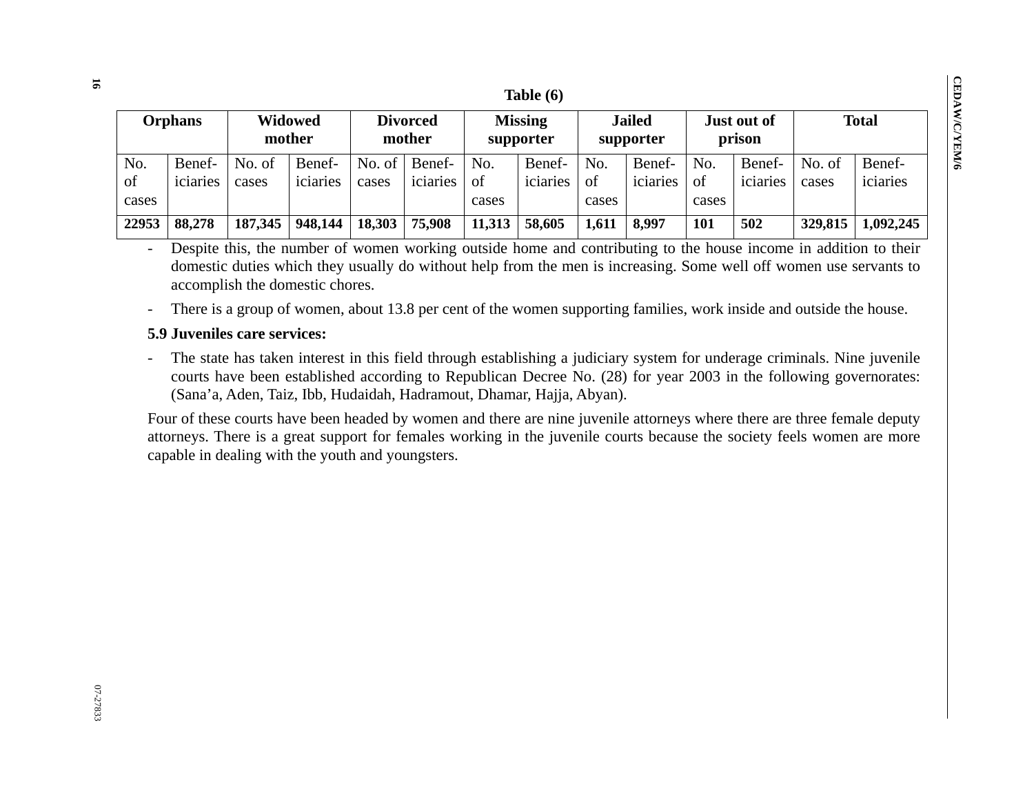**Table (6)**

| Orphans | | Widowed mother | | Divorced mother | | Missing supporter | | Jailed supporter | | Just out of prison | | Total | |
|---|---|---|---|---|---|---|---|---|---|---|---|---|---|
| No. of cases | Benef-iciaries | No. of cases | Benef-iciaries | No. of cases | Benef-iciaries | No. of cases | Benef-iciaries | No. of cases | Benef-iciaries | No. of cases | Benef-iciaries | No. of cases | Benef-iciaries |
| **22953** | **88,278** | **187,345** | **948,144** | **18,303** | **75,908** | **11,313** | **58,605** | **1,611** | **8,997** | **101** | **502** | **329,815** | **1,092,245** |

- Despite this, the number of women working outside home and contributing to the house income in addition to their domestic duties which they usually do without help from the men is increasing. Some well off women use servants to accomplish the domestic chores.

- There is a group of women, about 13.8 per cent of the women supporting families, work inside and outside the house.

**5.9 Juveniles care services:**

- The state has taken interest in this field through establishing a judiciary system for underage criminals. Nine juvenile courts have been established according to Republican Decree No. (28) for year 2003 in the following governorates: (Sana'a, Aden, Taiz, Ibb, Hudaidah, Hadramout, Dhamar, Hajja, Abyan).

Four of these courts have been headed by women and there are nine juvenile attorneys where there are three female deputy attorneys. There is a great support for females working in the juvenile courts because the society feels women are more capable in dealing with the youth and youngsters.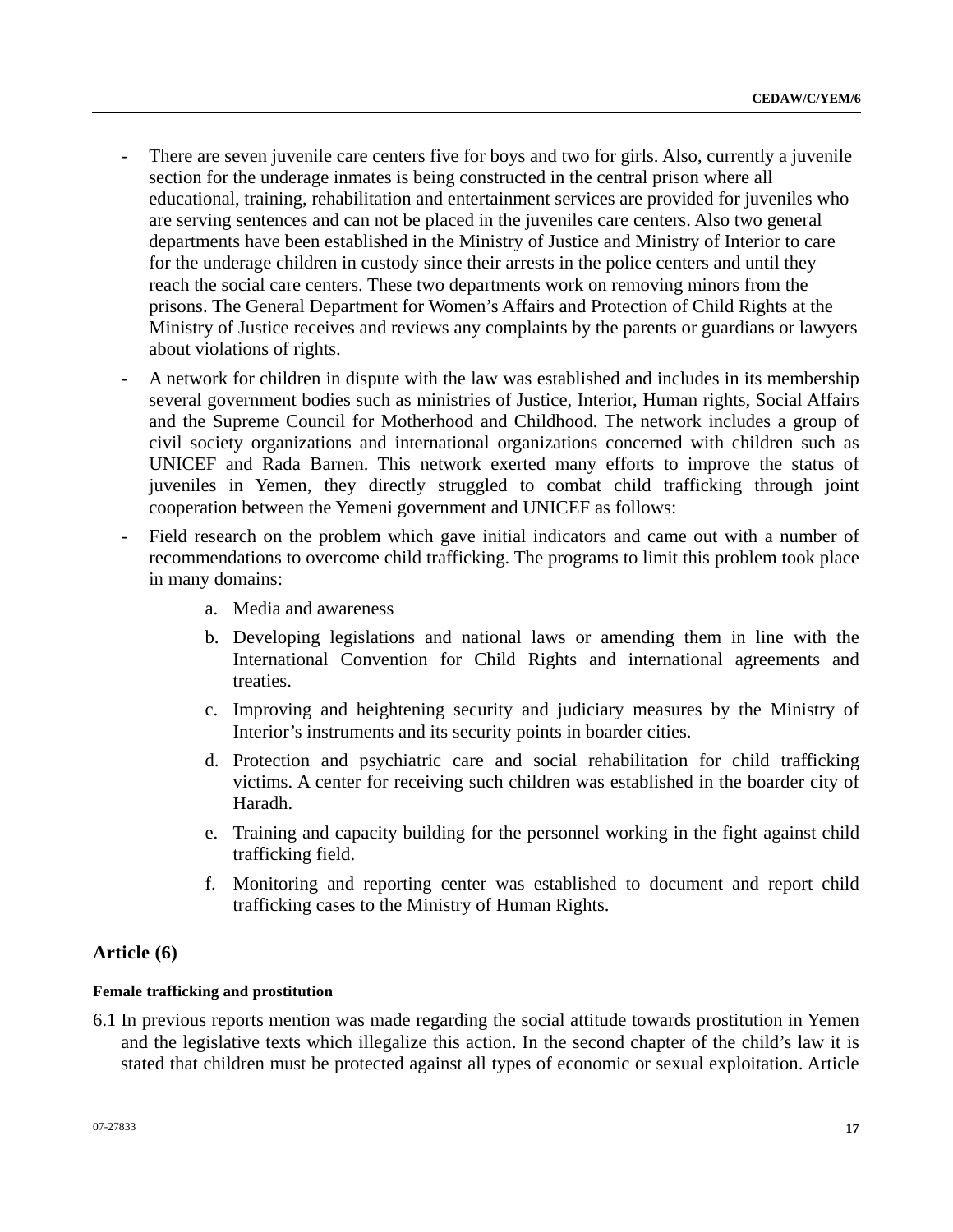- There are seven juvenile care centers five for boys and two for girls. Also, currently a juvenile section for the underage inmates is being constructed in the central prison where all educational, training, rehabilitation and entertainment services are provided for juveniles who are serving sentences and can not be placed in the juveniles care centers. Also two general departments have been established in the Ministry of Justice and Ministry of Interior to care for the underage children in custody since their arrests in the police centers and until they reach the social care centers. These two departments work on removing minors from the prisons. The General Department for Women's Affairs and Protection of Child Rights at the Ministry of Justice receives and reviews any complaints by the parents or guardians or lawyers about violations of rights.
- A network for children in dispute with the law was established and includes in its membership several government bodies such as ministries of Justice, Interior, Human rights, Social Affairs and the Supreme Council for Motherhood and Childhood. The network includes a group of civil society organizations and international organizations concerned with children such as UNICEF and Rada Barnen. This network exerted many efforts to improve the status of juveniles in Yemen, they directly struggled to combat child trafficking through joint cooperation between the Yemeni government and UNICEF as follows:
- Field research on the problem which gave initial indicators and came out with a number of recommendations to overcome child trafficking. The programs to limit this problem took place in many domains:
    a. Media and awareness
    b. Developing legislations and national laws or amending them in line with the International Convention for Child Rights and international agreements and treaties.
    c. Improving and heightening security and judiciary measures by the Ministry of Interior's instruments and its security points in boarder cities.
    d. Protection and psychiatric care and social rehabilitation for child trafficking victims. A center for receiving such children was established in the boarder city of Haradh.
    e. Training and capacity building for the personnel working in the fight against child trafficking field.
    f. Monitoring and reporting center was established to document and report child trafficking cases to the Ministry of Human Rights.

## Article (6)

#### Female trafficking and prostitution

6.1 In previous reports mention was made regarding the social attitude towards prostitution in Yemen and the legislative texts which illegalize this action. In the second chapter of the child's law it is stated that children must be protected against all types of economic or sexual exploitation. Article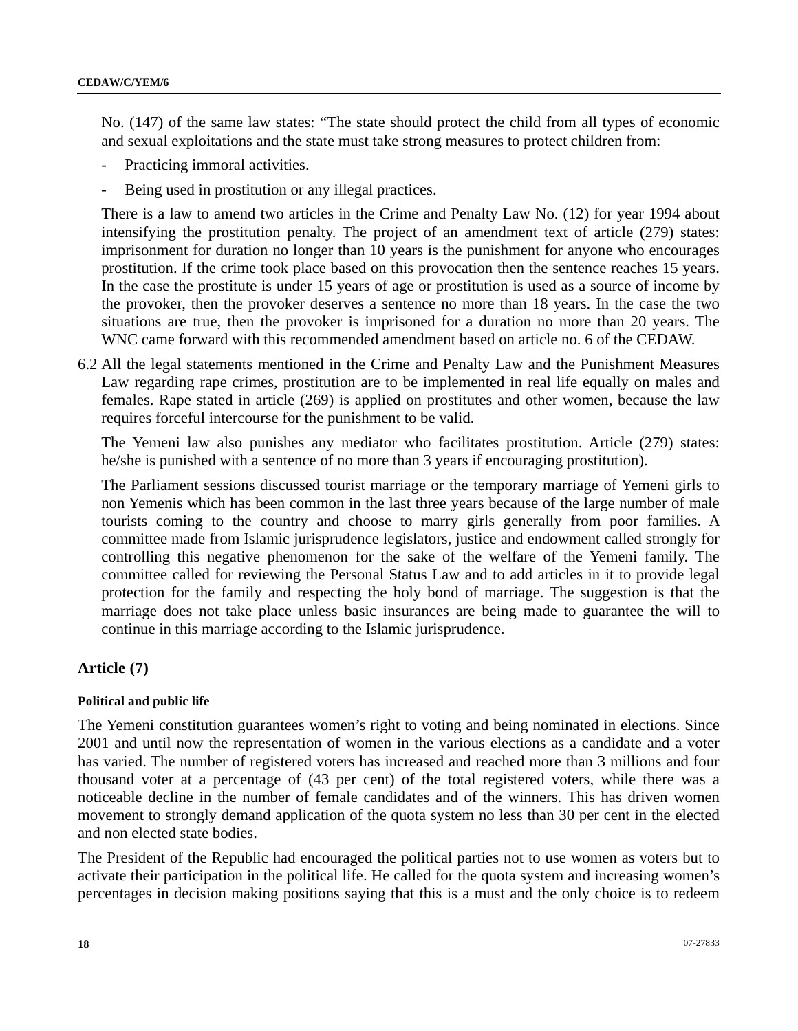No. (147) of the same law states: "The state should protect the child from all types of economic and sexual exploitations and the state must take strong measures to protect children from:

- Practicing immoral activities.
- Being used in prostitution or any illegal practices.

There is a law to amend two articles in the Crime and Penalty Law No. (12) for year 1994 about intensifying the prostitution penalty. The project of an amendment text of article (279) states: imprisonment for duration no longer than 10 years is the punishment for anyone who encourages prostitution. If the crime took place based on this provocation then the sentence reaches 15 years. In the case the prostitute is under 15 years of age or prostitution is used as a source of income by the provoker, then the provoker deserves a sentence no more than 18 years. In the case the two situations are true, then the provoker is imprisoned for a duration no more than 20 years. The WNC came forward with this recommended amendment based on article no. 6 of the CEDAW.

6.2 All the legal statements mentioned in the Crime and Penalty Law and the Punishment Measures Law regarding rape crimes, prostitution are to be implemented in real life equally on males and females. Rape stated in article (269) is applied on prostitutes and other women, because the law requires forceful intercourse for the punishment to be valid.

The Yemeni law also punishes any mediator who facilitates prostitution. Article (279) states: he/she is punished with a sentence of no more than 3 years if encouraging prostitution).

The Parliament sessions discussed tourist marriage or the temporary marriage of Yemeni girls to non Yemenis which has been common in the last three years because of the large number of male tourists coming to the country and choose to marry girls generally from poor families. A committee made from Islamic jurisprudence legislators, justice and endowment called strongly for controlling this negative phenomenon for the sake of the welfare of the Yemeni family. The committee called for reviewing the Personal Status Law and to add articles in it to provide legal protection for the family and respecting the holy bond of marriage. The suggestion is that the marriage does not take place unless basic insurances are being made to guarantee the will to continue in this marriage according to the Islamic jurisprudence.

## Article (7)

#### Political and public life

The Yemeni constitution guarantees women's right to voting and being nominated in elections. Since 2001 and until now the representation of women in the various elections as a candidate and a voter has varied. The number of registered voters has increased and reached more than 3 millions and four thousand voter at a percentage of (43 per cent) of the total registered voters, while there was a noticeable decline in the number of female candidates and of the winners. This has driven women movement to strongly demand application of the quota system no less than 30 per cent in the elected and non elected state bodies.

The President of the Republic had encouraged the political parties not to use women as voters but to activate their participation in the political life. He called for the quota system and increasing women's percentages in decision making positions saying that this is a must and the only choice is to redeem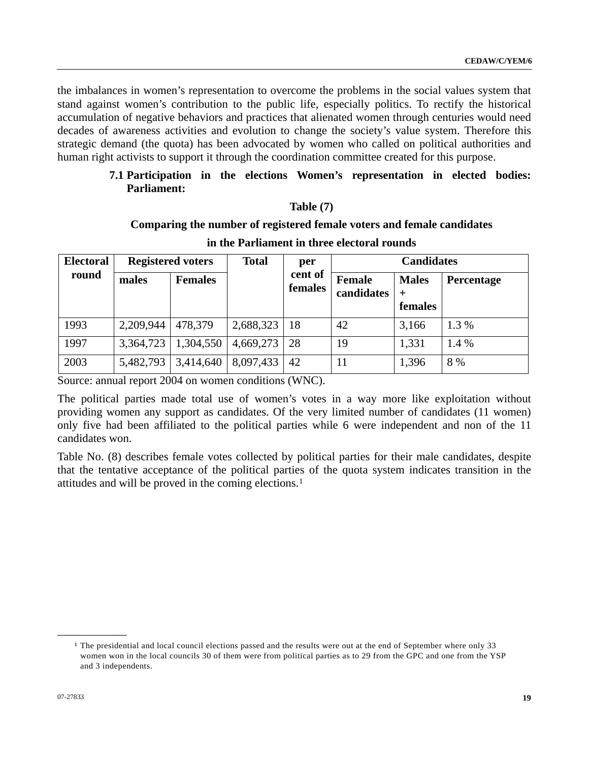the imbalances in women's representation to overcome the problems in the social values system that stand against women's contribution to the public life, especially politics. To rectify the historical accumulation of negative behaviors and practices that alienated women through centuries would need decades of awareness activities and evolution to change the society's value system. Therefore this strategic demand (the quota) has been advocated by women who called on political authorities and human right activists to support it through the coordination committee created for this purpose.

### 7.1 Participation in the elections Women's representation in elected bodies: Parliament:

**Table (7)**

**Comparing the number of registered female voters and female candidates in the Parliament in three electoral rounds**

| Electoral round | Registered voters | | Total | per cent of females | Candidates | | |
|---|---|---|---|---|---|---|---|
| | males | Females | | | Female candidates | Males + females | Percentage |
| 1993 | 2,209,944 | 478,379 | 2,688,323 | 18 | 42 | 3,166 | 1.3 % |
| 1997 | 3,364,723 | 1,304,550 | 4,669,273 | 28 | 19 | 1,331 | 1.4 % |
| 2003 | 5,482,793 | 3,414,640 | 8,097,433 | 42 | 11 | 1,396 | 8 % |

Source: annual report 2004 on women conditions (WNC).

The political parties made total use of women's votes in a way more like exploitation without providing women any support as candidates. Of the very limited number of candidates (11 women) only five had been affiliated to the political parties while 6 were independent and non of the 11 candidates won.

Table No. (8) describes female votes collected by political parties for their male candidates, despite that the tentative acceptance of the political parties of the quota system indicates transition in the attitudes and will be proved in the coming elections.[1]

---

[1] The presidential and local council elections passed and the results were out at the end of September where only 33 women won in the local councils 30 of them were from political parties as to 29 from the GPC and one from the YSP and 3 independents.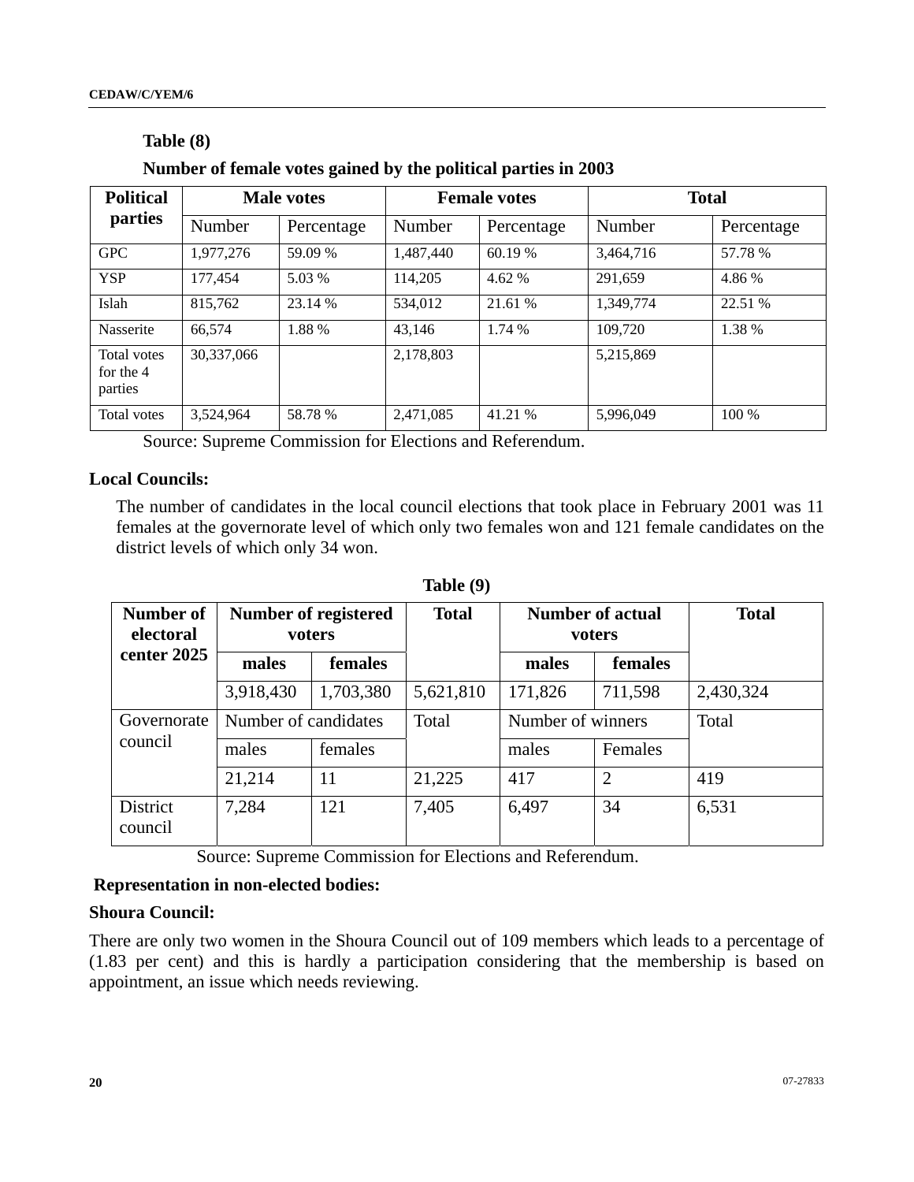**Table (8)**

**Number of female votes gained by the political parties in 2003**

| Political parties | Male votes | | Female votes | | Total | |
|---|---|---|---|---|---|---|
| | Number | Percentage | Number | Percentage | Number | Percentage |
| GPC | 1,977,276 | 59.09 % | 1,487,440 | 60.19 % | 3,464,716 | 57.78 % |
| YSP | 177,454 | 5.03 % | 114,205 | 4.62 % | 291,659 | 4.86 % |
| Islah | 815,762 | 23.14 % | 534,012 | 21.61 % | 1,349,774 | 22.51 % |
| Nasserite | 66,574 | 1.88 % | 43,146 | 1.74 % | 109,720 | 1.38 % |
| Total votes for the 4 parties | 30,337,066 | | 2,178,803 | | 5,215,869 | |
| Total votes | 3,524,964 | 58.78 % | 2,471,085 | 41.21 % | 5,996,049 | 100 % |

Source: Supreme Commission for Elections and Referendum.

**Local Councils:**

The number of candidates in the local council elections that took place in February 2001 was 11 females at the governorate level of which only two females won and 121 female candidates on the district levels of which only 34 won.

**Table (9)**

| Number of electoral center 2025 | Number of registered voters | | Total | Number of actual voters | | Total |
|---|---|---|---|---|---|---|
| | males | females | | males | females | |
| | 3,918,430 | 1,703,380 | 5,621,810 | 171,826 | 711,598 | 2,430,324 |
| Governorate council | Number of candidates | | Total | Number of winners | | Total |
| | males | females | | males | Females | |
| | 21,214 | 11 | 21,225 | 417 | 2 | 419 |
| District council | 7,284 | 121 | 7,405 | 6,497 | 34 | 6,531 |

Source: Supreme Commission for Elections and Referendum.

**Representation in non-elected bodies:**

**Shoura Council:**

There are only two women in the Shoura Council out of 109 members which leads to a percentage of (1.83 per cent) and this is hardly a participation considering that the membership is based on appointment, an issue which needs reviewing.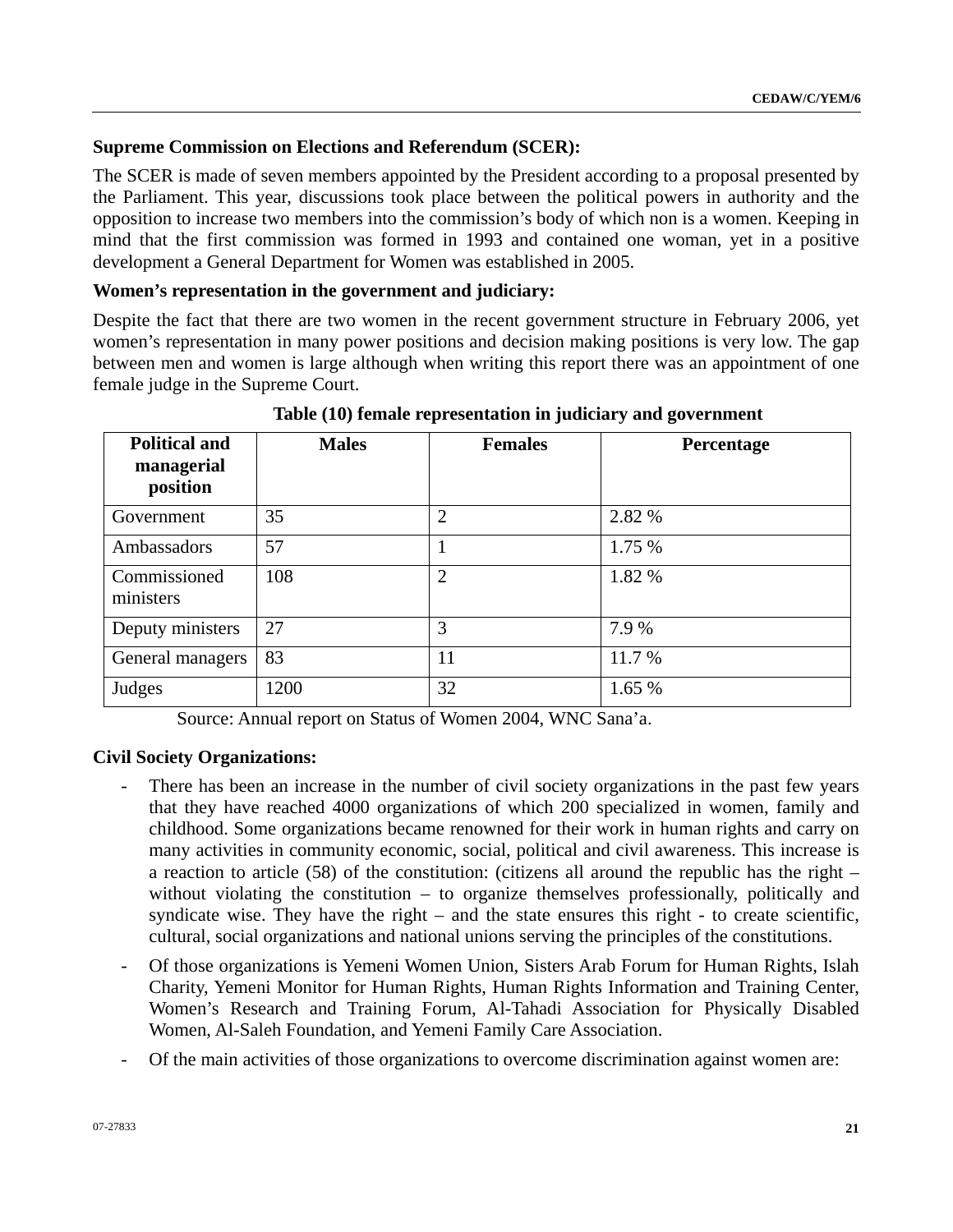**Supreme Commission on Elections and Referendum (SCER):**

The SCER is made of seven members appointed by the President according to a proposal presented by the Parliament. This year, discussions took place between the political powers in authority and the opposition to increase two members into the commission's body of which non is a women. Keeping in mind that the first commission was formed in 1993 and contained one woman, yet in a positive development a General Department for Women was established in 2005.

**Women's representation in the government and judiciary:**

Despite the fact that there are two women in the recent government structure in February 2006, yet women's representation in many power positions and decision making positions is very low. The gap between men and women is large although when writing this report there was an appointment of one female judge in the Supreme Court.

**Table (10) female representation in judiciary and government**

| Political and managerial position | Males | Females | Percentage |
|---|---|---|---|
| Government | 35 | 2 | 2.82 % |
| Ambassadors | 57 | 1 | 1.75 % |
| Commissioned ministers | 108 | 2 | 1.82 % |
| Deputy ministers | 27 | 3 | 7.9 % |
| General managers | 83 | 11 | 11.7 % |
| Judges | 1200 | 32 | 1.65 % |

Source: Annual report on Status of Women 2004, WNC Sana'a.

**Civil Society Organizations:**

- There has been an increase in the number of civil society organizations in the past few years that they have reached 4000 organizations of which 200 specialized in women, family and childhood. Some organizations became renowned for their work in human rights and carry on many activities in community economic, social, political and civil awareness. This increase is a reaction to article (58) of the constitution: (citizens all around the republic has the right – without violating the constitution – to organize themselves professionally, politically and syndicate wise. They have the right – and the state ensures this right - to create scientific, cultural, social organizations and national unions serving the principles of the constitutions.
- Of those organizations is Yemeni Women Union, Sisters Arab Forum for Human Rights, Islah Charity, Yemeni Monitor for Human Rights, Human Rights Information and Training Center, Women's Research and Training Forum, Al-Tahadi Association for Physically Disabled Women, Al-Saleh Foundation, and Yemeni Family Care Association.
- Of the main activities of those organizations to overcome discrimination against women are: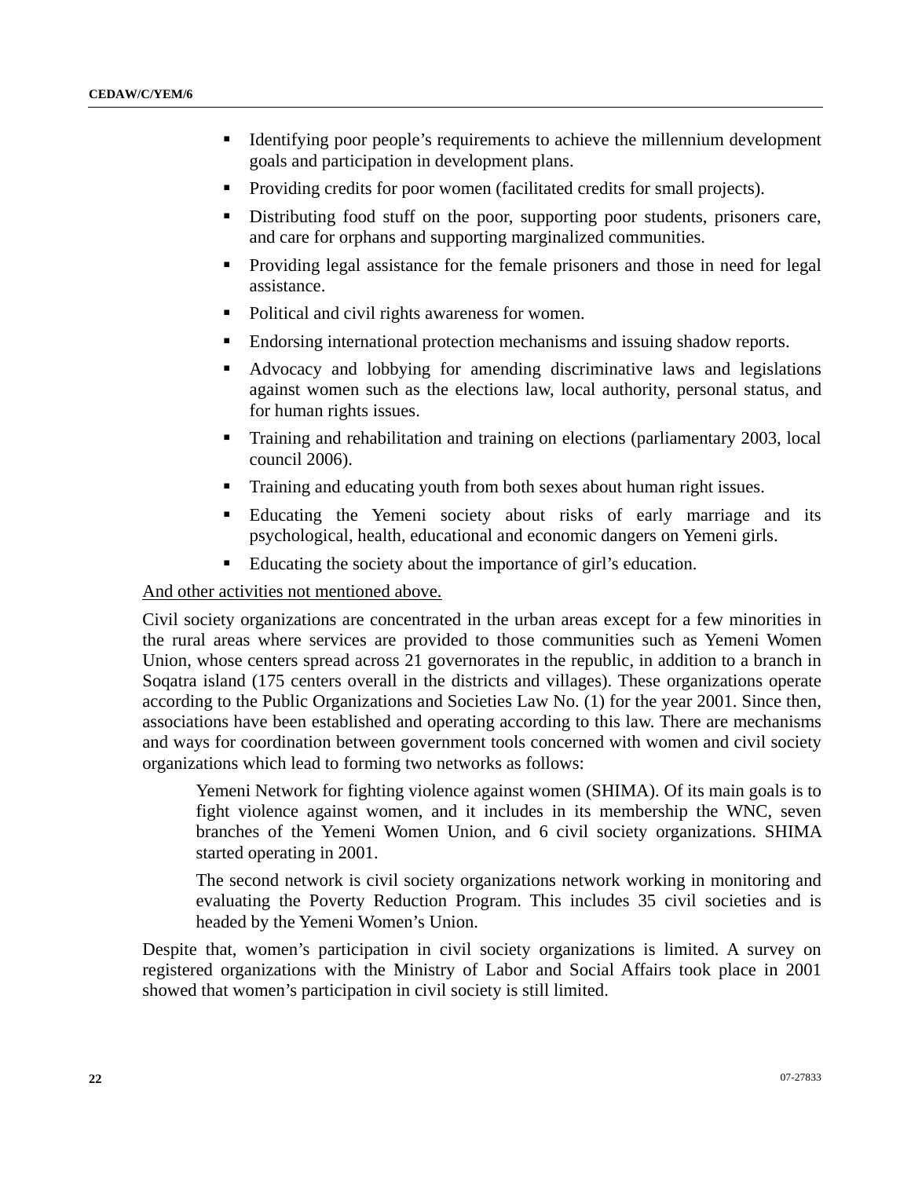- Identifying poor people's requirements to achieve the millennium development goals and participation in development plans.
- Providing credits for poor women (facilitated credits for small projects).
- Distributing food stuff on the poor, supporting poor students, prisoners care, and care for orphans and supporting marginalized communities.
- Providing legal assistance for the female prisoners and those in need for legal assistance.
- Political and civil rights awareness for women.
- Endorsing international protection mechanisms and issuing shadow reports.
- Advocacy and lobbying for amending discriminative laws and legislations against women such as the elections law, local authority, personal status, and for human rights issues.
- Training and rehabilitation and training on elections (parliamentary 2003, local council 2006).
- Training and educating youth from both sexes about human right issues.
- Educating the Yemeni society about risks of early marriage and its psychological, health, educational and economic dangers on Yemeni girls.
- Educating the society about the importance of girl's education.

And other activities not mentioned above.

Civil society organizations are concentrated in the urban areas except for a few minorities in the rural areas where services are provided to those communities such as Yemeni Women Union, whose centers spread across 21 governorates in the republic, in addition to a branch in Soqatra island (175 centers overall in the districts and villages). These organizations operate according to the Public Organizations and Societies Law No. (1) for the year 2001. Since then, associations have been established and operating according to this law. There are mechanisms and ways for coordination between government tools concerned with women and civil society organizations which lead to forming two networks as follows:

> Yemeni Network for fighting violence against women (SHIMA). Of its main goals is to fight violence against women, and it includes in its membership the WNC, seven branches of the Yemeni Women Union, and 6 civil society organizations. SHIMA started operating in 2001.
>
> The second network is civil society organizations network working in monitoring and evaluating the Poverty Reduction Program. This includes 35 civil societies and is headed by the Yemeni Women's Union.

Despite that, women's participation in civil society organizations is limited. A survey on registered organizations with the Ministry of Labor and Social Affairs took place in 2001 showed that women's participation in civil society is still limited.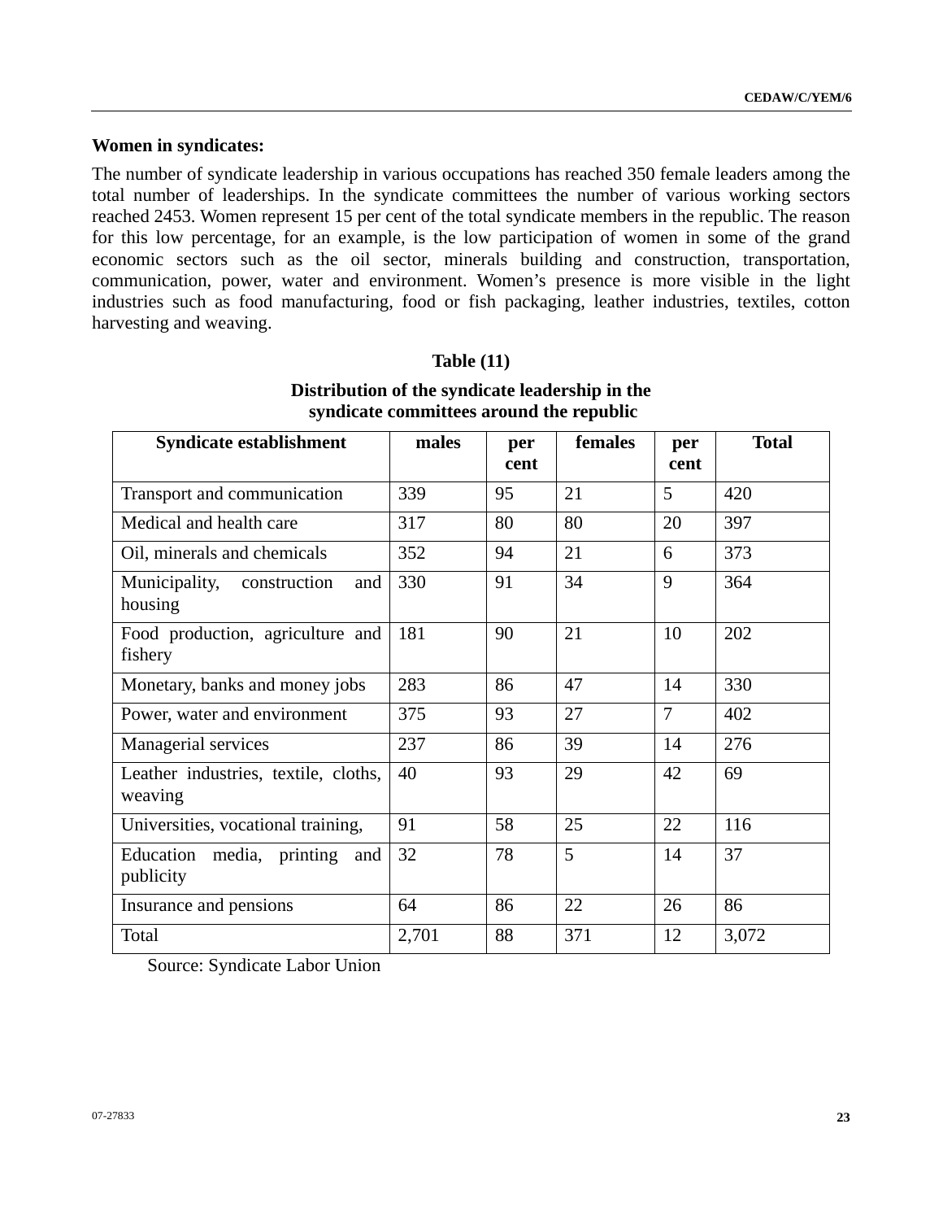**Women in syndicates:**

The number of syndicate leadership in various occupations has reached 350 female leaders among the total number of leaderships. In the syndicate committees the number of various working sectors reached 2453. Women represent 15 per cent of the total syndicate members in the republic. The reason for this low percentage, for an example, is the low participation of women in some of the grand economic sectors such as the oil sector, minerals building and construction, transportation, communication, power, water and environment. Women's presence is more visible in the light industries such as food manufacturing, food or fish packaging, leather industries, textiles, cotton harvesting and weaving.

**Table (11)**

**Distribution of the syndicate leadership in the syndicate committees around the republic**

| Syndicate establishment | males | per cent | females | per cent | Total |
|---|---|---|---|---|---|
| Transport and communication | 339 | 95 | 21 | 5 | 420 |
| Medical and health care | 317 | 80 | 80 | 20 | 397 |
| Oil, minerals and chemicals | 352 | 94 | 21 | 6 | 373 |
| Municipality, construction and housing | 330 | 91 | 34 | 9 | 364 |
| Food production, agriculture and fishery | 181 | 90 | 21 | 10 | 202 |
| Monetary, banks and money jobs | 283 | 86 | 47 | 14 | 330 |
| Power, water and environment | 375 | 93 | 27 | 7 | 402 |
| Managerial services | 237 | 86 | 39 | 14 | 276 |
| Leather industries, textile, cloths, weaving | 40 | 93 | 29 | 42 | 69 |
| Universities, vocational training, | 91 | 58 | 25 | 22 | 116 |
| Education media, printing and publicity | 32 | 78 | 5 | 14 | 37 |
| Insurance and pensions | 64 | 86 | 22 | 26 | 86 |
| Total | 2,701 | 88 | 371 | 12 | 3,072 |

Source: Syndicate Labor Union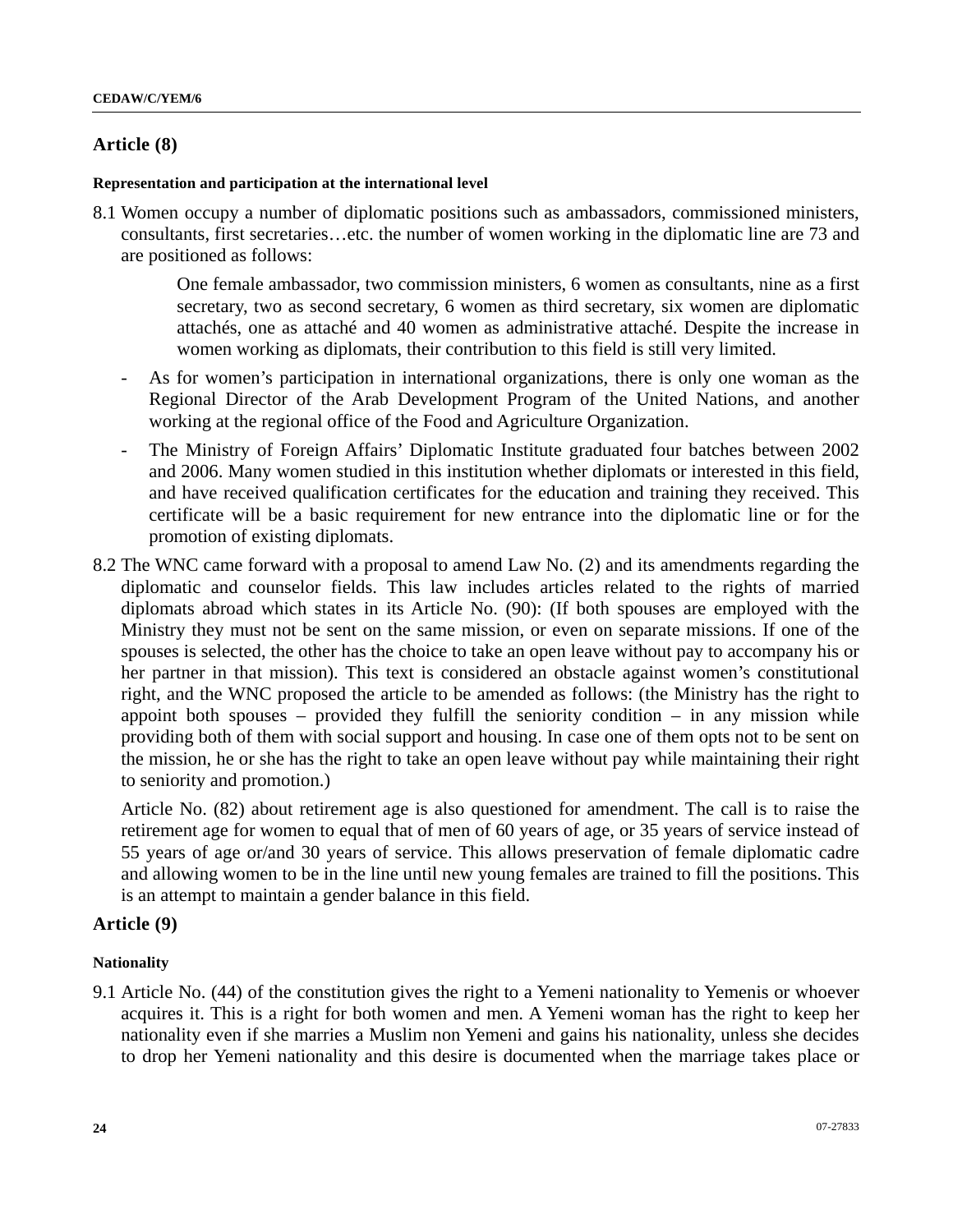## Article (8)

#### Representation and participation at the international level

8.1 Women occupy a number of diplomatic positions such as ambassadors, commissioned ministers, consultants, first secretaries…etc. the number of women working in the diplomatic line are 73 and are positioned as follows:

> One female ambassador, two commission ministers, 6 women as consultants, nine as a first secretary, two as second secretary, 6 women as third secretary, six women are diplomatic attachés, one as attaché and 40 women as administrative attaché. Despite the increase in women working as diplomats, their contribution to this field is still very limited.

- As for women's participation in international organizations, there is only one woman as the Regional Director of the Arab Development Program of the United Nations, and another working at the regional office of the Food and Agriculture Organization.
- The Ministry of Foreign Affairs' Diplomatic Institute graduated four batches between 2002 and 2006. Many women studied in this institution whether diplomats or interested in this field, and have received qualification certificates for the education and training they received. This certificate will be a basic requirement for new entrance into the diplomatic line or for the promotion of existing diplomats.

8.2 The WNC came forward with a proposal to amend Law No. (2) and its amendments regarding the diplomatic and counselor fields. This law includes articles related to the rights of married diplomats abroad which states in its Article No. (90): (If both spouses are employed with the Ministry they must not be sent on the same mission, or even on separate missions. If one of the spouses is selected, the other has the choice to take an open leave without pay to accompany his or her partner in that mission). This text is considered an obstacle against women's constitutional right, and the WNC proposed the article to be amended as follows: (the Ministry has the right to appoint both spouses – provided they fulfill the seniority condition – in any mission while providing both of them with social support and housing. In case one of them opts not to be sent on the mission, he or she has the right to take an open leave without pay while maintaining their right to seniority and promotion.)

Article No. (82) about retirement age is also questioned for amendment. The call is to raise the retirement age for women to equal that of men of 60 years of age, or 35 years of service instead of 55 years of age or/and 30 years of service. This allows preservation of female diplomatic cadre and allowing women to be in the line until new young females are trained to fill the positions. This is an attempt to maintain a gender balance in this field.

## Article (9)

#### Nationality

9.1 Article No. (44) of the constitution gives the right to a Yemeni nationality to Yemenis or whoever acquires it. This is a right for both women and men. A Yemeni woman has the right to keep her nationality even if she marries a Muslim non Yemeni and gains his nationality, unless she decides to drop her Yemeni nationality and this desire is documented when the marriage takes place or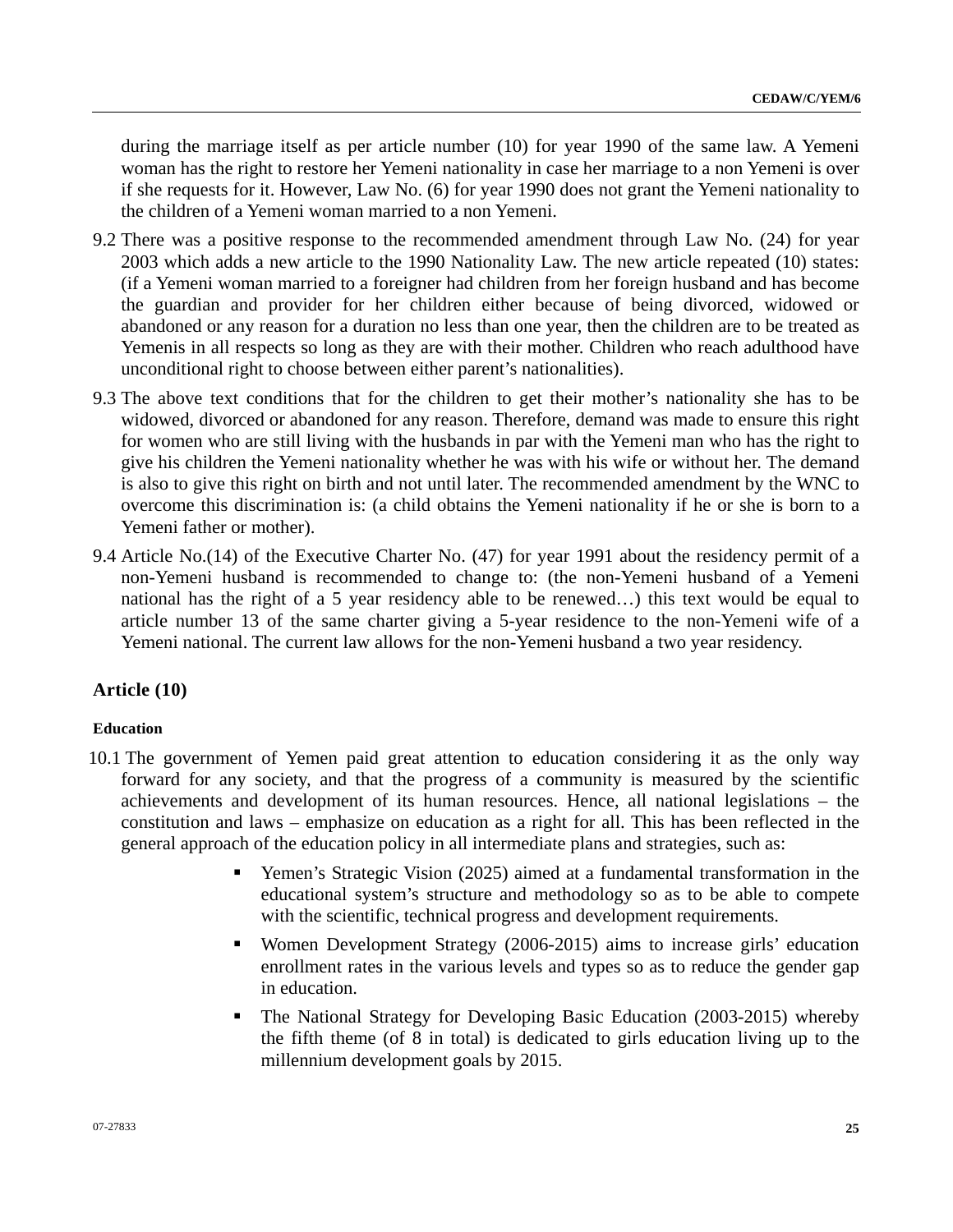during the marriage itself as per article number (10) for year 1990 of the same law. A Yemeni woman has the right to restore her Yemeni nationality in case her marriage to a non Yemeni is over if she requests for it. However, Law No. (6) for year 1990 does not grant the Yemeni nationality to the children of a Yemeni woman married to a non Yemeni.

9.2 There was a positive response to the recommended amendment through Law No. (24) for year 2003 which adds a new article to the 1990 Nationality Law. The new article repeated (10) states: (if a Yemeni woman married to a foreigner had children from her foreign husband and has become the guardian and provider for her children either because of being divorced, widowed or abandoned or any reason for a duration no less than one year, then the children are to be treated as Yemenis in all respects so long as they are with their mother. Children who reach adulthood have unconditional right to choose between either parent's nationalities).

9.3 The above text conditions that for the children to get their mother's nationality she has to be widowed, divorced or abandoned for any reason. Therefore, demand was made to ensure this right for women who are still living with the husbands in par with the Yemeni man who has the right to give his children the Yemeni nationality whether he was with his wife or without her. The demand is also to give this right on birth and not until later. The recommended amendment by the WNC to overcome this discrimination is: (a child obtains the Yemeni nationality if he or she is born to a Yemeni father or mother).

9.4 Article No.(14) of the Executive Charter No. (47) for year 1991 about the residency permit of a non-Yemeni husband is recommended to change to: (the non-Yemeni husband of a Yemeni national has the right of a 5 year residency able to be renewed…) this text would be equal to article number 13 of the same charter giving a 5-year residence to the non-Yemeni wife of a Yemeni national. The current law allows for the non-Yemeni husband a two year residency.

## Article (10)

### Education

10.1 The government of Yemen paid great attention to education considering it as the only way forward for any society, and that the progress of a community is measured by the scientific achievements and development of its human resources. Hence, all national legislations – the constitution and laws – emphasize on education as a right for all. This has been reflected in the general approach of the education policy in all intermediate plans and strategies, such as:

- Yemen's Strategic Vision (2025) aimed at a fundamental transformation in the educational system's structure and methodology so as to be able to compete with the scientific, technical progress and development requirements.
- Women Development Strategy (2006-2015) aims to increase girls' education enrollment rates in the various levels and types so as to reduce the gender gap in education.
- The National Strategy for Developing Basic Education (2003-2015) whereby the fifth theme (of 8 in total) is dedicated to girls education living up to the millennium development goals by 2015.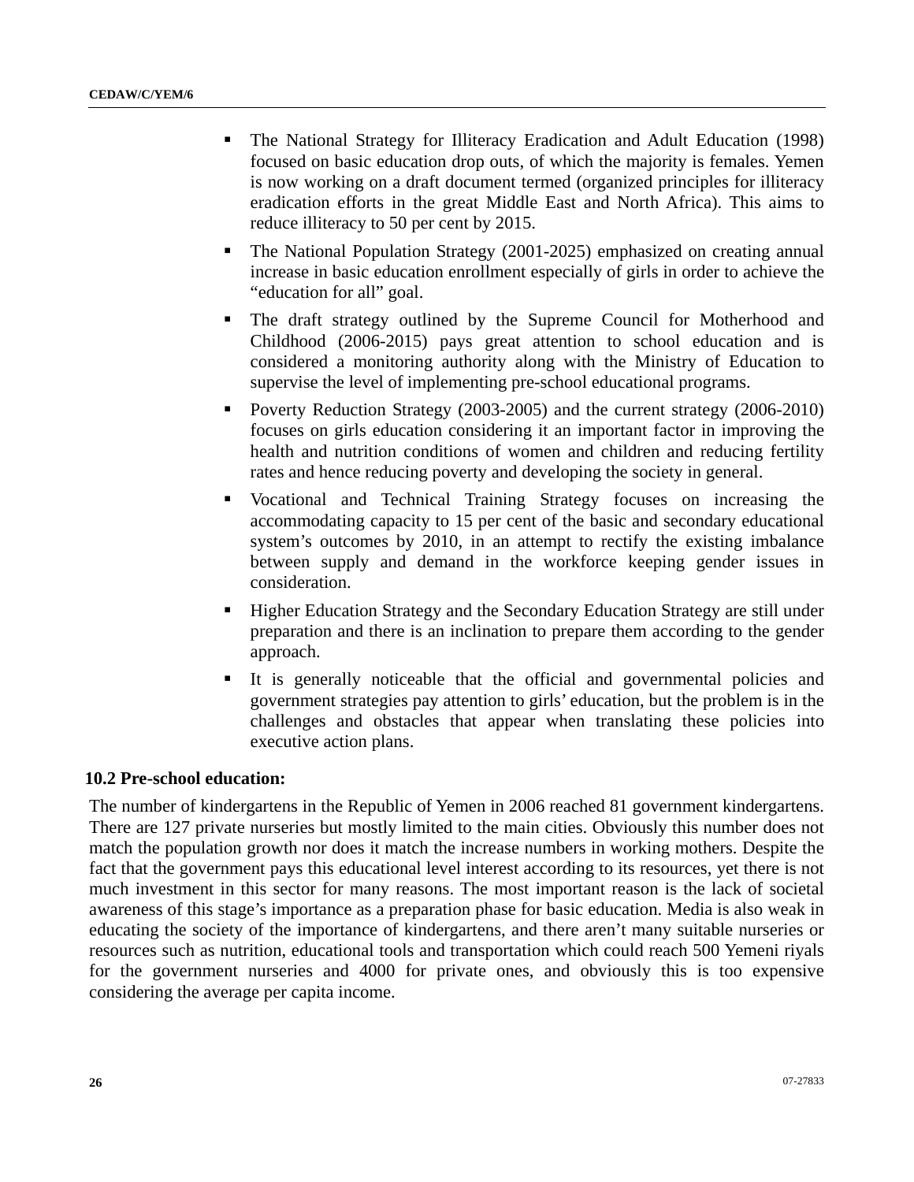- The National Strategy for Illiteracy Eradication and Adult Education (1998) focused on basic education drop outs, of which the majority is females. Yemen is now working on a draft document termed (organized principles for illiteracy eradication efforts in the great Middle East and North Africa). This aims to reduce illiteracy to 50 per cent by 2015.
- The National Population Strategy (2001-2025) emphasized on creating annual increase in basic education enrollment especially of girls in order to achieve the "education for all" goal.
- The draft strategy outlined by the Supreme Council for Motherhood and Childhood (2006-2015) pays great attention to school education and is considered a monitoring authority along with the Ministry of Education to supervise the level of implementing pre-school educational programs.
- Poverty Reduction Strategy (2003-2005) and the current strategy (2006-2010) focuses on girls education considering it an important factor in improving the health and nutrition conditions of women and children and reducing fertility rates and hence reducing poverty and developing the society in general.
- Vocational and Technical Training Strategy focuses on increasing the accommodating capacity to 15 per cent of the basic and secondary educational system's outcomes by 2010, in an attempt to rectify the existing imbalance between supply and demand in the workforce keeping gender issues in consideration.
- Higher Education Strategy and the Secondary Education Strategy are still under preparation and there is an inclination to prepare them according to the gender approach.
- It is generally noticeable that the official and governmental policies and government strategies pay attention to girls' education, but the problem is in the challenges and obstacles that appear when translating these policies into executive action plans.

**10.2 Pre-school education:**

The number of kindergartens in the Republic of Yemen in 2006 reached 81 government kindergartens. There are 127 private nurseries but mostly limited to the main cities. Obviously this number does not match the population growth nor does it match the increase numbers in working mothers. Despite the fact that the government pays this educational level interest according to its resources, yet there is not much investment in this sector for many reasons. The most important reason is the lack of societal awareness of this stage's importance as a preparation phase for basic education. Media is also weak in educating the society of the importance of kindergartens, and there aren't many suitable nurseries or resources such as nutrition, educational tools and transportation which could reach 500 Yemeni riyals for the government nurseries and 4000 for private ones, and obviously this is too expensive considering the average per capita income.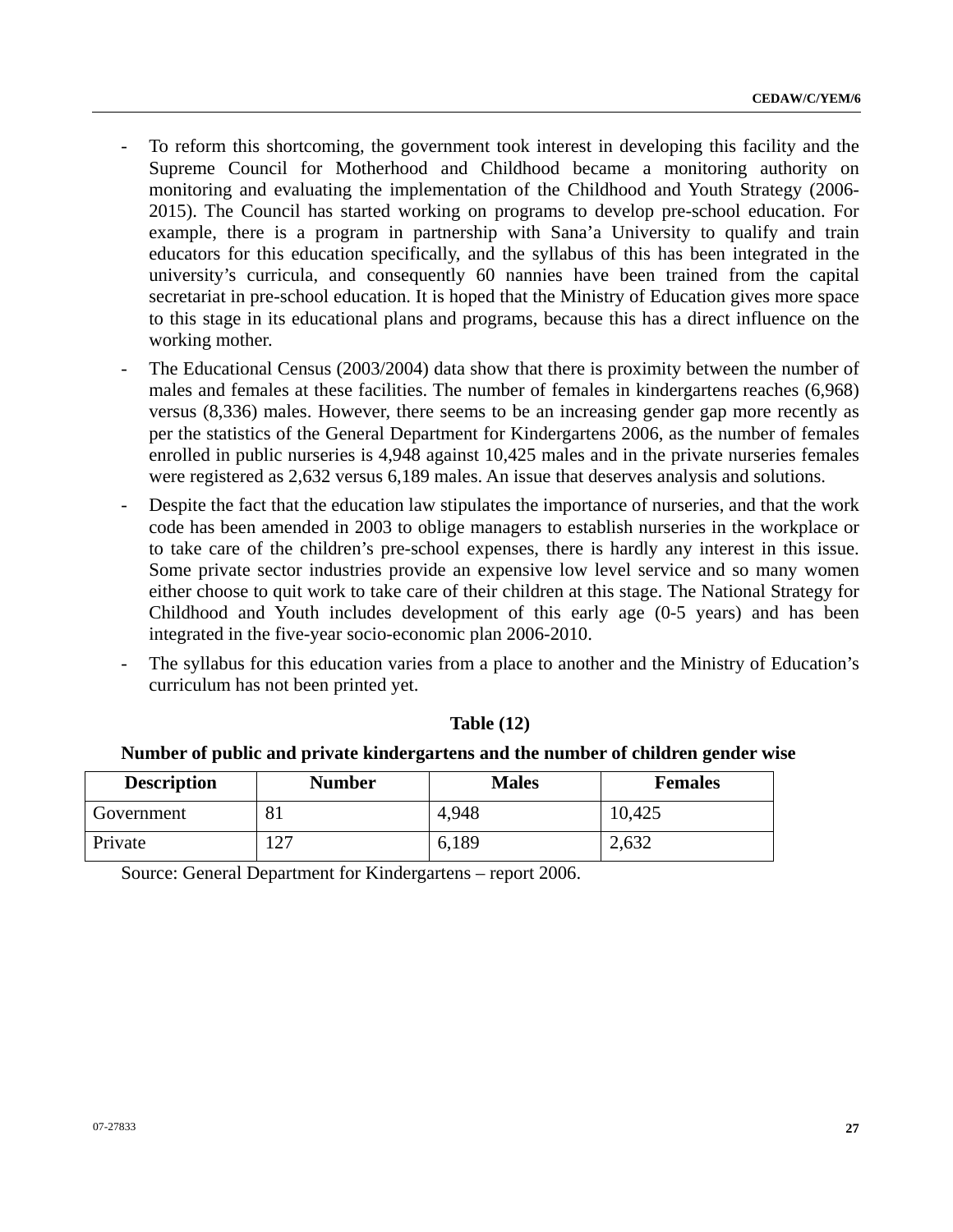- To reform this shortcoming, the government took interest in developing this facility and the Supreme Council for Motherhood and Childhood became a monitoring authority on monitoring and evaluating the implementation of the Childhood and Youth Strategy (2006-2015). The Council has started working on programs to develop pre-school education. For example, there is a program in partnership with Sana'a University to qualify and train educators for this education specifically, and the syllabus of this has been integrated in the university's curricula, and consequently 60 nannies have been trained from the capital secretariat in pre-school education. It is hoped that the Ministry of Education gives more space to this stage in its educational plans and programs, because this has a direct influence on the working mother.
- The Educational Census (2003/2004) data show that there is proximity between the number of males and females at these facilities. The number of females in kindergartens reaches (6,968) versus (8,336) males. However, there seems to be an increasing gender gap more recently as per the statistics of the General Department for Kindergartens 2006, as the number of females enrolled in public nurseries is 4,948 against 10,425 males and in the private nurseries females were registered as 2,632 versus 6,189 males. An issue that deserves analysis and solutions.
- Despite the fact that the education law stipulates the importance of nurseries, and that the work code has been amended in 2003 to oblige managers to establish nurseries in the workplace or to take care of the children's pre-school expenses, there is hardly any interest in this issue. Some private sector industries provide an expensive low level service and so many women either choose to quit work to take care of their children at this stage. The National Strategy for Childhood and Youth includes development of this early age (0-5 years) and has been integrated in the five-year socio-economic plan 2006-2010.
- The syllabus for this education varies from a place to another and the Ministry of Education's curriculum has not been printed yet.

**Table (12)**

**Number of public and private kindergartens and the number of children gender wise**

| Description | Number | Males | Females |
|---|---|---|---|
| Government | 81 | 4,948 | 10,425 |
| Private | 127 | 6,189 | 2,632 |

Source: General Department for Kindergartens – report 2006.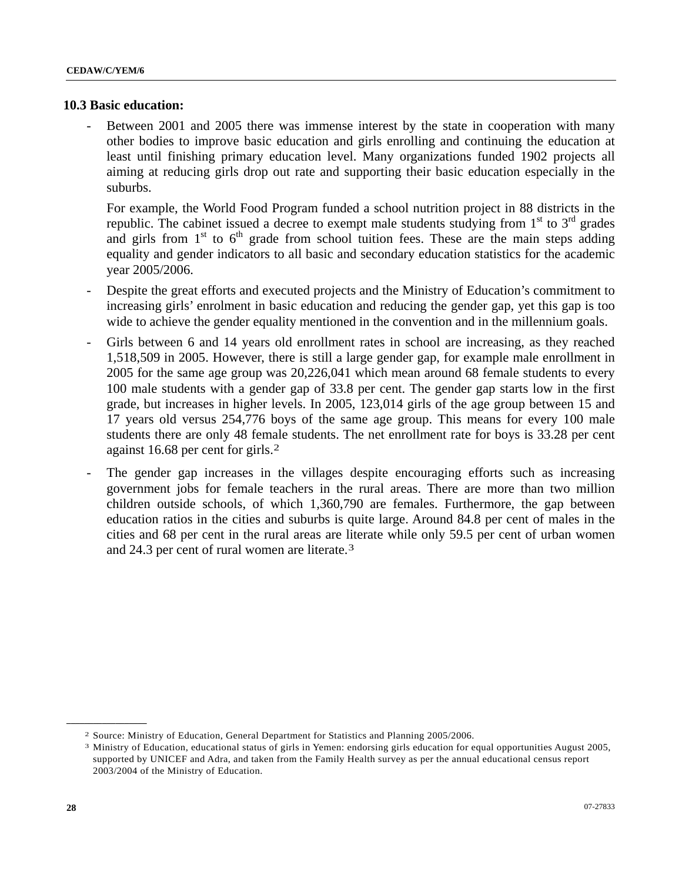### 10.3 Basic education:

- Between 2001 and 2005 there was immense interest by the state in cooperation with many other bodies to improve basic education and girls enrolling and continuing the education at least until finishing primary education level. Many organizations funded 1902 projects all aiming at reducing girls drop out rate and supporting their basic education especially in the suburbs.

  For example, the World Food Program funded a school nutrition project in 88 districts in the republic. The cabinet issued a decree to exempt male students studying from 1st to 3rd grades and girls from 1st to 6th grade from school tuition fees. These are the main steps adding equality and gender indicators to all basic and secondary education statistics for the academic year 2005/2006.

- Despite the great efforts and executed projects and the Ministry of Education's commitment to increasing girls' enrolment in basic education and reducing the gender gap, yet this gap is too wide to achieve the gender equality mentioned in the convention and in the millennium goals.

- Girls between 6 and 14 years old enrollment rates in school are increasing, as they reached 1,518,509 in 2005. However, there is still a large gender gap, for example male enrollment in 2005 for the same age group was 20,226,041 which mean around 68 female students to every 100 male students with a gender gap of 33.8 per cent. The gender gap starts low in the first grade, but increases in higher levels. In 2005, 123,014 girls of the age group between 15 and 17 years old versus 254,776 boys of the same age group. This means for every 100 male students there are only 48 female students. The net enrollment rate for boys is 33.28 per cent against 16.68 per cent for girls.[2]

- The gender gap increases in the villages despite encouraging efforts such as increasing government jobs for female teachers in the rural areas. There are more than two million children outside schools, of which 1,360,790 are females. Furthermore, the gap between education ratios in the cities and suburbs is quite large. Around 84.8 per cent of males in the cities and 68 per cent in the rural areas are literate while only 59.5 per cent of urban women and 24.3 per cent of rural women are literate.[3]

---

[2] Source: Ministry of Education, General Department for Statistics and Planning 2005/2006.

[3] Ministry of Education, educational status of girls in Yemen: endorsing girls education for equal opportunities August 2005, supported by UNICEF and Adra, and taken from the Family Health survey as per the annual educational census report 2003/2004 of the Ministry of Education.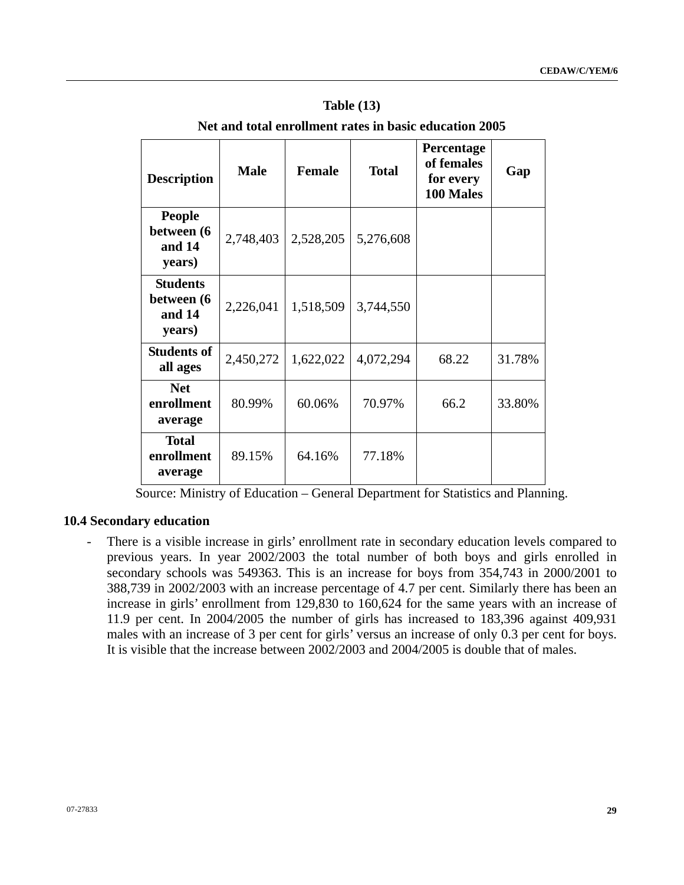**Table (13)**

**Net and total enrollment rates in basic education 2005**

| Description | Male | Female | Total | Percentage of females for every 100 Males | Gap |
|---|---|---|---|---|---|
| **People between (6 and 14 years)** | 2,748,403 | 2,528,205 | 5,276,608 | | |
| **Students between (6 and 14 years)** | 2,226,041 | 1,518,509 | 3,744,550 | | |
| **Students of all ages** | 2,450,272 | 1,622,022 | 4,072,294 | 68.22 | 31.78% |
| **Net enrollment average** | 80.99% | 60.06% | 70.97% | 66.2 | 33.80% |
| **Total enrollment average** | 89.15% | 64.16% | 77.18% | | |

Source: Ministry of Education – General Department for Statistics and Planning.

### 10.4 Secondary education

- There is a visible increase in girls' enrollment rate in secondary education levels compared to previous years. In year 2002/2003 the total number of both boys and girls enrolled in secondary schools was 549363. This is an increase for boys from 354,743 in 2000/2001 to 388,739 in 2002/2003 with an increase percentage of 4.7 per cent. Similarly there has been an increase in girls' enrollment from 129,830 to 160,624 for the same years with an increase of 11.9 per cent. In 2004/2005 the number of girls has increased to 183,396 against 409,931 males with an increase of 3 per cent for girls' versus an increase of only 0.3 per cent for boys. It is visible that the increase between 2002/2003 and 2004/2005 is double that of males.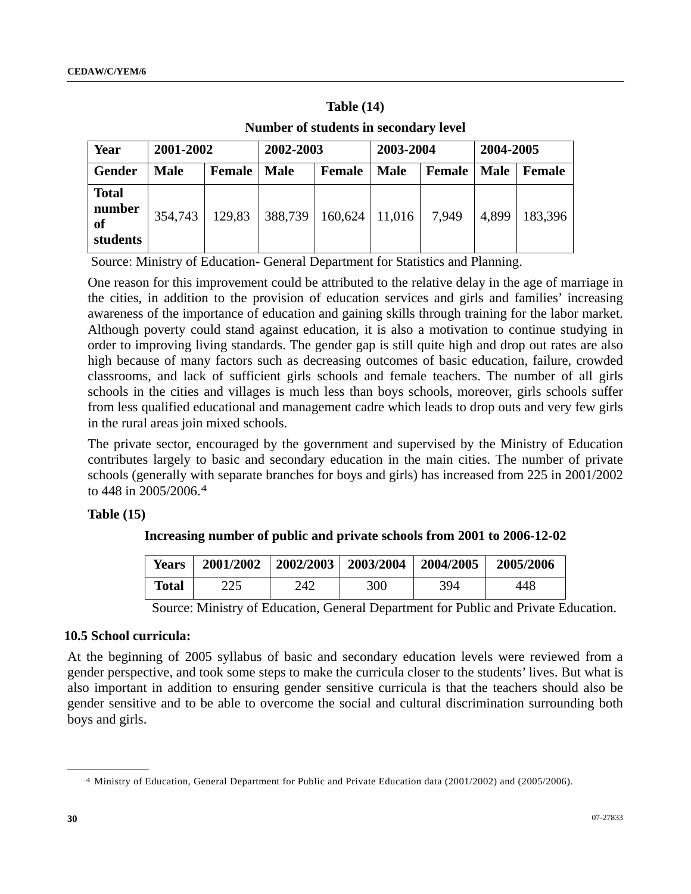**Table (14)**

**Number of students in secondary level**

| Year | 2001-2002 | | 2002-2003 | | 2003-2004 | | 2004-2005 | |
|---|---|---|---|---|---|---|---|---|
| **Gender** | **Male** | **Female** | **Male** | **Female** | **Male** | **Female** | **Male** | **Female** |
| **Total number of students** | 354,743 | 129,83 | 388,739 | 160,624 | 11,016 | 7,949 | 4,899 | 183,396 |

Source: Ministry of Education- General Department for Statistics and Planning.

One reason for this improvement could be attributed to the relative delay in the age of marriage in the cities, in addition to the provision of education services and girls and families' increasing awareness of the importance of education and gaining skills through training for the labor market. Although poverty could stand against education, it is also a motivation to continue studying in order to improving living standards. The gender gap is still quite high and drop out rates are also high because of many factors such as decreasing outcomes of basic education, failure, crowded classrooms, and lack of sufficient girls schools and female teachers. The number of all girls schools in the cities and villages is much less than boys schools, moreover, girls schools suffer from less qualified educational and management cadre which leads to drop outs and very few girls in the rural areas join mixed schools.

The private sector, encouraged by the government and supervised by the Ministry of Education contributes largely to basic and secondary education in the main cities. The number of private schools (generally with separate branches for boys and girls) has increased from 225 in 2001/2002 to 448 in 2005/2006.[4]

**Table (15)**

**Increasing number of public and private schools from 2001 to 2006-12-02**

| Years | 2001/2002 | 2002/2003 | 2003/2004 | 2004/2005 | 2005/2006 |
|---|---|---|---|---|---|
| **Total** | 225 | 242 | 300 | 394 | 448 |

Source: Ministry of Education, General Department for Public and Private Education.

### 10.5 School curricula:

At the beginning of 2005 syllabus of basic and secondary education levels were reviewed from a gender perspective, and took some steps to make the curricula closer to the students' lives. But what is also important in addition to ensuring gender sensitive curricula is that the teachers should also be gender sensitive and to be able to overcome the social and cultural discrimination surrounding both boys and girls.

---

[4] Ministry of Education, General Department for Public and Private Education data (2001/2002) and (2005/2006).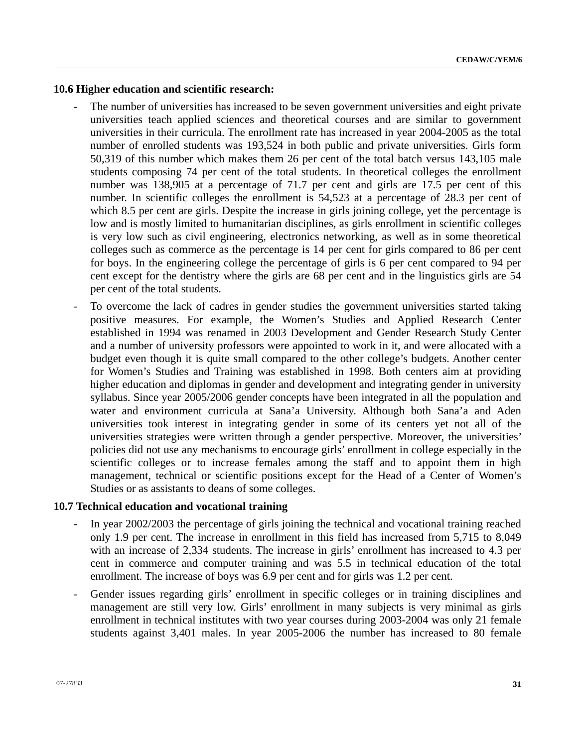**10.6 Higher education and scientific research:**

- The number of universities has increased to be seven government universities and eight private universities teach applied sciences and theoretical courses and are similar to government universities in their curricula. The enrollment rate has increased in year 2004-2005 as the total number of enrolled students was 193,524 in both public and private universities. Girls form 50,319 of this number which makes them 26 per cent of the total batch versus 143,105 male students composing 74 per cent of the total students. In theoretical colleges the enrollment number was 138,905 at a percentage of 71.7 per cent and girls are 17.5 per cent of this number. In scientific colleges the enrollment is 54,523 at a percentage of 28.3 per cent of which 8.5 per cent are girls. Despite the increase in girls joining college, yet the percentage is low and is mostly limited to humanitarian disciplines, as girls enrollment in scientific colleges is very low such as civil engineering, electronics networking, as well as in some theoretical colleges such as commerce as the percentage is 14 per cent for girls compared to 86 per cent for boys. In the engineering college the percentage of girls is 6 per cent compared to 94 per cent except for the dentistry where the girls are 68 per cent and in the linguistics girls are 54 per cent of the total students.

- To overcome the lack of cadres in gender studies the government universities started taking positive measures. For example, the Women's Studies and Applied Research Center established in 1994 was renamed in 2003 Development and Gender Research Study Center and a number of university professors were appointed to work in it, and were allocated with a budget even though it is quite small compared to the other college's budgets. Another center for Women's Studies and Training was established in 1998. Both centers aim at providing higher education and diplomas in gender and development and integrating gender in university syllabus. Since year 2005/2006 gender concepts have been integrated in all the population and water and environment curricula at Sana'a University. Although both Sana'a and Aden universities took interest in integrating gender in some of its centers yet not all of the universities strategies were written through a gender perspective. Moreover, the universities' policies did not use any mechanisms to encourage girls' enrollment in college especially in the scientific colleges or to increase females among the staff and to appoint them in high management, technical or scientific positions except for the Head of a Center of Women's Studies or as assistants to deans of some colleges.

**10.7 Technical education and vocational training**

- In year 2002/2003 the percentage of girls joining the technical and vocational training reached only 1.9 per cent. The increase in enrollment in this field has increased from 5,715 to 8,049 with an increase of 2,334 students. The increase in girls' enrollment has increased to 4.3 per cent in commerce and computer training and was 5.5 in technical education of the total enrollment. The increase of boys was 6.9 per cent and for girls was 1.2 per cent.

- Gender issues regarding girls' enrollment in specific colleges or in training disciplines and management are still very low. Girls' enrollment in many subjects is very minimal as girls enrollment in technical institutes with two year courses during 2003-2004 was only 21 female students against 3,401 males. In year 2005-2006 the number has increased to 80 female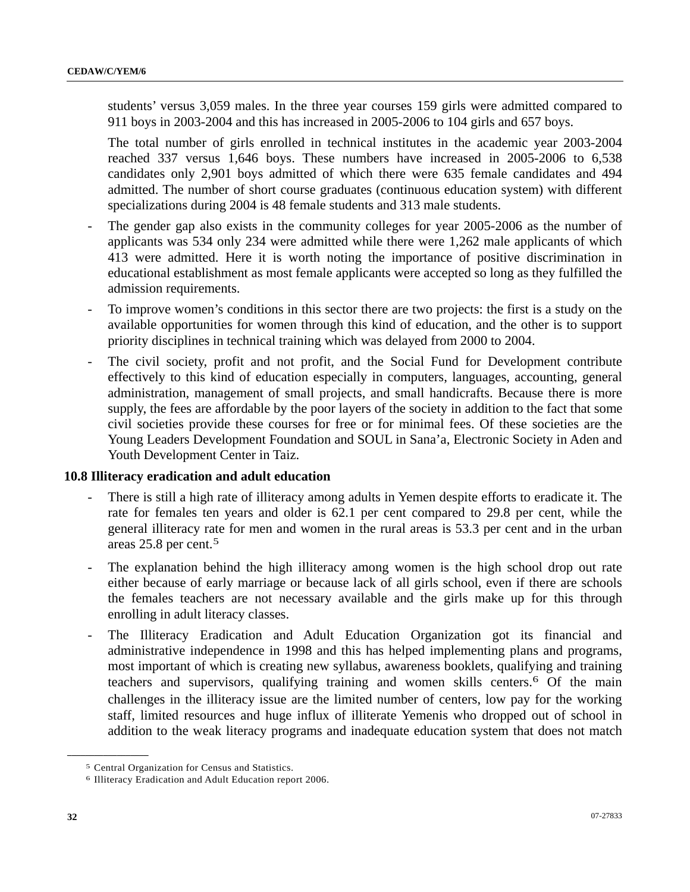students' versus 3,059 males. In the three year courses 159 girls were admitted compared to 911 boys in 2003-2004 and this has increased in 2005-2006 to 104 girls and 657 boys.

The total number of girls enrolled in technical institutes in the academic year 2003-2004 reached 337 versus 1,646 boys. These numbers have increased in 2005-2006 to 6,538 candidates only 2,901 boys admitted of which there were 635 female candidates and 494 admitted. The number of short course graduates (continuous education system) with different specializations during 2004 is 48 female students and 313 male students.

- The gender gap also exists in the community colleges for year 2005-2006 as the number of applicants was 534 only 234 were admitted while there were 1,262 male applicants of which 413 were admitted. Here it is worth noting the importance of positive discrimination in educational establishment as most female applicants were accepted so long as they fulfilled the admission requirements.
- To improve women's conditions in this sector there are two projects: the first is a study on the available opportunities for women through this kind of education, and the other is to support priority disciplines in technical training which was delayed from 2000 to 2004.
- The civil society, profit and not profit, and the Social Fund for Development contribute effectively to this kind of education especially in computers, languages, accounting, general administration, management of small projects, and small handicrafts. Because there is more supply, the fees are affordable by the poor layers of the society in addition to the fact that some civil societies provide these courses for free or for minimal fees. Of these societies are the Young Leaders Development Foundation and SOUL in Sana'a, Electronic Society in Aden and Youth Development Center in Taiz.

### 10.8 Illiteracy eradication and adult education

- There is still a high rate of illiteracy among adults in Yemen despite efforts to eradicate it. The rate for females ten years and older is 62.1 per cent compared to 29.8 per cent, while the general illiteracy rate for men and women in the rural areas is 53.3 per cent and in the urban areas 25.8 per cent.[5]
- The explanation behind the high illiteracy among women is the high school drop out rate either because of early marriage or because lack of all girls school, even if there are schools the females teachers are not necessary available and the girls make up for this through enrolling in adult literacy classes.
- The Illiteracy Eradication and Adult Education Organization got its financial and administrative independence in 1998 and this has helped implementing plans and programs, most important of which is creating new syllabus, awareness booklets, qualifying and training teachers and supervisors, qualifying training and women skills centers.[6] Of the main challenges in the illiteracy issue are the limited number of centers, low pay for the working staff, limited resources and huge influx of illiterate Yemenis who dropped out of school in addition to the weak literacy programs and inadequate education system that does not match

---

[5] Central Organization for Census and Statistics.

[6] Illiteracy Eradication and Adult Education report 2006.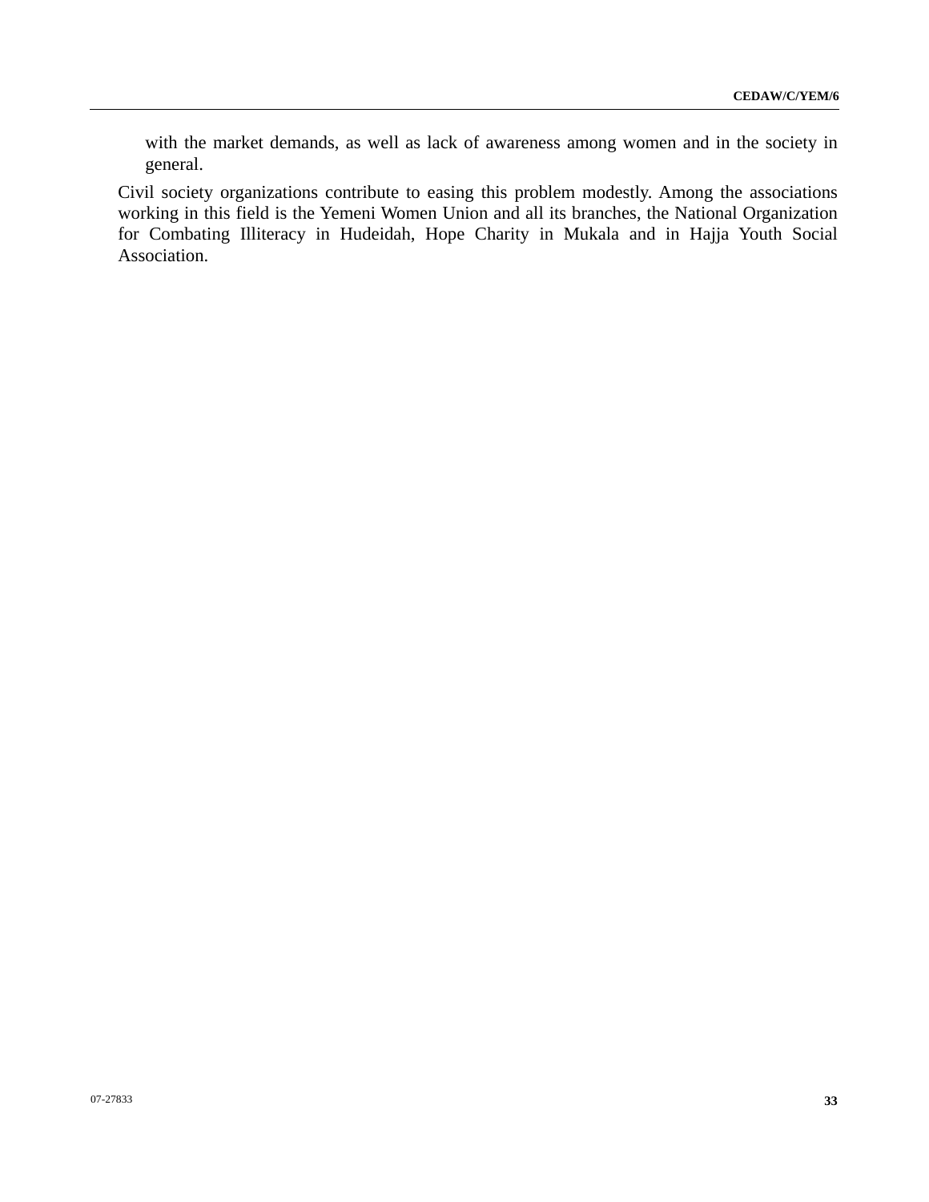with the market demands, as well as lack of awareness among women and in the society in general.

Civil society organizations contribute to easing this problem modestly. Among the associations working in this field is the Yemeni Women Union and all its branches, the National Organization for Combating Illiteracy in Hudeidah, Hope Charity in Mukala and in Hajja Youth Social Association.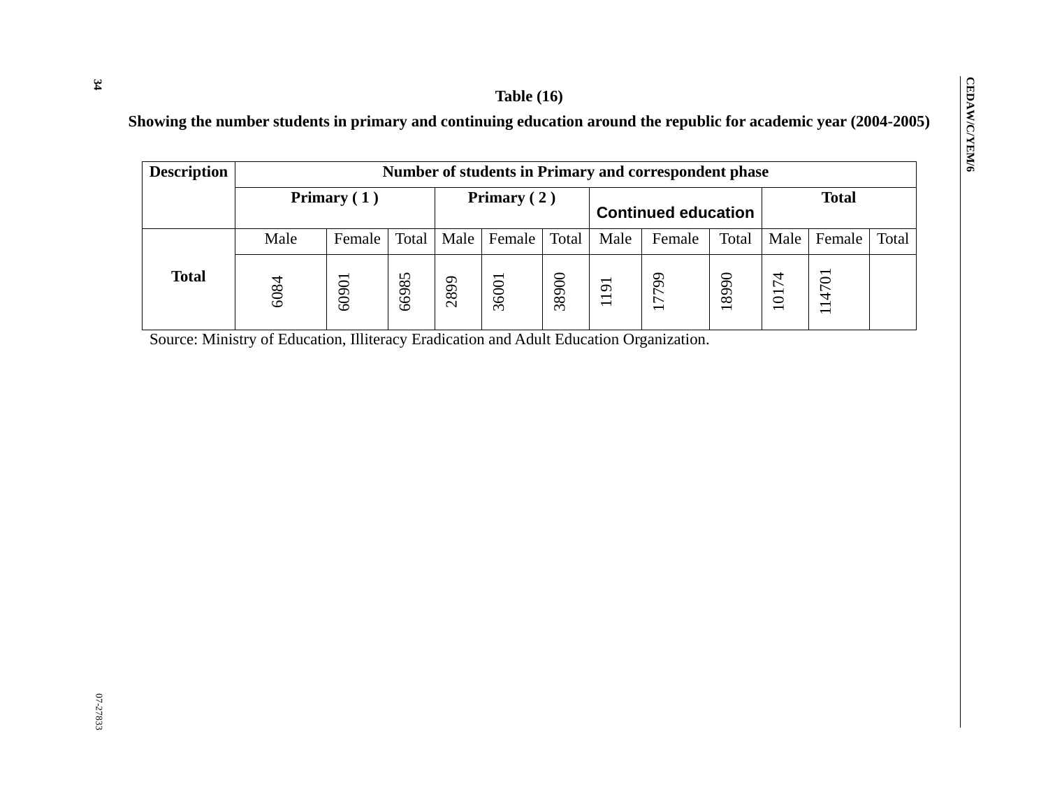**Table (16)**

**Showing the number students in primary and continuing education around the republic for academic year (2004-2005)**

| Description | Number of students in Primary and correspondent phase | | | | | | | | | | | |
|---|---|---|---|---|---|---|---|---|---|---|---|---|
| | Primary ( 1 ) | | | Primary ( 2 ) | | | Continued education | | | Total | | |
| | Male | Female | Total | Male | Female | Total | Male | Female | Total | Male | Female | Total |
| **Total** | 6084 | 60901 | 66985 | 2899 | 36001 | 38900 | 1191 | 17799 | 18990 | 10174 | 114701 | |

Source: Ministry of Education, Illiteracy Eradication and Adult Education Organization.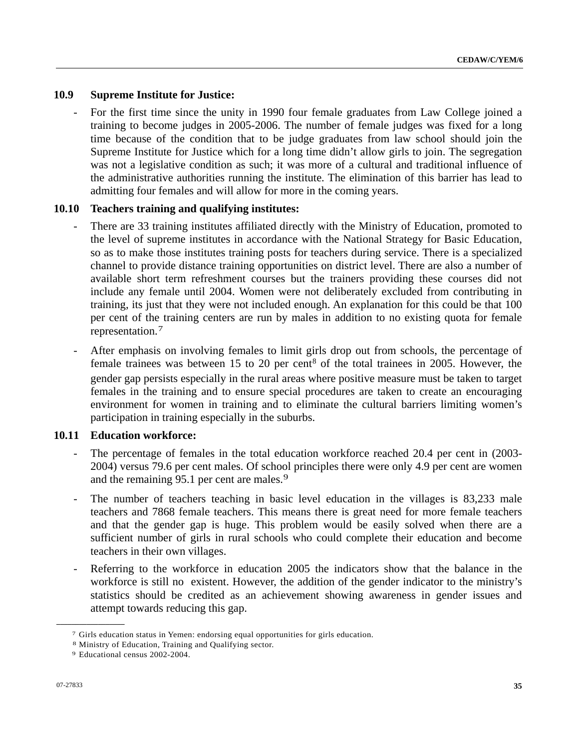**10.9 Supreme Institute for Justice:**

- For the first time since the unity in 1990 four female graduates from Law College joined a training to become judges in 2005-2006. The number of female judges was fixed for a long time because of the condition that to be judge graduates from law school should join the Supreme Institute for Justice which for a long time didn't allow girls to join. The segregation was not a legislative condition as such; it was more of a cultural and traditional influence of the administrative authorities running the institute. The elimination of this barrier has lead to admitting four females and will allow for more in the coming years.

**10.10 Teachers training and qualifying institutes:**

- There are 33 training institutes affiliated directly with the Ministry of Education, promoted to the level of supreme institutes in accordance with the National Strategy for Basic Education, so as to make those institutes training posts for teachers during service. There is a specialized channel to provide distance training opportunities on district level. There are also a number of available short term refreshment courses but the trainers providing these courses did not include any female until 2004. Women were not deliberately excluded from contributing in training, its just that they were not included enough. An explanation for this could be that 100 per cent of the training centers are run by males in addition to no existing quota for female representation.[7]

- After emphasis on involving females to limit girls drop out from schools, the percentage of female trainees was between 15 to 20 per cent[8] of the total trainees in 2005. However, the gender gap persists especially in the rural areas where positive measure must be taken to target females in the training and to ensure special procedures are taken to create an encouraging environment for women in training and to eliminate the cultural barriers limiting women's participation in training especially in the suburbs.

**10.11 Education workforce:**

- The percentage of females in the total education workforce reached 20.4 per cent in (2003-2004) versus 79.6 per cent males. Of school principles there were only 4.9 per cent are women and the remaining 95.1 per cent are males.[9]

- The number of teachers teaching in basic level education in the villages is 83,233 male teachers and 7868 female teachers. This means there is great need for more female teachers and that the gender gap is huge. This problem would be easily solved when there are a sufficient number of girls in rural schools who could complete their education and become teachers in their own villages.

- Referring to the workforce in education 2005 the indicators show that the balance in the workforce is still no existent. However, the addition of the gender indicator to the ministry's statistics should be credited as an achievement showing awareness in gender issues and attempt towards reducing this gap.

---

[7] Girls education status in Yemen: endorsing equal opportunities for girls education.

[8] Ministry of Education, Training and Qualifying sector.

[9] Educational census 2002-2004.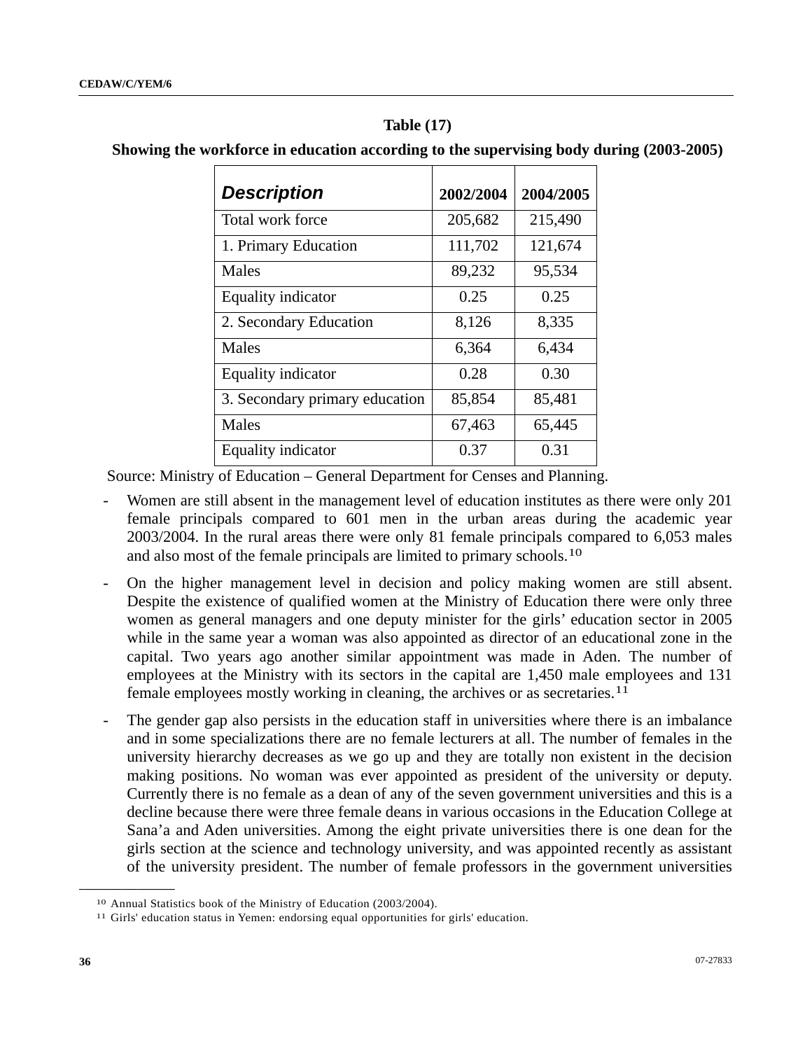**Table (17)**

**Showing the workforce in education according to the supervising body during (2003-2005)**

| *Description* | 2002/2004 | 2004/2005 |
|---|---|---|
| Total work force | 205,682 | 215,490 |
| 1. Primary Education | 111,702 | 121,674 |
| Males | 89,232 | 95,534 |
| Equality indicator | 0.25 | 0.25 |
| 2. Secondary Education | 8,126 | 8,335 |
| Males | 6,364 | 6,434 |
| Equality indicator | 0.28 | 0.30 |
| 3. Secondary primary education | 85,854 | 85,481 |
| Males | 67,463 | 65,445 |
| Equality indicator | 0.37 | 0.31 |

Source: Ministry of Education – General Department for Censes and Planning.

- Women are still absent in the management level of education institutes as there were only 201 female principals compared to 601 men in the urban areas during the academic year 2003/2004. In the rural areas there were only 81 female principals compared to 6,053 males and also most of the female principals are limited to primary schools.[10]

- On the higher management level in decision and policy making women are still absent. Despite the existence of qualified women at the Ministry of Education there were only three women as general managers and one deputy minister for the girls' education sector in 2005 while in the same year a woman was also appointed as director of an educational zone in the capital. Two years ago another similar appointment was made in Aden. The number of employees at the Ministry with its sectors in the capital are 1,450 male employees and 131 female employees mostly working in cleaning, the archives or as secretaries.[11]

- The gender gap also persists in the education staff in universities where there is an imbalance and in some specializations there are no female lecturers at all. The number of females in the university hierarchy decreases as we go up and they are totally non existent in the decision making positions. No woman was ever appointed as president of the university or deputy. Currently there is no female as a dean of any of the seven government universities and this is a decline because there were three female deans in various occasions in the Education College at Sana'a and Aden universities. Among the eight private universities there is one dean for the girls section at the science and technology university, and was appointed recently as assistant of the university president. The number of female professors in the government universities

---

[10] Annual Statistics book of the Ministry of Education (2003/2004).

[11] Girls' education status in Yemen: endorsing equal opportunities for girls' education.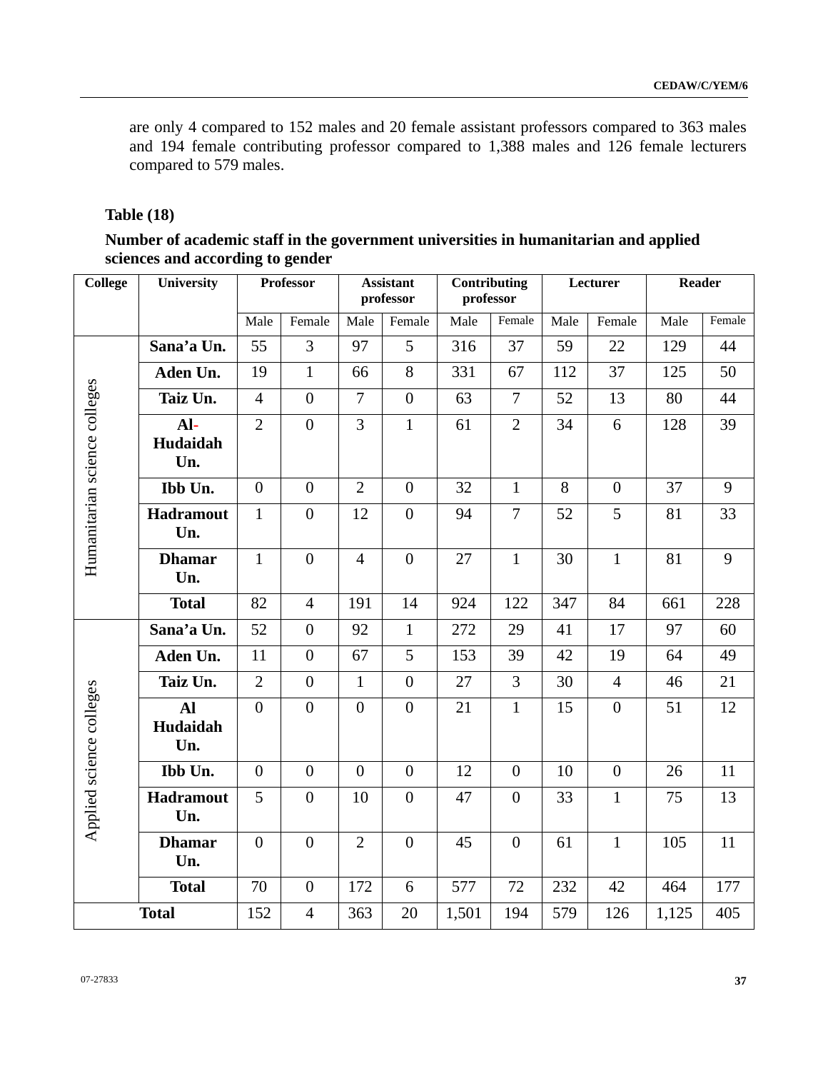are only 4 compared to 152 males and 20 female assistant professors compared to 363 males and 194 female contributing professor compared to 1,388 males and 126 female lecturers compared to 579 males.

**Table (18)**

**Number of academic staff in the government universities in humanitarian and applied sciences and according to gender**

| College | University | Professor | | Assistant professor | | Contributing professor | | Lecturer | | Reader | |
|---|---|---|---|---|---|---|---|---|---|---|---|
| | | Male | Female | Male | Female | Male | Female | Male | Female | Male | Female |
| Humanitarian science colleges | **Sana'a Un.** | 55 | 3 | 97 | 5 | 316 | 37 | 59 | 22 | 129 | 44 |
| | **Aden Un.** | 19 | 1 | 66 | 8 | 331 | 67 | 112 | 37 | 125 | 50 |
| | **Taiz Un.** | 4 | 0 | 7 | 0 | 63 | 7 | 52 | 13 | 80 | 44 |
| | **Al-Hudaidah Un.** | 2 | 0 | 3 | 1 | 61 | 2 | 34 | 6 | 128 | 39 |
| | **Ibb Un.** | 0 | 0 | 2 | 0 | 32 | 1 | 8 | 0 | 37 | 9 |
| | **Hadramout Un.** | 1 | 0 | 12 | 0 | 94 | 7 | 52 | 5 | 81 | 33 |
| | **Dhamar Un.** | 1 | 0 | 4 | 0 | 27 | 1 | 30 | 1 | 81 | 9 |
| | **Total** | 82 | 4 | 191 | 14 | 924 | 122 | 347 | 84 | 661 | 228 |
| Applied science colleges | **Sana'a Un.** | 52 | 0 | 92 | 1 | 272 | 29 | 41 | 17 | 97 | 60 |
| | **Aden Un.** | 11 | 0 | 67 | 5 | 153 | 39 | 42 | 19 | 64 | 49 |
| | **Taiz Un.** | 2 | 0 | 1 | 0 | 27 | 3 | 30 | 4 | 46 | 21 |
| | **Al Hudaidah Un.** | 0 | 0 | 0 | 0 | 21 | 1 | 15 | 0 | 51 | 12 |
| | **Ibb Un.** | 0 | 0 | 0 | 0 | 12 | 0 | 10 | 0 | 26 | 11 |
| | **Hadramout Un.** | 5 | 0 | 10 | 0 | 47 | 0 | 33 | 1 | 75 | 13 |
| | **Dhamar Un.** | 0 | 0 | 2 | 0 | 45 | 0 | 61 | 1 | 105 | 11 |
| | **Total** | 70 | 0 | 172 | 6 | 577 | 72 | 232 | 42 | 464 | 177 |
| **Total** | | 152 | 4 | 363 | 20 | 1,501 | 194 | 579 | 126 | 1,125 | 405 |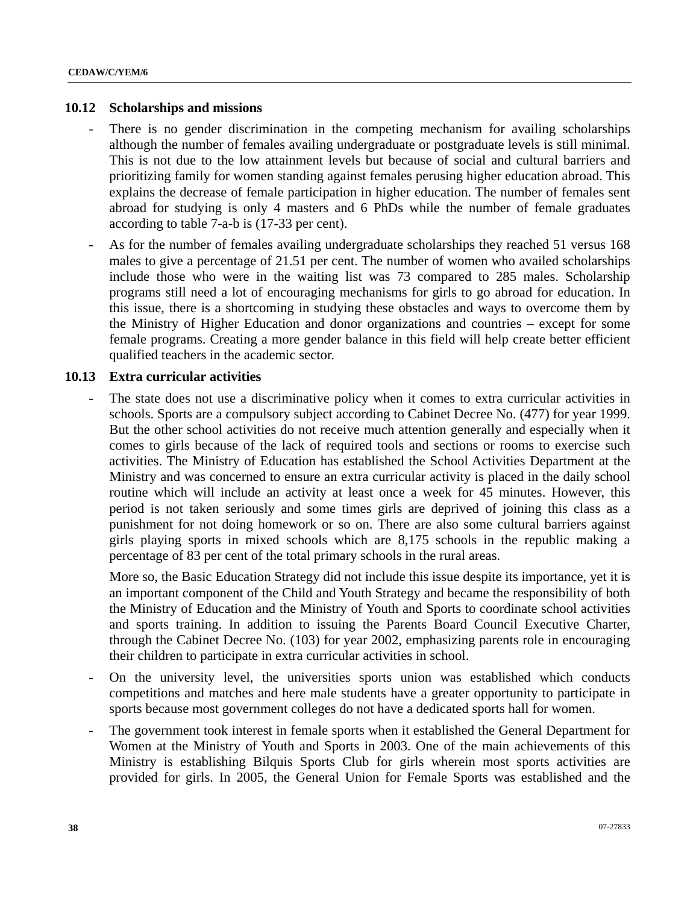### 10.12 Scholarships and missions

- There is no gender discrimination in the competing mechanism for availing scholarships although the number of females availing undergraduate or postgraduate levels is still minimal. This is not due to the low attainment levels but because of social and cultural barriers and prioritizing family for women standing against females perusing higher education abroad. This explains the decrease of female participation in higher education. The number of females sent abroad for studying is only 4 masters and 6 PhDs while the number of female graduates according to table 7-a-b is (17-33 per cent).
- As for the number of females availing undergraduate scholarships they reached 51 versus 168 males to give a percentage of 21.51 per cent. The number of women who availed scholarships include those who were in the waiting list was 73 compared to 285 males. Scholarship programs still need a lot of encouraging mechanisms for girls to go abroad for education. In this issue, there is a shortcoming in studying these obstacles and ways to overcome them by the Ministry of Higher Education and donor organizations and countries – except for some female programs. Creating a more gender balance in this field will help create better efficient qualified teachers in the academic sector.

### 10.13 Extra curricular activities

- The state does not use a discriminative policy when it comes to extra curricular activities in schools. Sports are a compulsory subject according to Cabinet Decree No. (477) for year 1999. But the other school activities do not receive much attention generally and especially when it comes to girls because of the lack of required tools and sections or rooms to exercise such activities. The Ministry of Education has established the School Activities Department at the Ministry and was concerned to ensure an extra curricular activity is placed in the daily school routine which will include an activity at least once a week for 45 minutes. However, this period is not taken seriously and some times girls are deprived of joining this class as a punishment for not doing homework or so on. There are also some cultural barriers against girls playing sports in mixed schools which are 8,175 schools in the republic making a percentage of 83 per cent of the total primary schools in the rural areas.

  More so, the Basic Education Strategy did not include this issue despite its importance, yet it is an important component of the Child and Youth Strategy and became the responsibility of both the Ministry of Education and the Ministry of Youth and Sports to coordinate school activities and sports training. In addition to issuing the Parents Board Council Executive Charter, through the Cabinet Decree No. (103) for year 2002, emphasizing parents role in encouraging their children to participate in extra curricular activities in school.

- On the university level, the universities sports union was established which conducts competitions and matches and here male students have a greater opportunity to participate in sports because most government colleges do not have a dedicated sports hall for women.
- The government took interest in female sports when it established the General Department for Women at the Ministry of Youth and Sports in 2003. One of the main achievements of this Ministry is establishing Bilquis Sports Club for girls wherein most sports activities are provided for girls. In 2005, the General Union for Female Sports was established and the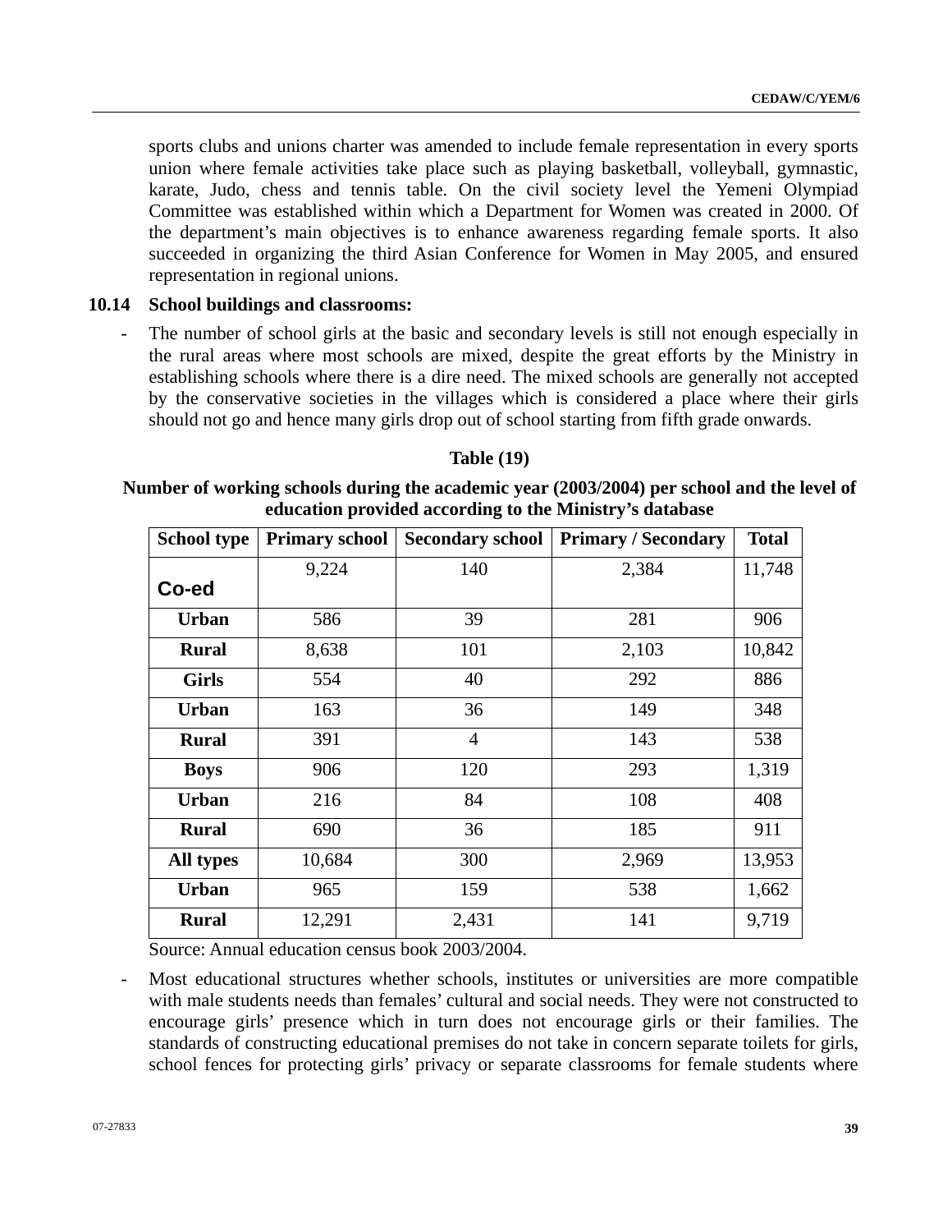sports clubs and unions charter was amended to include female representation in every sports union where female activities take place such as playing basketball, volleyball, gymnastic, karate, Judo, chess and tennis table. On the civil society level the Yemeni Olympiad Committee was established within which a Department for Women was created in 2000. Of the department's main objectives is to enhance awareness regarding female sports. It also succeeded in organizing the third Asian Conference for Women in May 2005, and ensured representation in regional unions.

**10.14 School buildings and classrooms:**

- The number of school girls at the basic and secondary levels is still not enough especially in the rural areas where most schools are mixed, despite the great efforts by the Ministry in establishing schools where there is a dire need. The mixed schools are generally not accepted by the conservative societies in the villages which is considered a place where their girls should not go and hence many girls drop out of school starting from fifth grade onwards.

**Table (19)**

**Number of working schools during the academic year (2003/2004) per school and the level of education provided according to the Ministry's database**

| School type | Primary school | Secondary school | Primary / Secondary | Total |
|---|---|---|---|---|
| **Co-ed** | 9,224 | 140 | 2,384 | 11,748 |
| **Urban** | 586 | 39 | 281 | 906 |
| **Rural** | 8,638 | 101 | 2,103 | 10,842 |
| **Girls** | 554 | 40 | 292 | 886 |
| **Urban** | 163 | 36 | 149 | 348 |
| **Rural** | 391 | 4 | 143 | 538 |
| **Boys** | 906 | 120 | 293 | 1,319 |
| **Urban** | 216 | 84 | 108 | 408 |
| **Rural** | 690 | 36 | 185 | 911 |
| **All types** | 10,684 | 300 | 2,969 | 13,953 |
| **Urban** | 965 | 159 | 538 | 1,662 |
| **Rural** | 12,291 | 2,431 | 141 | 9,719 |

Source: Annual education census book 2003/2004.

- Most educational structures whether schools, institutes or universities are more compatible with male students needs than females' cultural and social needs. They were not constructed to encourage girls' presence which in turn does not encourage girls or their families. The standards of constructing educational premises do not take in concern separate toilets for girls, school fences for protecting girls' privacy or separate classrooms for female students where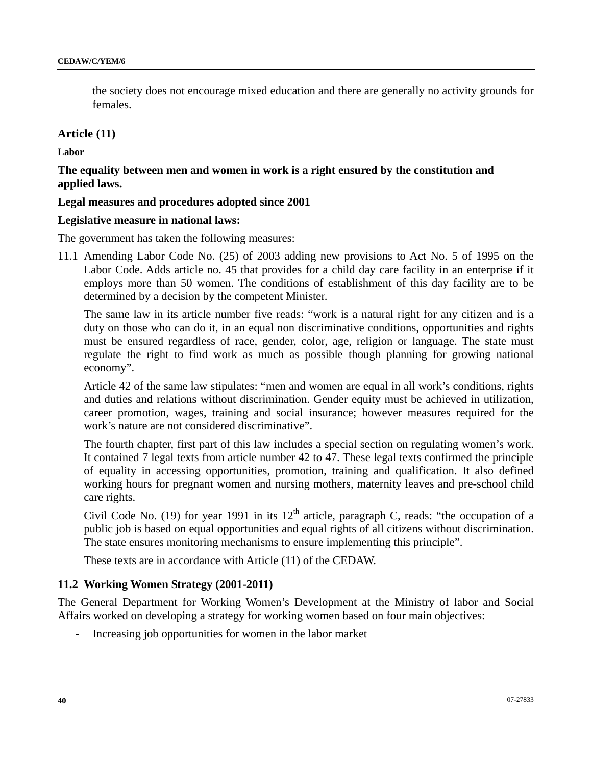the society does not encourage mixed education and there are generally no activity grounds for females.

## Article (11)

**Labor**

### The equality between men and women in work is a right ensured by the constitution and applied laws.

### Legal measures and procedures adopted since 2001

### Legislative measure in national laws:

The government has taken the following measures:

11.1 Amending Labor Code No. (25) of 2003 adding new provisions to Act No. 5 of 1995 on the Labor Code. Adds article no. 45 that provides for a child day care facility in an enterprise if it employs more than 50 women. The conditions of establishment of this day facility are to be determined by a decision by the competent Minister.

The same law in its article number five reads: “work is a natural right for any citizen and is a duty on those who can do it, in an equal non discriminative conditions, opportunities and rights must be ensured regardless of race, gender, color, age, religion or language. The state must regulate the right to find work as much as possible though planning for growing national economy”.

Article 42 of the same law stipulates: “men and women are equal in all work’s conditions, rights and duties and relations without discrimination. Gender equity must be achieved in utilization, career promotion, wages, training and social insurance; however measures required for the work’s nature are not considered discriminative”.

The fourth chapter, first part of this law includes a special section on regulating women’s work. It contained 7 legal texts from article number 42 to 47. These legal texts confirmed the principle of equality in accessing opportunities, promotion, training and qualification. It also defined working hours for pregnant women and nursing mothers, maternity leaves and pre-school child care rights.

Civil Code No. (19) for year 1991 in its 12th article, paragraph C, reads: “the occupation of a public job is based on equal opportunities and equal rights of all citizens without discrimination. The state ensures monitoring mechanisms to ensure implementing this principle”.

These texts are in accordance with Article (11) of the CEDAW.

### 11.2 Working Women Strategy (2001-2011)

The General Department for Working Women’s Development at the Ministry of labor and Social Affairs worked on developing a strategy for working women based on four main objectives:

- Increasing job opportunities for women in the labor market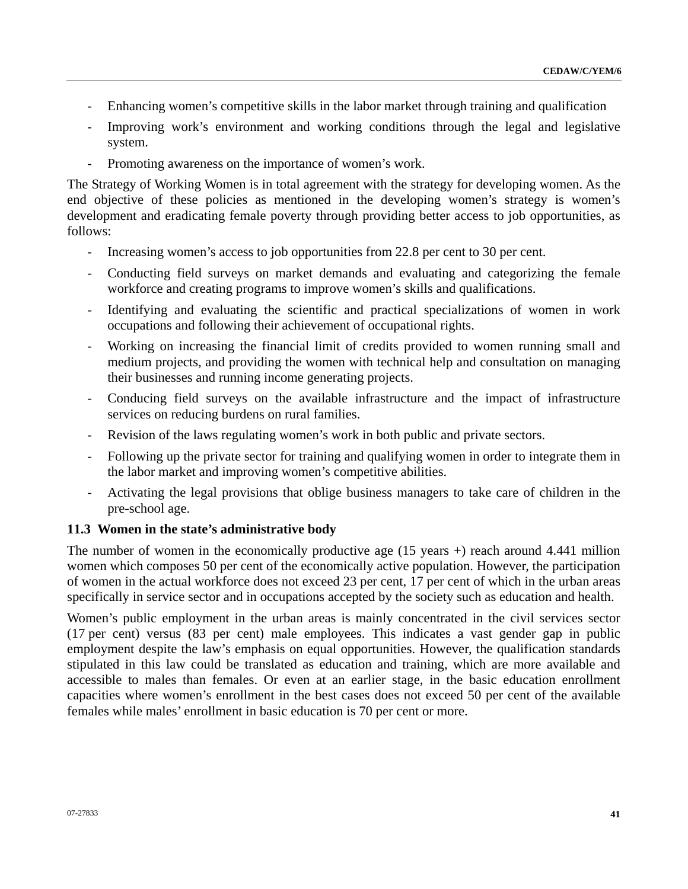- Enhancing women's competitive skills in the labor market through training and qualification
- Improving work's environment and working conditions through the legal and legislative system.
- Promoting awareness on the importance of women's work.

The Strategy of Working Women is in total agreement with the strategy for developing women. As the end objective of these policies as mentioned in the developing women's strategy is women's development and eradicating female poverty through providing better access to job opportunities, as follows:

- Increasing women's access to job opportunities from 22.8 per cent to 30 per cent.
- Conducting field surveys on market demands and evaluating and categorizing the female workforce and creating programs to improve women's skills and qualifications.
- Identifying and evaluating the scientific and practical specializations of women in work occupations and following their achievement of occupational rights.
- Working on increasing the financial limit of credits provided to women running small and medium projects, and providing the women with technical help and consultation on managing their businesses and running income generating projects.
- Conducing field surveys on the available infrastructure and the impact of infrastructure services on reducing burdens on rural families.
- Revision of the laws regulating women's work in both public and private sectors.
- Following up the private sector for training and qualifying women in order to integrate them in the labor market and improving women's competitive abilities.
- Activating the legal provisions that oblige business managers to take care of children in the pre-school age.

### 11.3 Women in the state's administrative body

The number of women in the economically productive age (15 years +) reach around 4.441 million women which composes 50 per cent of the economically active population. However, the participation of women in the actual workforce does not exceed 23 per cent, 17 per cent of which in the urban areas specifically in service sector and in occupations accepted by the society such as education and health.

Women's public employment in the urban areas is mainly concentrated in the civil services sector (17 per cent) versus (83 per cent) male employees. This indicates a vast gender gap in public employment despite the law's emphasis on equal opportunities. However, the qualification standards stipulated in this law could be translated as education and training, which are more available and accessible to males than females. Or even at an earlier stage, in the basic education enrollment capacities where women's enrollment in the best cases does not exceed 50 per cent of the available females while males' enrollment in basic education is 70 per cent or more.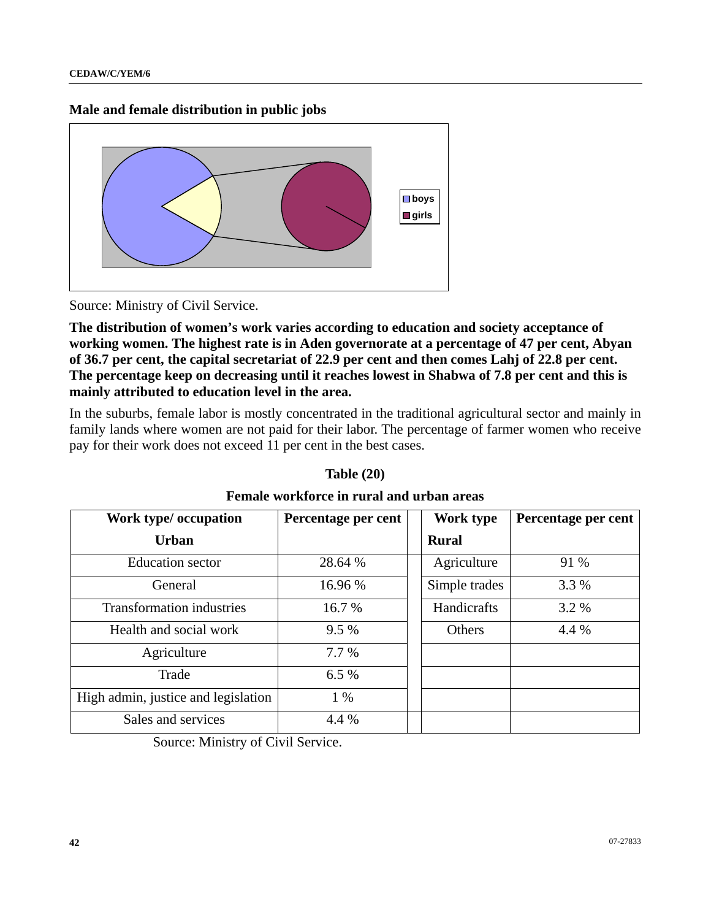**Male and female distribution in public jobs**

boys

girls

Source: Ministry of Civil Service.

**The distribution of women's work varies according to education and society acceptance of working women. The highest rate is in Aden governorate at a percentage of 47 per cent, Abyan of 36.7 per cent, the capital secretariat of 22.9 per cent and then comes Lahj of 22.8 per cent. The percentage keep on decreasing until it reaches lowest in Shabwa of 7.8 per cent and this is mainly attributed to education level in the area.**

In the suburbs, female labor is mostly concentrated in the traditional agricultural sector and mainly in family lands where women are not paid for their labor. The percentage of farmer women who receive pay for their work does not exceed 11 per cent in the best cases.

**Table (20)**

**Female workforce in rural and urban areas**

| Work type/ occupation Urban | Percentage per cent | | Work type Rural | Percentage per cent |
|---|---|---|---|---|
| Education sector | 28.64 % | | Agriculture | 91 % |
| General | 16.96 % | | Simple trades | 3.3 % |
| Transformation industries | 16.7 % | | Handicrafts | 3.2 % |
| Health and social work | 9.5 % | | Others | 4.4 % |
| Agriculture | 7.7 % | | | |
| Trade | 6.5 % | | | |
| High admin, justice and legislation | 1 % | | | |
| Sales and services | 4.4 % | | | |

Source: Ministry of Civil Service.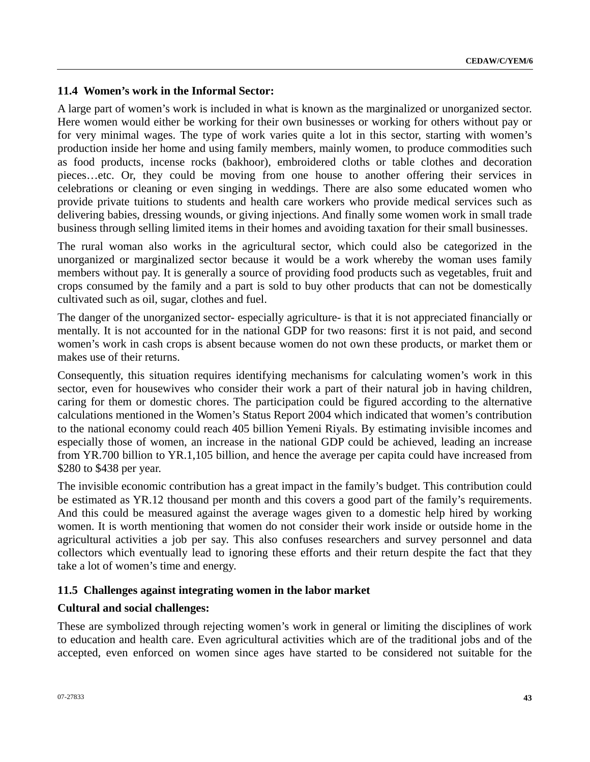### 11.4 Women's work in the Informal Sector:

A large part of women's work is included in what is known as the marginalized or unorganized sector. Here women would either be working for their own businesses or working for others without pay or for very minimal wages. The type of work varies quite a lot in this sector, starting with women's production inside her home and using family members, mainly women, to produce commodities such as food products, incense rocks (bakhoor), embroidered cloths or table clothes and decoration pieces…etc. Or, they could be moving from one house to another offering their services in celebrations or cleaning or even singing in weddings. There are also some educated women who provide private tuitions to students and health care workers who provide medical services such as delivering babies, dressing wounds, or giving injections. And finally some women work in small trade business through selling limited items in their homes and avoiding taxation for their small businesses.

The rural woman also works in the agricultural sector, which could also be categorized in the unorganized or marginalized sector because it would be a work whereby the woman uses family members without pay. It is generally a source of providing food products such as vegetables, fruit and crops consumed by the family and a part is sold to buy other products that can not be domestically cultivated such as oil, sugar, clothes and fuel.

The danger of the unorganized sector- especially agriculture- is that it is not appreciated financially or mentally. It is not accounted for in the national GDP for two reasons: first it is not paid, and second women's work in cash crops is absent because women do not own these products, or market them or makes use of their returns.

Consequently, this situation requires identifying mechanisms for calculating women's work in this sector, even for housewives who consider their work a part of their natural job in having children, caring for them or domestic chores. The participation could be figured according to the alternative calculations mentioned in the Women's Status Report 2004 which indicated that women's contribution to the national economy could reach 405 billion Yemeni Riyals. By estimating invisible incomes and especially those of women, an increase in the national GDP could be achieved, leading an increase from YR.700 billion to YR.1,105 billion, and hence the average per capita could have increased from $280 to $438 per year.

The invisible economic contribution has a great impact in the family's budget. This contribution could be estimated as YR.12 thousand per month and this covers a good part of the family's requirements. And this could be measured against the average wages given to a domestic help hired by working women. It is worth mentioning that women do not consider their work inside or outside home in the agricultural activities a job per say. This also confuses researchers and survey personnel and data collectors which eventually lead to ignoring these efforts and their return despite the fact that they take a lot of women's time and energy.

### 11.5 Challenges against integrating women in the labor market

**Cultural and social challenges:**

These are symbolized through rejecting women's work in general or limiting the disciplines of work to education and health care. Even agricultural activities which are of the traditional jobs and of the accepted, even enforced on women since ages have started to be considered not suitable for the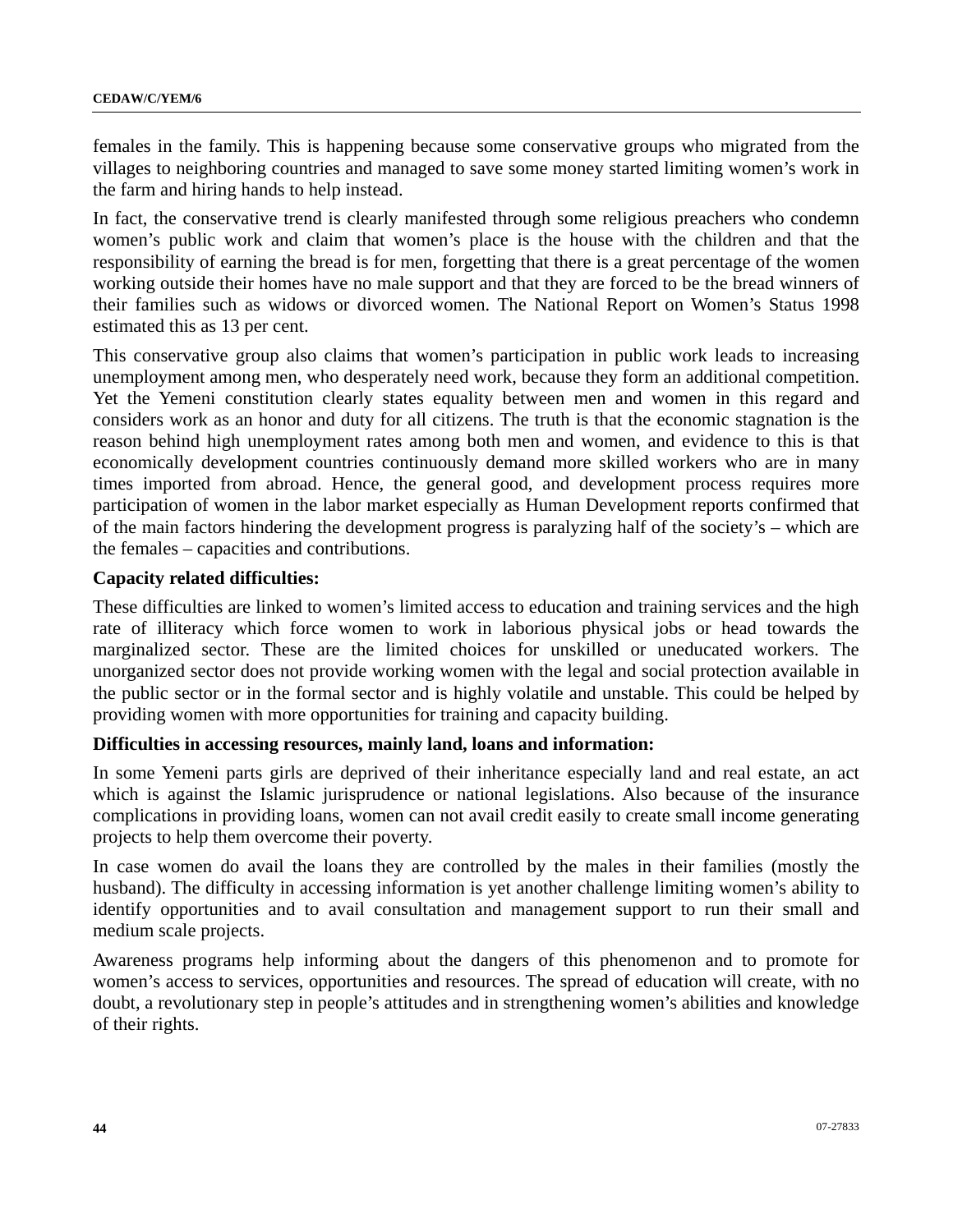females in the family. This is happening because some conservative groups who migrated from the villages to neighboring countries and managed to save some money started limiting women's work in the farm and hiring hands to help instead.

In fact, the conservative trend is clearly manifested through some religious preachers who condemn women's public work and claim that women's place is the house with the children and that the responsibility of earning the bread is for men, forgetting that there is a great percentage of the women working outside their homes have no male support and that they are forced to be the bread winners of their families such as widows or divorced women. The National Report on Women's Status 1998 estimated this as 13 per cent.

This conservative group also claims that women's participation in public work leads to increasing unemployment among men, who desperately need work, because they form an additional competition. Yet the Yemeni constitution clearly states equality between men and women in this regard and considers work as an honor and duty for all citizens. The truth is that the economic stagnation is the reason behind high unemployment rates among both men and women, and evidence to this is that economically development countries continuously demand more skilled workers who are in many times imported from abroad. Hence, the general good, and development process requires more participation of women in the labor market especially as Human Development reports confirmed that of the main factors hindering the development progress is paralyzing half of the society's – which are the females – capacities and contributions.

**Capacity related difficulties:**

These difficulties are linked to women's limited access to education and training services and the high rate of illiteracy which force women to work in laborious physical jobs or head towards the marginalized sector. These are the limited choices for unskilled or uneducated workers. The unorganized sector does not provide working women with the legal and social protection available in the public sector or in the formal sector and is highly volatile and unstable. This could be helped by providing women with more opportunities for training and capacity building.

**Difficulties in accessing resources, mainly land, loans and information:**

In some Yemeni parts girls are deprived of their inheritance especially land and real estate, an act which is against the Islamic jurisprudence or national legislations. Also because of the insurance complications in providing loans, women can not avail credit easily to create small income generating projects to help them overcome their poverty.

In case women do avail the loans they are controlled by the males in their families (mostly the husband). The difficulty in accessing information is yet another challenge limiting women's ability to identify opportunities and to avail consultation and management support to run their small and medium scale projects.

Awareness programs help informing about the dangers of this phenomenon and to promote for women's access to services, opportunities and resources. The spread of education will create, with no doubt, a revolutionary step in people's attitudes and in strengthening women's abilities and knowledge of their rights.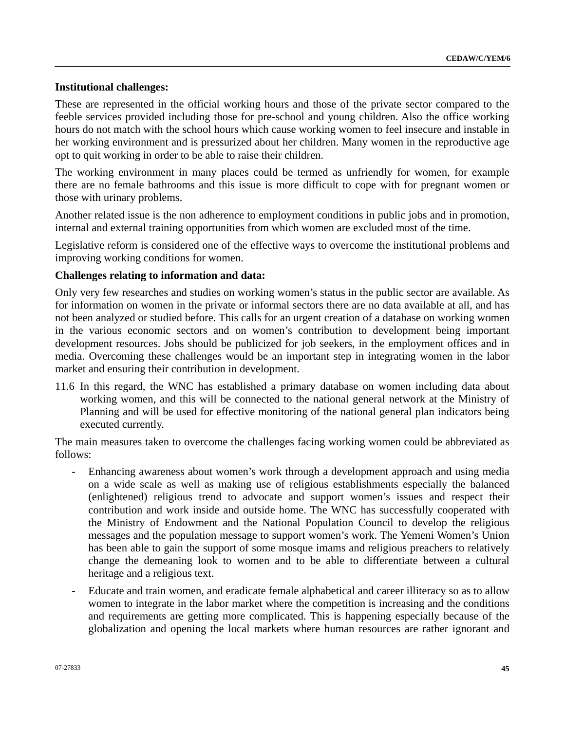**Institutional challenges:**

These are represented in the official working hours and those of the private sector compared to the feeble services provided including those for pre-school and young children. Also the office working hours do not match with the school hours which cause working women to feel insecure and instable in her working environment and is pressurized about her children. Many women in the reproductive age opt to quit working in order to be able to raise their children.

The working environment in many places could be termed as unfriendly for women, for example there are no female bathrooms and this issue is more difficult to cope with for pregnant women or those with urinary problems.

Another related issue is the non adherence to employment conditions in public jobs and in promotion, internal and external training opportunities from which women are excluded most of the time.

Legislative reform is considered one of the effective ways to overcome the institutional problems and improving working conditions for women.

**Challenges relating to information and data:**

Only very few researches and studies on working women's status in the public sector are available. As for information on women in the private or informal sectors there are no data available at all, and has not been analyzed or studied before. This calls for an urgent creation of a database on working women in the various economic sectors and on women's contribution to development being important development resources. Jobs should be publicized for job seekers, in the employment offices and in media. Overcoming these challenges would be an important step in integrating women in the labor market and ensuring their contribution in development.

11.6 In this regard, the WNC has established a primary database on women including data about working women, and this will be connected to the national general network at the Ministry of Planning and will be used for effective monitoring of the national general plan indicators being executed currently.

The main measures taken to overcome the challenges facing working women could be abbreviated as follows:

- Enhancing awareness about women's work through a development approach and using media on a wide scale as well as making use of religious establishments especially the balanced (enlightened) religious trend to advocate and support women's issues and respect their contribution and work inside and outside home. The WNC has successfully cooperated with the Ministry of Endowment and the National Population Council to develop the religious messages and the population message to support women's work. The Yemeni Women's Union has been able to gain the support of some mosque imams and religious preachers to relatively change the demeaning look to women and to be able to differentiate between a cultural heritage and a religious text.
- Educate and train women, and eradicate female alphabetical and career illiteracy so as to allow women to integrate in the labor market where the competition is increasing and the conditions and requirements are getting more complicated. This is happening especially because of the globalization and opening the local markets where human resources are rather ignorant and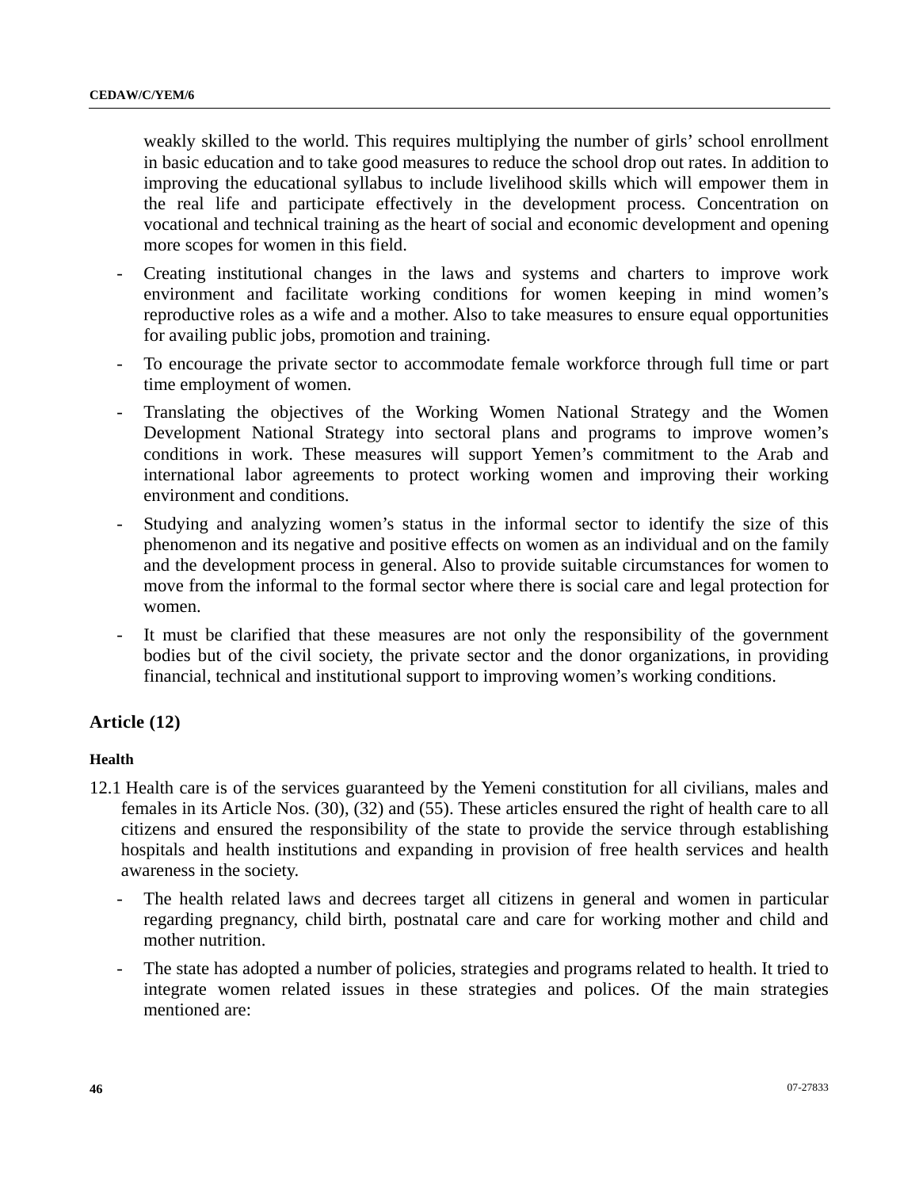weakly skilled to the world. This requires multiplying the number of girls' school enrollment in basic education and to take good measures to reduce the school drop out rates. In addition to improving the educational syllabus to include livelihood skills which will empower them in the real life and participate effectively in the development process. Concentration on vocational and technical training as the heart of social and economic development and opening more scopes for women in this field.

- Creating institutional changes in the laws and systems and charters to improve work environment and facilitate working conditions for women keeping in mind women's reproductive roles as a wife and a mother. Also to take measures to ensure equal opportunities for availing public jobs, promotion and training.
- To encourage the private sector to accommodate female workforce through full time or part time employment of women.
- Translating the objectives of the Working Women National Strategy and the Women Development National Strategy into sectoral plans and programs to improve women's conditions in work. These measures will support Yemen's commitment to the Arab and international labor agreements to protect working women and improving their working environment and conditions.
- Studying and analyzing women's status in the informal sector to identify the size of this phenomenon and its negative and positive effects on women as an individual and on the family and the development process in general. Also to provide suitable circumstances for women to move from the informal to the formal sector where there is social care and legal protection for women.
- It must be clarified that these measures are not only the responsibility of the government bodies but of the civil society, the private sector and the donor organizations, in providing financial, technical and institutional support to improving women's working conditions.

## Article (12)

### Health

12.1 Health care is of the services guaranteed by the Yemeni constitution for all civilians, males and females in its Article Nos. (30), (32) and (55). These articles ensured the right of health care to all citizens and ensured the responsibility of the state to provide the service through establishing hospitals and health institutions and expanding in provision of free health services and health awareness in the society.

- The health related laws and decrees target all citizens in general and women in particular regarding pregnancy, child birth, postnatal care and care for working mother and child and mother nutrition.
- The state has adopted a number of policies, strategies and programs related to health. It tried to integrate women related issues in these strategies and polices. Of the main strategies mentioned are: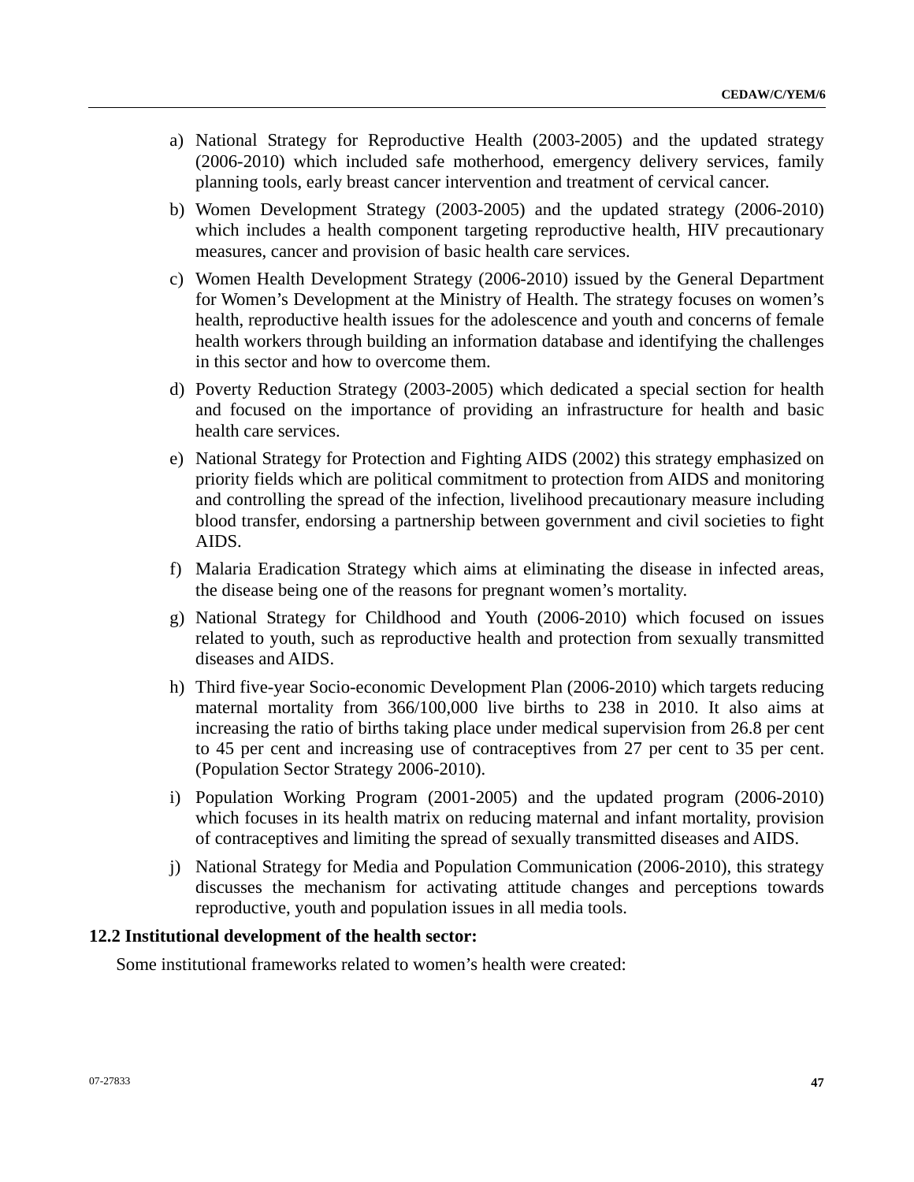a) National Strategy for Reproductive Health (2003-2005) and the updated strategy (2006-2010) which included safe motherhood, emergency delivery services, family planning tools, early breast cancer intervention and treatment of cervical cancer.

b) Women Development Strategy (2003-2005) and the updated strategy (2006-2010) which includes a health component targeting reproductive health, HIV precautionary measures, cancer and provision of basic health care services.

c) Women Health Development Strategy (2006-2010) issued by the General Department for Women's Development at the Ministry of Health. The strategy focuses on women's health, reproductive health issues for the adolescence and youth and concerns of female health workers through building an information database and identifying the challenges in this sector and how to overcome them.

d) Poverty Reduction Strategy (2003-2005) which dedicated a special section for health and focused on the importance of providing an infrastructure for health and basic health care services.

e) National Strategy for Protection and Fighting AIDS (2002) this strategy emphasized on priority fields which are political commitment to protection from AIDS and monitoring and controlling the spread of the infection, livelihood precautionary measure including blood transfer, endorsing a partnership between government and civil societies to fight AIDS.

f) Malaria Eradication Strategy which aims at eliminating the disease in infected areas, the disease being one of the reasons for pregnant women's mortality.

g) National Strategy for Childhood and Youth (2006-2010) which focused on issues related to youth, such as reproductive health and protection from sexually transmitted diseases and AIDS.

h) Third five-year Socio-economic Development Plan (2006-2010) which targets reducing maternal mortality from 366/100,000 live births to 238 in 2010. It also aims at increasing the ratio of births taking place under medical supervision from 26.8 per cent to 45 per cent and increasing use of contraceptives from 27 per cent to 35 per cent. (Population Sector Strategy 2006-2010).

i) Population Working Program (2001-2005) and the updated program (2006-2010) which focuses in its health matrix on reducing maternal and infant mortality, provision of contraceptives and limiting the spread of sexually transmitted diseases and AIDS.

j) National Strategy for Media and Population Communication (2006-2010), this strategy discusses the mechanism for activating attitude changes and perceptions towards reproductive, youth and population issues in all media tools.

**12.2 Institutional development of the health sector:**

Some institutional frameworks related to women's health were created: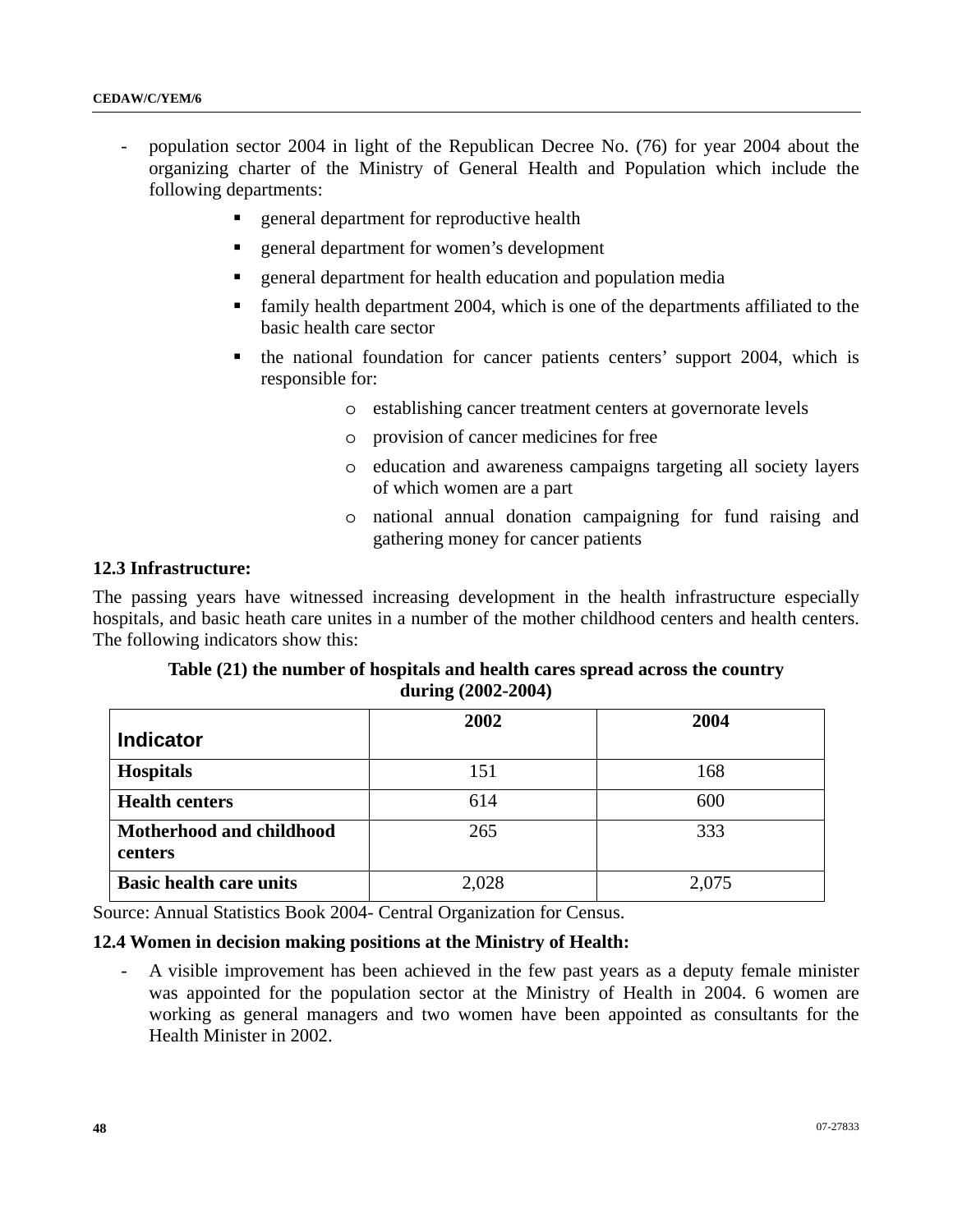- population sector 2004 in light of the Republican Decree No. (76) for year 2004 about the organizing charter of the Ministry of General Health and Population which include the following departments:
  - general department for reproductive health
  - general department for women's development
  - general department for health education and population media
  - family health department 2004, which is one of the departments affiliated to the basic health care sector
  - the national foundation for cancer patients centers' support 2004, which is responsible for:
    - establishing cancer treatment centers at governorate levels
    - provision of cancer medicines for free
    - education and awareness campaigns targeting all society layers of which women are a part
    - national annual donation campaigning for fund raising and gathering money for cancer patients

**12.3 Infrastructure:**

The passing years have witnessed increasing development in the health infrastructure especially hospitals, and basic heath care unites in a number of the mother childhood centers and health centers. The following indicators show this:

**Table (21) the number of hospitals and health cares spread across the country during (2002-2004)**

| Indicator | 2002 | 2004 |
|---|---|---|
| **Hospitals** | 151 | 168 |
| **Health centers** | 614 | 600 |
| **Motherhood and childhood centers** | 265 | 333 |
| **Basic health care units** | 2,028 | 2,075 |

Source: Annual Statistics Book 2004- Central Organization for Census.

**12.4 Women in decision making positions at the Ministry of Health:**

- A visible improvement has been achieved in the few past years as a deputy female minister was appointed for the population sector at the Ministry of Health in 2004. 6 women are working as general managers and two women have been appointed as consultants for the Health Minister in 2002.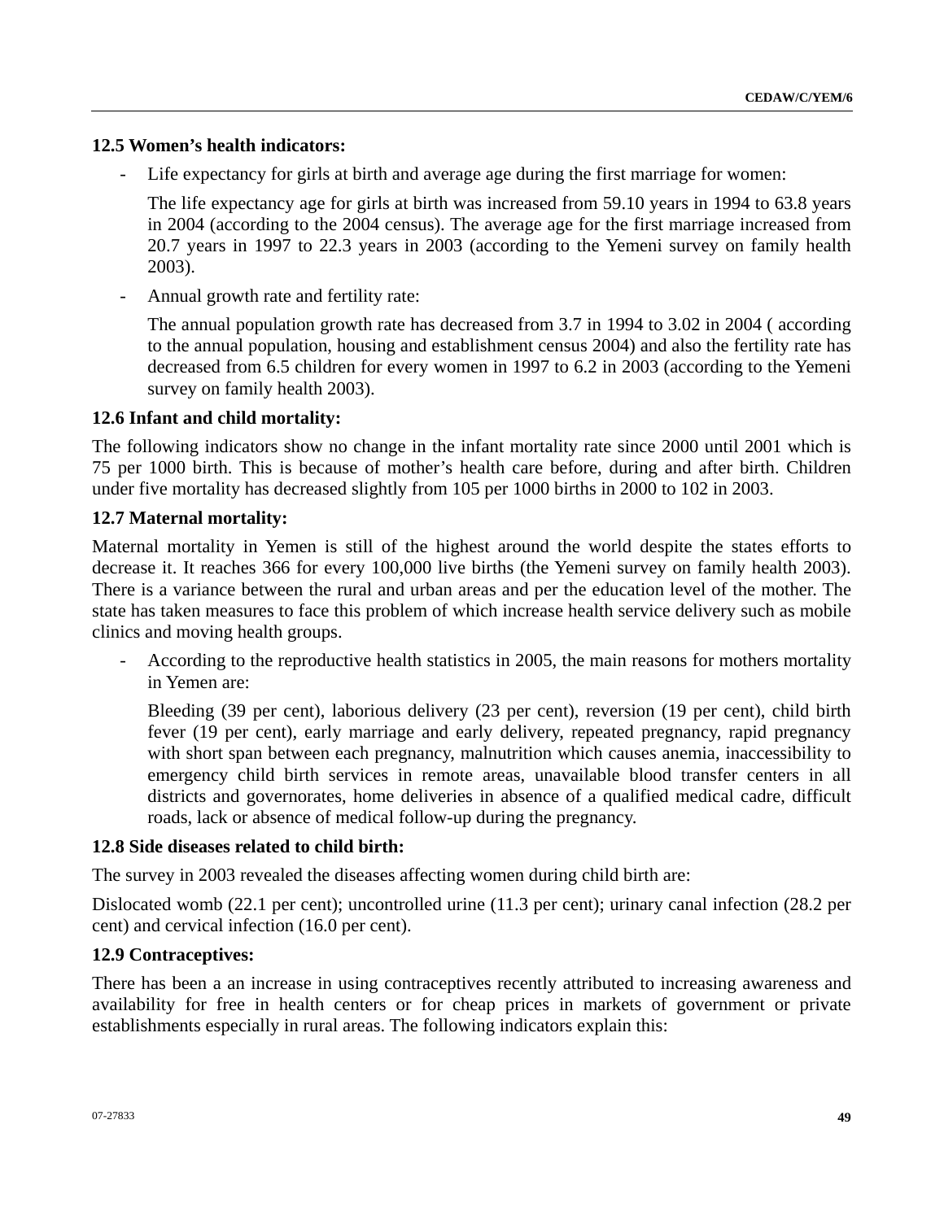### 12.5 Women's health indicators:

- Life expectancy for girls at birth and average age during the first marriage for women:

  The life expectancy age for girls at birth was increased from 59.10 years in 1994 to 63.8 years in 2004 (according to the 2004 census). The average age for the first marriage increased from 20.7 years in 1997 to 22.3 years in 2003 (according to the Yemeni survey on family health 2003).

- Annual growth rate and fertility rate:

  The annual population growth rate has decreased from 3.7 in 1994 to 3.02 in 2004 ( according to the annual population, housing and establishment census 2004) and also the fertility rate has decreased from 6.5 children for every women in 1997 to 6.2 in 2003 (according to the Yemeni survey on family health 2003).

### 12.6 Infant and child mortality:

The following indicators show no change in the infant mortality rate since 2000 until 2001 which is 75 per 1000 birth. This is because of mother's health care before, during and after birth. Children under five mortality has decreased slightly from 105 per 1000 births in 2000 to 102 in 2003.

### 12.7 Maternal mortality:

Maternal mortality in Yemen is still of the highest around the world despite the states efforts to decrease it. It reaches 366 for every 100,000 live births (the Yemeni survey on family health 2003). There is a variance between the rural and urban areas and per the education level of the mother. The state has taken measures to face this problem of which increase health service delivery such as mobile clinics and moving health groups.

- According to the reproductive health statistics in 2005, the main reasons for mothers mortality in Yemen are:

  Bleeding (39 per cent), laborious delivery (23 per cent), reversion (19 per cent), child birth fever (19 per cent), early marriage and early delivery, repeated pregnancy, rapid pregnancy with short span between each pregnancy, malnutrition which causes anemia, inaccessibility to emergency child birth services in remote areas, unavailable blood transfer centers in all districts and governorates, home deliveries in absence of a qualified medical cadre, difficult roads, lack or absence of medical follow-up during the pregnancy.

### 12.8 Side diseases related to child birth:

The survey in 2003 revealed the diseases affecting women during child birth are:

Dislocated womb (22.1 per cent); uncontrolled urine (11.3 per cent); urinary canal infection (28.2 per cent) and cervical infection (16.0 per cent).

### 12.9 Contraceptives:

There has been a an increase in using contraceptives recently attributed to increasing awareness and availability for free in health centers or for cheap prices in markets of government or private establishments especially in rural areas. The following indicators explain this: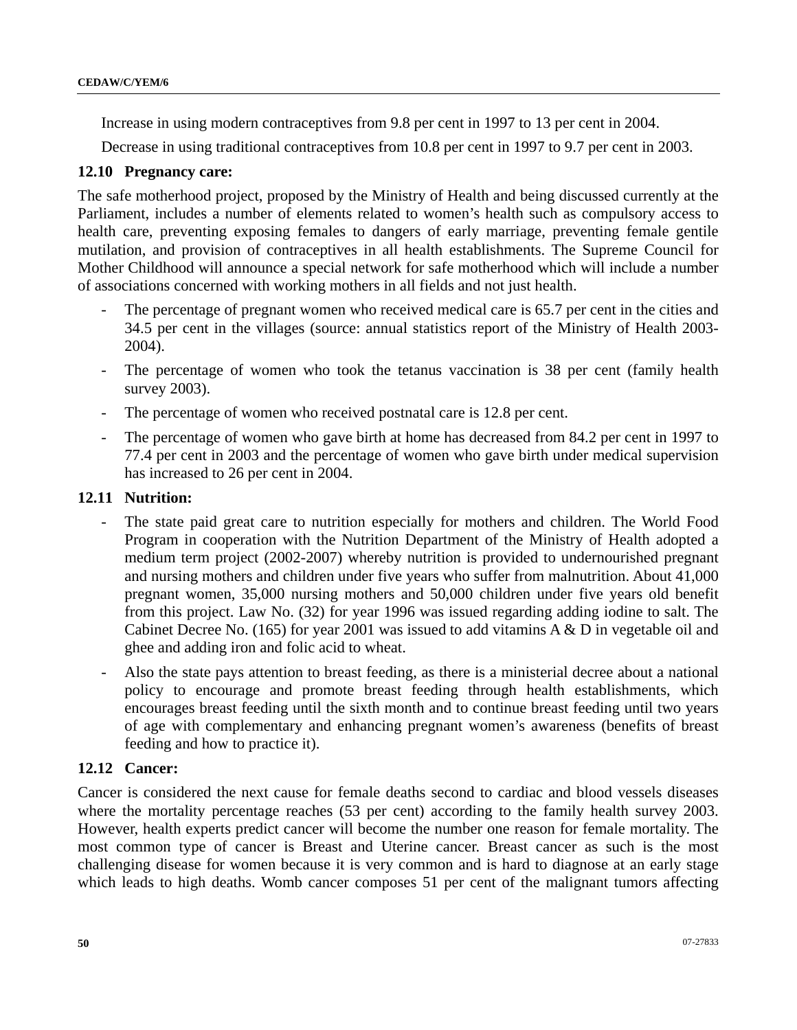Increase in using modern contraceptives from 9.8 per cent in 1997 to 13 per cent in 2004.

Decrease in using traditional contraceptives from 10.8 per cent in 1997 to 9.7 per cent in 2003.

### 12.10 Pregnancy care:

The safe motherhood project, proposed by the Ministry of Health and being discussed currently at the Parliament, includes a number of elements related to women's health such as compulsory access to health care, preventing exposing females to dangers of early marriage, preventing female gentile mutilation, and provision of contraceptives in all health establishments. The Supreme Council for Mother Childhood will announce a special network for safe motherhood which will include a number of associations concerned with working mothers in all fields and not just health.

- The percentage of pregnant women who received medical care is 65.7 per cent in the cities and 34.5 per cent in the villages (source: annual statistics report of the Ministry of Health 2003-2004).
- The percentage of women who took the tetanus vaccination is 38 per cent (family health survey 2003).
- The percentage of women who received postnatal care is 12.8 per cent.
- The percentage of women who gave birth at home has decreased from 84.2 per cent in 1997 to 77.4 per cent in 2003 and the percentage of women who gave birth under medical supervision has increased to 26 per cent in 2004.

### 12.11 Nutrition:

- The state paid great care to nutrition especially for mothers and children. The World Food Program in cooperation with the Nutrition Department of the Ministry of Health adopted a medium term project (2002-2007) whereby nutrition is provided to undernourished pregnant and nursing mothers and children under five years who suffer from malnutrition. About 41,000 pregnant women, 35,000 nursing mothers and 50,000 children under five years old benefit from this project. Law No. (32) for year 1996 was issued regarding adding iodine to salt. The Cabinet Decree No. (165) for year 2001 was issued to add vitamins A & D in vegetable oil and ghee and adding iron and folic acid to wheat.
- Also the state pays attention to breast feeding, as there is a ministerial decree about a national policy to encourage and promote breast feeding through health establishments, which encourages breast feeding until the sixth month and to continue breast feeding until two years of age with complementary and enhancing pregnant women's awareness (benefits of breast feeding and how to practice it).

### 12.12 Cancer:

Cancer is considered the next cause for female deaths second to cardiac and blood vessels diseases where the mortality percentage reaches (53 per cent) according to the family health survey 2003. However, health experts predict cancer will become the number one reason for female mortality. The most common type of cancer is Breast and Uterine cancer. Breast cancer as such is the most challenging disease for women because it is very common and is hard to diagnose at an early stage which leads to high deaths. Womb cancer composes 51 per cent of the malignant tumors affecting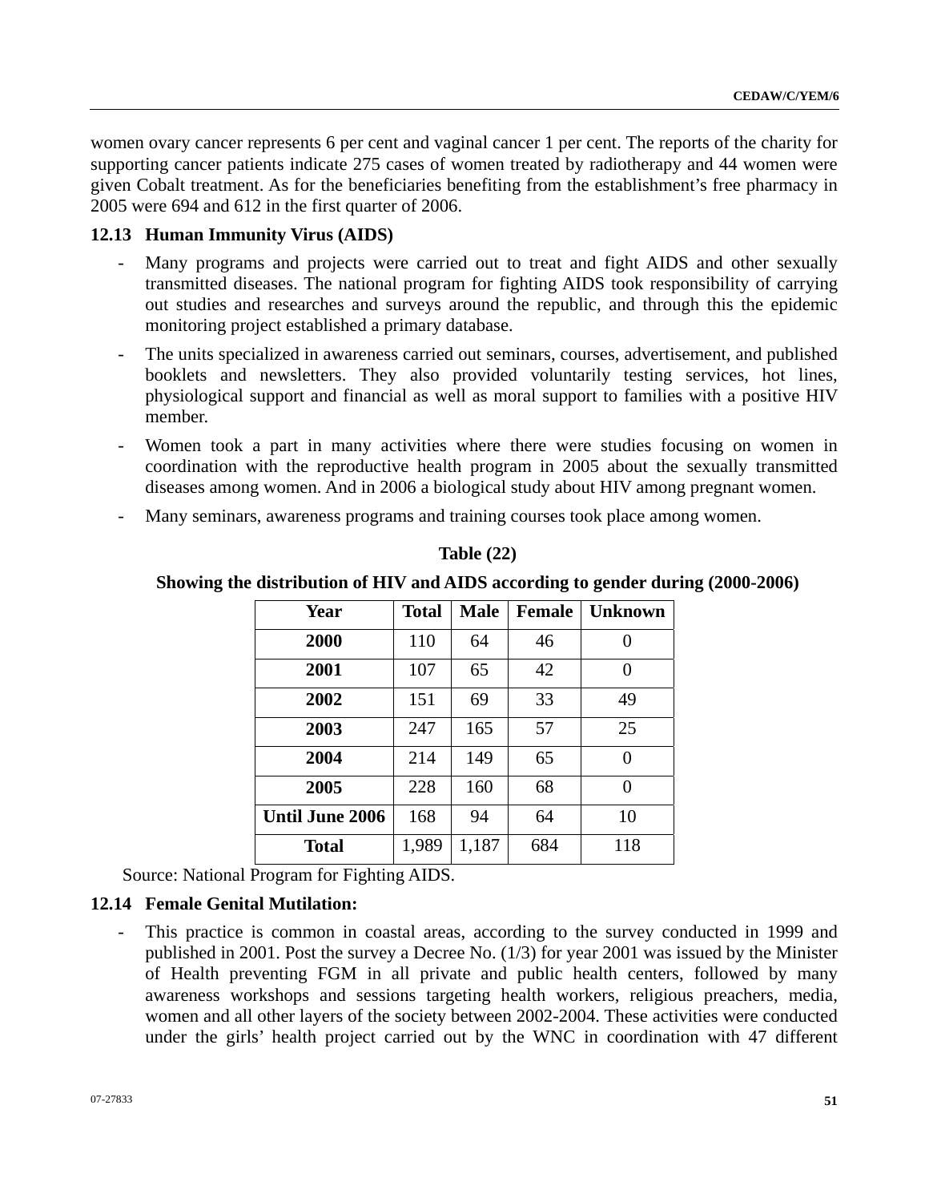women ovary cancer represents 6 per cent and vaginal cancer 1 per cent. The reports of the charity for supporting cancer patients indicate 275 cases of women treated by radiotherapy and 44 women were given Cobalt treatment. As for the beneficiaries benefiting from the establishment's free pharmacy in 2005 were 694 and 612 in the first quarter of 2006.

### 12.13 Human Immunity Virus (AIDS)

- Many programs and projects were carried out to treat and fight AIDS and other sexually transmitted diseases. The national program for fighting AIDS took responsibility of carrying out studies and researches and surveys around the republic, and through this the epidemic monitoring project established a primary database.
- The units specialized in awareness carried out seminars, courses, advertisement, and published booklets and newsletters. They also provided voluntarily testing services, hot lines, physiological support and financial as well as moral support to families with a positive HIV member.
- Women took a part in many activities where there were studies focusing on women in coordination with the reproductive health program in 2005 about the sexually transmitted diseases among women. And in 2006 a biological study about HIV among pregnant women.
- Many seminars, awareness programs and training courses took place among women.

**Table (22)**

**Showing the distribution of HIV and AIDS according to gender during (2000-2006)**

| Year | Total | Male | Female | Unknown |
|---|---|---|---|---|
| **2000** | 110 | 64 | 46 | 0 |
| **2001** | 107 | 65 | 42 | 0 |
| **2002** | 151 | 69 | 33 | 49 |
| **2003** | 247 | 165 | 57 | 25 |
| **2004** | 214 | 149 | 65 | 0 |
| **2005** | 228 | 160 | 68 | 0 |
| **Until June 2006** | 168 | 94 | 64 | 10 |
| **Total** | 1,989 | 1,187 | 684 | 118 |

Source: National Program for Fighting AIDS.

### 12.14 Female Genital Mutilation:

- This practice is common in coastal areas, according to the survey conducted in 1999 and published in 2001. Post the survey a Decree No. (1/3) for year 2001 was issued by the Minister of Health preventing FGM in all private and public health centers, followed by many awareness workshops and sessions targeting health workers, religious preachers, media, women and all other layers of the society between 2002-2004. These activities were conducted under the girls' health project carried out by the WNC in coordination with 47 different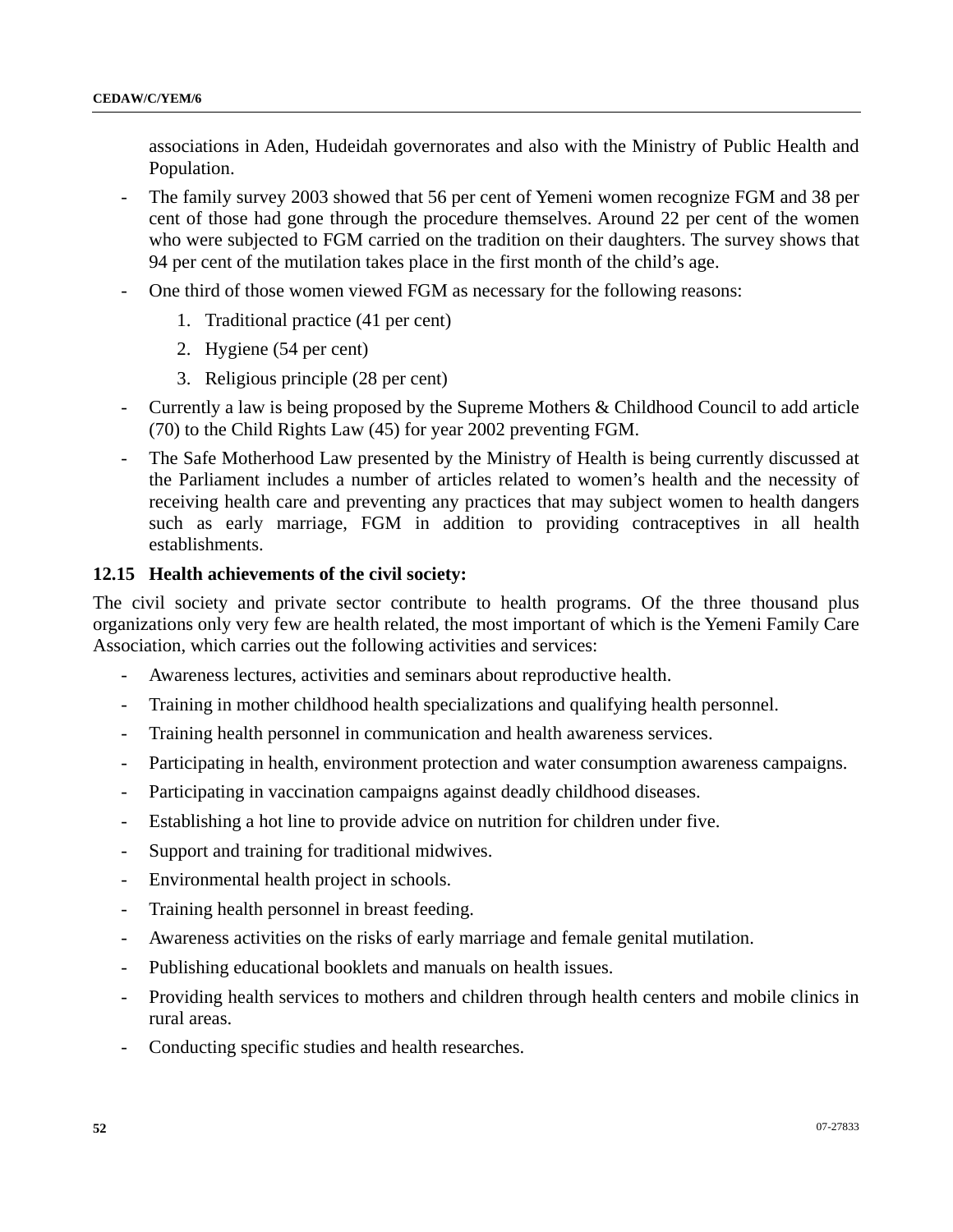associations in Aden, Hudeidah governorates and also with the Ministry of Public Health and Population.

- The family survey 2003 showed that 56 per cent of Yemeni women recognize FGM and 38 per cent of those had gone through the procedure themselves. Around 22 per cent of the women who were subjected to FGM carried on the tradition on their daughters. The survey shows that 94 per cent of the mutilation takes place in the first month of the child's age.
- One third of those women viewed FGM as necessary for the following reasons:
    1. Traditional practice (41 per cent)
    2. Hygiene (54 per cent)
    3. Religious principle (28 per cent)
- Currently a law is being proposed by the Supreme Mothers & Childhood Council to add article (70) to the Child Rights Law (45) for year 2002 preventing FGM.
- The Safe Motherhood Law presented by the Ministry of Health is being currently discussed at the Parliament includes a number of articles related to women's health and the necessity of receiving health care and preventing any practices that may subject women to health dangers such as early marriage, FGM in addition to providing contraceptives in all health establishments.

### 12.15 Health achievements of the civil society:

The civil society and private sector contribute to health programs. Of the three thousand plus organizations only very few are health related, the most important of which is the Yemeni Family Care Association, which carries out the following activities and services:

- Awareness lectures, activities and seminars about reproductive health.
- Training in mother childhood health specializations and qualifying health personnel.
- Training health personnel in communication and health awareness services.
- Participating in health, environment protection and water consumption awareness campaigns.
- Participating in vaccination campaigns against deadly childhood diseases.
- Establishing a hot line to provide advice on nutrition for children under five.
- Support and training for traditional midwives.
- Environmental health project in schools.
- Training health personnel in breast feeding.
- Awareness activities on the risks of early marriage and female genital mutilation.
- Publishing educational booklets and manuals on health issues.
- Providing health services to mothers and children through health centers and mobile clinics in rural areas.
- Conducting specific studies and health researches.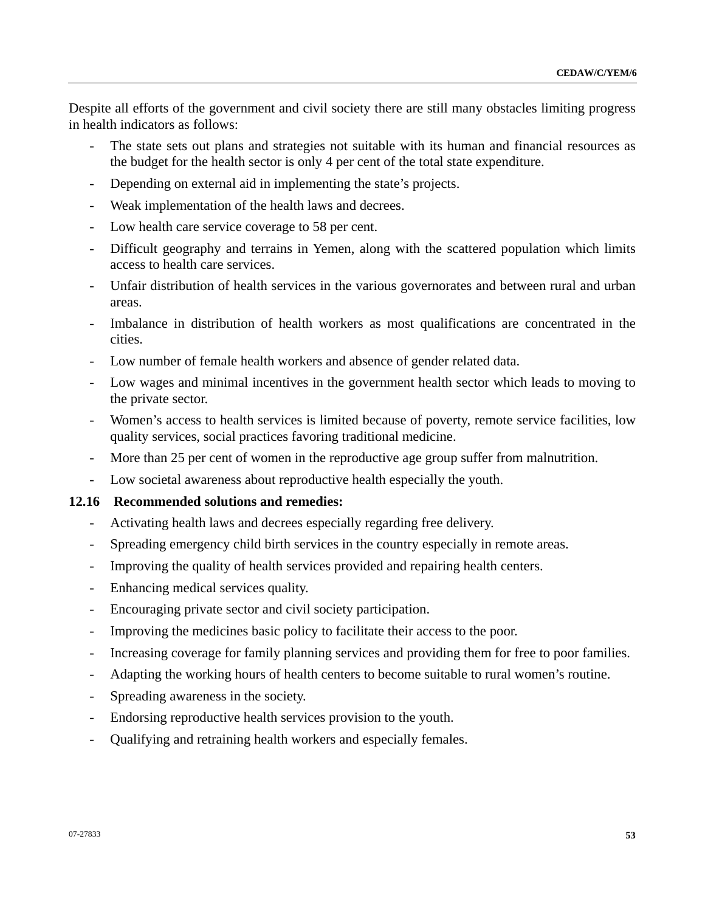Despite all efforts of the government and civil society there are still many obstacles limiting progress in health indicators as follows:

- The state sets out plans and strategies not suitable with its human and financial resources as the budget for the health sector is only 4 per cent of the total state expenditure.
- Depending on external aid in implementing the state's projects.
- Weak implementation of the health laws and decrees.
- Low health care service coverage to 58 per cent.
- Difficult geography and terrains in Yemen, along with the scattered population which limits access to health care services.
- Unfair distribution of health services in the various governorates and between rural and urban areas.
- Imbalance in distribution of health workers as most qualifications are concentrated in the cities.
- Low number of female health workers and absence of gender related data.
- Low wages and minimal incentives in the government health sector which leads to moving to the private sector.
- Women's access to health services is limited because of poverty, remote service facilities, low quality services, social practices favoring traditional medicine.
- More than 25 per cent of women in the reproductive age group suffer from malnutrition.
- Low societal awareness about reproductive health especially the youth.

**12.16 Recommended solutions and remedies:**

- Activating health laws and decrees especially regarding free delivery.
- Spreading emergency child birth services in the country especially in remote areas.
- Improving the quality of health services provided and repairing health centers.
- Enhancing medical services quality.
- Encouraging private sector and civil society participation.
- Improving the medicines basic policy to facilitate their access to the poor.
- Increasing coverage for family planning services and providing them for free to poor families.
- Adapting the working hours of health centers to become suitable to rural women's routine.
- Spreading awareness in the society.
- Endorsing reproductive health services provision to the youth.
- Qualifying and retraining health workers and especially females.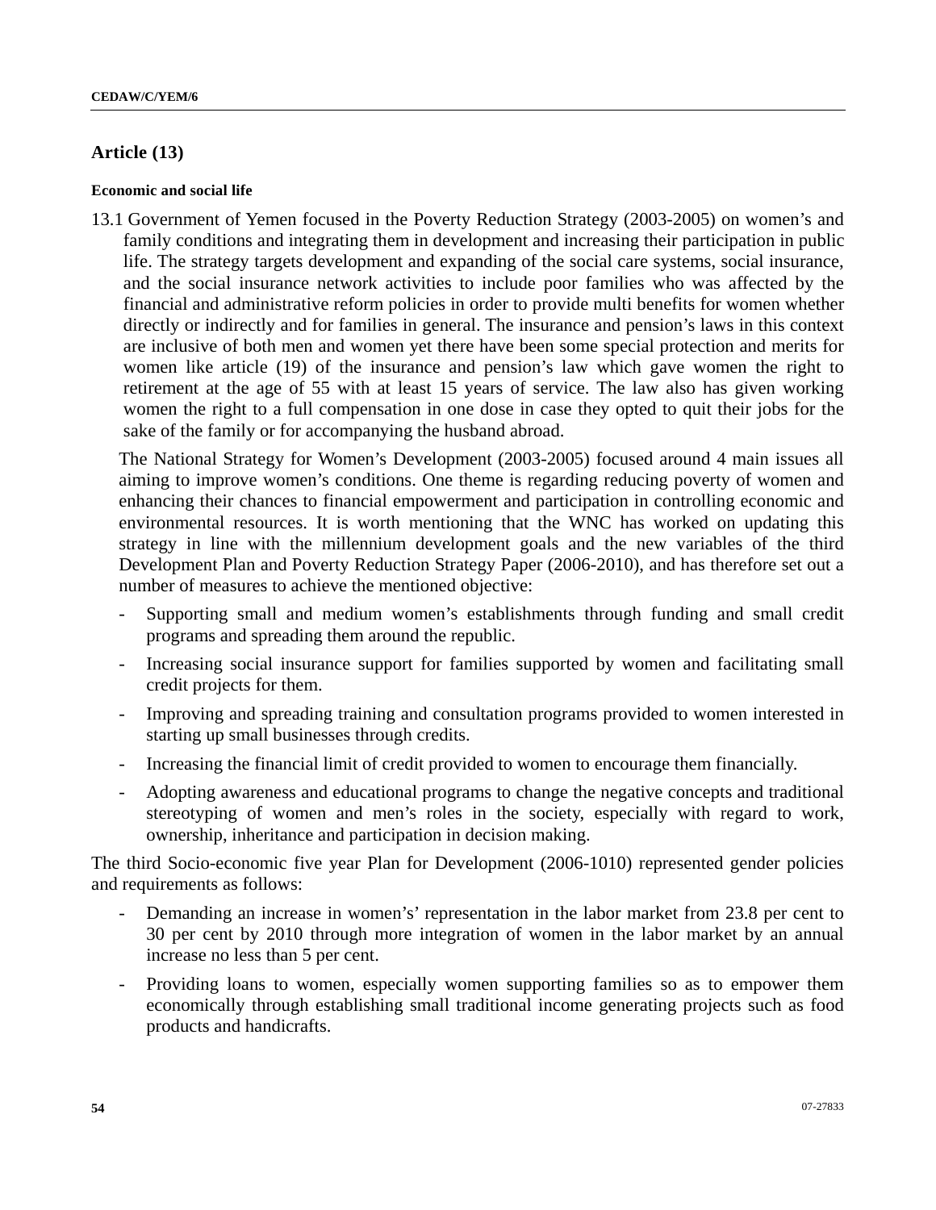## Article (13)

#### Economic and social life

13.1 Government of Yemen focused in the Poverty Reduction Strategy (2003-2005) on women's and family conditions and integrating them in development and increasing their participation in public life. The strategy targets development and expanding of the social care systems, social insurance, and the social insurance network activities to include poor families who was affected by the financial and administrative reform policies in order to provide multi benefits for women whether directly or indirectly and for families in general. The insurance and pension's laws in this context are inclusive of both men and women yet there have been some special protection and merits for women like article (19) of the insurance and pension's law which gave women the right to retirement at the age of 55 with at least 15 years of service. The law also has given working women the right to a full compensation in one dose in case they opted to quit their jobs for the sake of the family or for accompanying the husband abroad.

The National Strategy for Women's Development (2003-2005) focused around 4 main issues all aiming to improve women's conditions. One theme is regarding reducing poverty of women and enhancing their chances to financial empowerment and participation in controlling economic and environmental resources. It is worth mentioning that the WNC has worked on updating this strategy in line with the millennium development goals and the new variables of the third Development Plan and Poverty Reduction Strategy Paper (2006-2010), and has therefore set out a number of measures to achieve the mentioned objective:

- Supporting small and medium women's establishments through funding and small credit programs and spreading them around the republic.
- Increasing social insurance support for families supported by women and facilitating small credit projects for them.
- Improving and spreading training and consultation programs provided to women interested in starting up small businesses through credits.
- Increasing the financial limit of credit provided to women to encourage them financially.
- Adopting awareness and educational programs to change the negative concepts and traditional stereotyping of women and men's roles in the society, especially with regard to work, ownership, inheritance and participation in decision making.

The third Socio-economic five year Plan for Development (2006-1010) represented gender policies and requirements as follows:

- Demanding an increase in women's' representation in the labor market from 23.8 per cent to 30 per cent by 2010 through more integration of women in the labor market by an annual increase no less than 5 per cent.
- Providing loans to women, especially women supporting families so as to empower them economically through establishing small traditional income generating projects such as food products and handicrafts.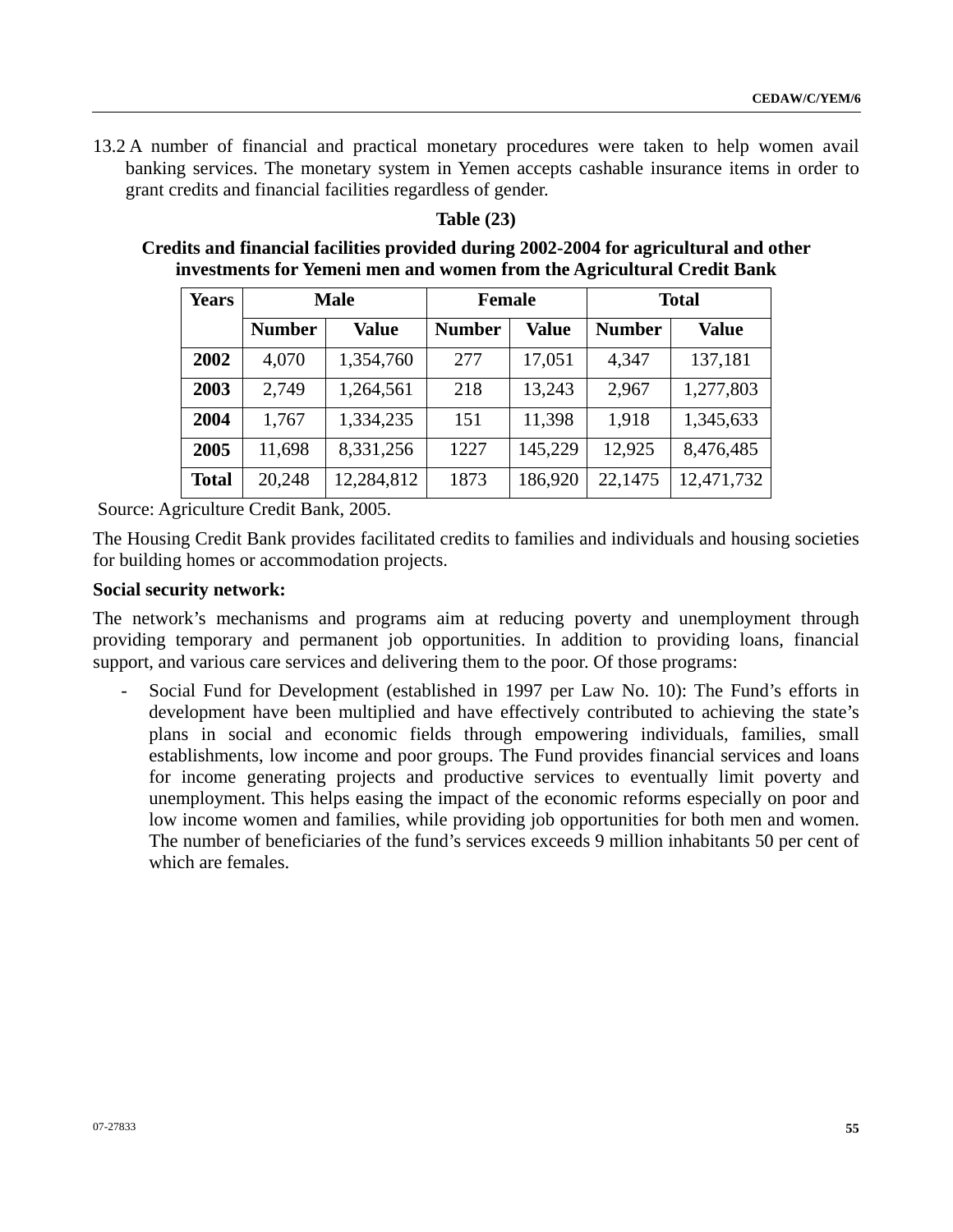13.2 A number of financial and practical monetary procedures were taken to help women avail banking services. The monetary system in Yemen accepts cashable insurance items in order to grant credits and financial facilities regardless of gender.

**Table (23)**

**Credits and financial facilities provided during 2002-2004 for agricultural and other investments for Yemeni men and women from the Agricultural Credit Bank**

| Years | Male | | Female | | Total | |
|---|---|---|---|---|---|---|
| | Number | Value | Number | Value | Number | Value |
| **2002** | 4,070 | 1,354,760 | 277 | 17,051 | 4,347 | 137,181 |
| **2003** | 2,749 | 1,264,561 | 218 | 13,243 | 2,967 | 1,277,803 |
| **2004** | 1,767 | 1,334,235 | 151 | 11,398 | 1,918 | 1,345,633 |
| **2005** | 11,698 | 8,331,256 | 1227 | 145,229 | 12,925 | 8,476,485 |
| **Total** | 20,248 | 12,284,812 | 1873 | 186,920 | 22,1475 | 12,471,732 |

Source: Agriculture Credit Bank, 2005.

The Housing Credit Bank provides facilitated credits to families and individuals and housing societies for building homes or accommodation projects.

**Social security network:**

The network's mechanisms and programs aim at reducing poverty and unemployment through providing temporary and permanent job opportunities. In addition to providing loans, financial support, and various care services and delivering them to the poor. Of those programs:

- Social Fund for Development (established in 1997 per Law No. 10): The Fund's efforts in development have been multiplied and have effectively contributed to achieving the state's plans in social and economic fields through empowering individuals, families, small establishments, low income and poor groups. The Fund provides financial services and loans for income generating projects and productive services to eventually limit poverty and unemployment. This helps easing the impact of the economic reforms especially on poor and low income women and families, while providing job opportunities for both men and women. The number of beneficiaries of the fund's services exceeds 9 million inhabitants 50 per cent of which are females.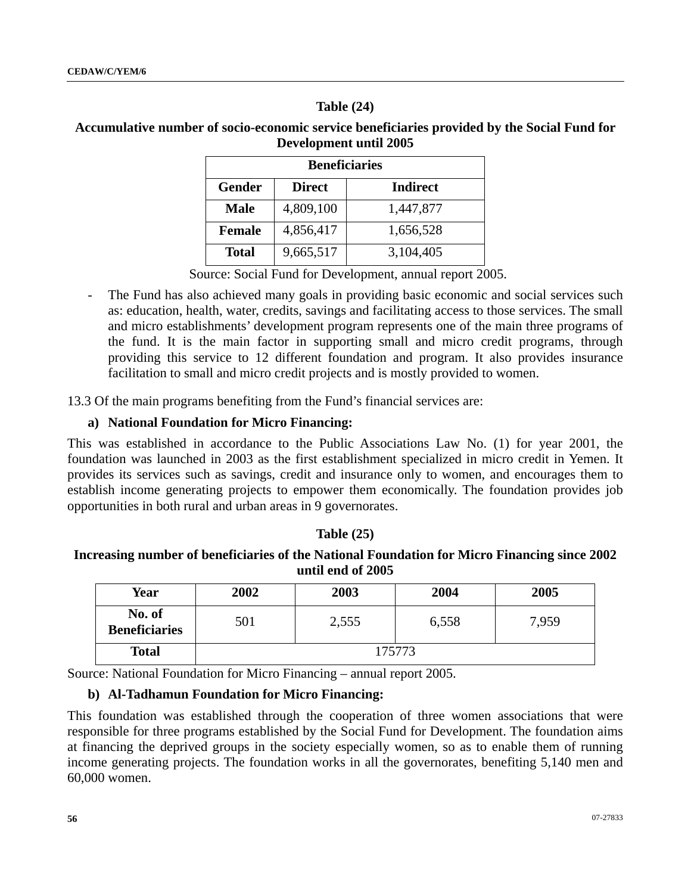**Table (24)**

**Accumulative number of socio-economic service beneficiaries provided by the Social Fund for Development until 2005**

| Beneficiaries | | |
|---|---|---|
| **Gender** | **Direct** | **Indirect** |
| **Male** | 4,809,100 | 1,447,877 |
| **Female** | 4,856,417 | 1,656,528 |
| **Total** | 9,665,517 | 3,104,405 |

Source: Social Fund for Development, annual report 2005.

- The Fund has also achieved many goals in providing basic economic and social services such as: education, health, water, credits, savings and facilitating access to those services. The small and micro establishments' development program represents one of the main three programs of the fund. It is the main factor in supporting small and micro credit programs, through providing this service to 12 different foundation and program. It also provides insurance facilitation to small and micro credit projects and is mostly provided to women.

13.3 Of the main programs benefiting from the Fund's financial services are:

**a) National Foundation for Micro Financing:**

This was established in accordance to the Public Associations Law No. (1) for year 2001, the foundation was launched in 2003 as the first establishment specialized in micro credit in Yemen. It provides its services such as savings, credit and insurance only to women, and encourages them to establish income generating projects to empower them economically. The foundation provides job opportunities in both rural and urban areas in 9 governorates.

**Table (25)**

**Increasing number of beneficiaries of the National Foundation for Micro Financing since 2002 until end of 2005**

| **Year** | **2002** | **2003** | **2004** | **2005** |
|---|---|---|---|---|
| **No. of Beneficiaries** | 501 | 2,555 | 6,558 | 7,959 |
| **Total** | 175773 | | | |

Source: National Foundation for Micro Financing – annual report 2005.

**b) Al-Tadhamun Foundation for Micro Financing:**

This foundation was established through the cooperation of three women associations that were responsible for three programs established by the Social Fund for Development. The foundation aims at financing the deprived groups in the society especially women, so as to enable them of running income generating projects. The foundation works in all the governorates, benefiting 5,140 men and 60,000 women.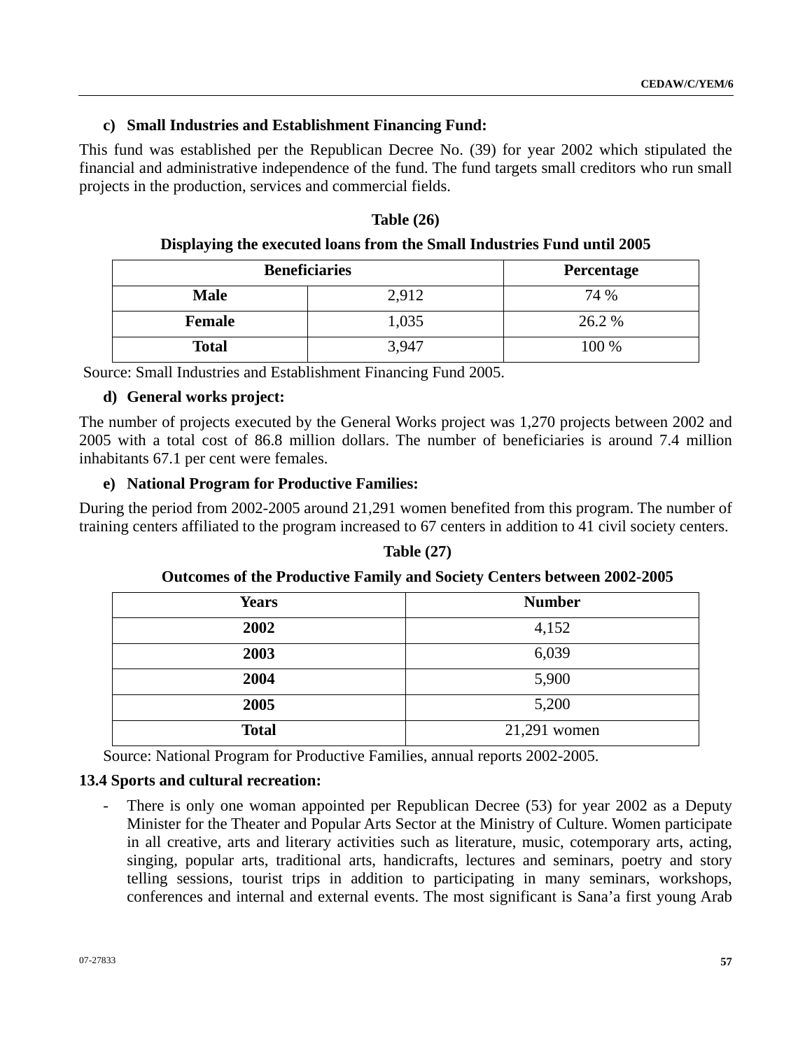### c) Small Industries and Establishment Financing Fund:

This fund was established per the Republican Decree No. (39) for year 2002 which stipulated the financial and administrative independence of the fund. The fund targets small creditors who run small projects in the production, services and commercial fields.

**Table (26)**

**Displaying the executed loans from the Small Industries Fund until 2005**

| Beneficiaries | | Percentage |
|---|---|---|
| **Male** | 2,912 | 74 % |
| **Female** | 1,035 | 26.2 % |
| **Total** | 3,947 | 100 % |

Source: Small Industries and Establishment Financing Fund 2005.

### d) General works project:

The number of projects executed by the General Works project was 1,270 projects between 2002 and 2005 with a total cost of 86.8 million dollars. The number of beneficiaries is around 7.4 million inhabitants 67.1 per cent were females.

### e) National Program for Productive Families:

During the period from 2002-2005 around 21,291 women benefited from this program. The number of training centers affiliated to the program increased to 67 centers in addition to 41 civil society centers.

**Table (27)**

**Outcomes of the Productive Family and Society Centers between 2002-2005**

| Years | Number |
|---|---|
| **2002** | 4,152 |
| **2003** | 6,039 |
| **2004** | 5,900 |
| **2005** | 5,200 |
| **Total** | 21,291 women |

Source: National Program for Productive Families, annual reports 2002-2005.

### 13.4 Sports and cultural recreation:

- There is only one woman appointed per Republican Decree (53) for year 2002 as a Deputy Minister for the Theater and Popular Arts Sector at the Ministry of Culture. Women participate in all creative, arts and literary activities such as literature, music, cotemporary arts, acting, singing, popular arts, traditional arts, handicrafts, lectures and seminars, poetry and story telling sessions, tourist trips in addition to participating in many seminars, workshops, conferences and internal and external events. The most significant is Sana'a first young Arab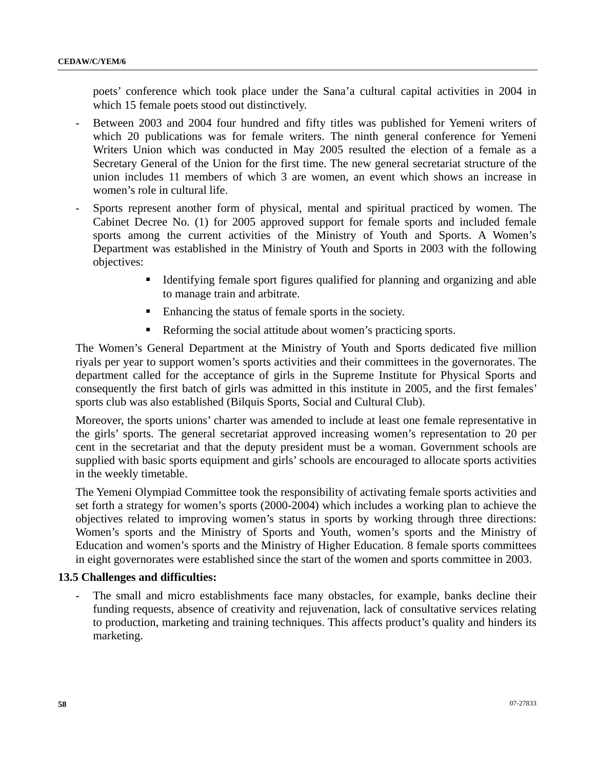poets' conference which took place under the Sana'a cultural capital activities in 2004 in which 15 female poets stood out distinctively.

- Between 2003 and 2004 four hundred and fifty titles was published for Yemeni writers of which 20 publications was for female writers. The ninth general conference for Yemeni Writers Union which was conducted in May 2005 resulted the election of a female as a Secretary General of the Union for the first time. The new general secretariat structure of the union includes 11 members of which 3 are women, an event which shows an increase in women's role in cultural life.
- Sports represent another form of physical, mental and spiritual practiced by women. The Cabinet Decree No. (1) for 2005 approved support for female sports and included female sports among the current activities of the Ministry of Youth and Sports. A Women's Department was established in the Ministry of Youth and Sports in 2003 with the following objectives:
  - Identifying female sport figures qualified for planning and organizing and able to manage train and arbitrate.
  - Enhancing the status of female sports in the society.
  - Reforming the social attitude about women's practicing sports.

The Women's General Department at the Ministry of Youth and Sports dedicated five million riyals per year to support women's sports activities and their committees in the governorates. The department called for the acceptance of girls in the Supreme Institute for Physical Sports and consequently the first batch of girls was admitted in this institute in 2005, and the first females' sports club was also established (Bilquis Sports, Social and Cultural Club).

Moreover, the sports unions' charter was amended to include at least one female representative in the girls' sports. The general secretariat approved increasing women's representation to 20 per cent in the secretariat and that the deputy president must be a woman. Government schools are supplied with basic sports equipment and girls' schools are encouraged to allocate sports activities in the weekly timetable.

The Yemeni Olympiad Committee took the responsibility of activating female sports activities and set forth a strategy for women's sports (2000-2004) which includes a working plan to achieve the objectives related to improving women's status in sports by working through three directions: Women's sports and the Ministry of Sports and Youth, women's sports and the Ministry of Education and women's sports and the Ministry of Higher Education. 8 female sports committees in eight governorates were established since the start of the women and sports committee in 2003.

**13.5 Challenges and difficulties:**

- The small and micro establishments face many obstacles, for example, banks decline their funding requests, absence of creativity and rejuvenation, lack of consultative services relating to production, marketing and training techniques. This affects product's quality and hinders its marketing.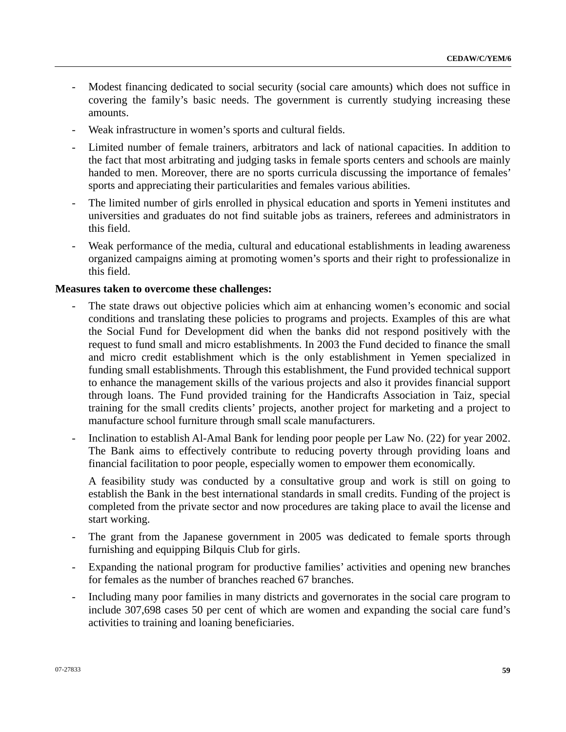- Modest financing dedicated to social security (social care amounts) which does not suffice in covering the family's basic needs. The government is currently studying increasing these amounts.
- Weak infrastructure in women's sports and cultural fields.
- Limited number of female trainers, arbitrators and lack of national capacities. In addition to the fact that most arbitrating and judging tasks in female sports centers and schools are mainly handed to men. Moreover, there are no sports curricula discussing the importance of females' sports and appreciating their particularities and females various abilities.
- The limited number of girls enrolled in physical education and sports in Yemeni institutes and universities and graduates do not find suitable jobs as trainers, referees and administrators in this field.
- Weak performance of the media, cultural and educational establishments in leading awareness organized campaigns aiming at promoting women's sports and their right to professionalize in this field.

**Measures taken to overcome these challenges:**

- The state draws out objective policies which aim at enhancing women's economic and social conditions and translating these policies to programs and projects. Examples of this are what the Social Fund for Development did when the banks did not respond positively with the request to fund small and micro establishments. In 2003 the Fund decided to finance the small and micro credit establishment which is the only establishment in Yemen specialized in funding small establishments. Through this establishment, the Fund provided technical support to enhance the management skills of the various projects and also it provides financial support through loans. The Fund provided training for the Handicrafts Association in Taiz, special training for the small credits clients' projects, another project for marketing and a project to manufacture school furniture through small scale manufacturers.
- Inclination to establish Al-Amal Bank for lending poor people per Law No. (22) for year 2002. The Bank aims to effectively contribute to reducing poverty through providing loans and financial facilitation to poor people, especially women to empower them economically.

  A feasibility study was conducted by a consultative group and work is still on going to establish the Bank in the best international standards in small credits. Funding of the project is completed from the private sector and now procedures are taking place to avail the license and start working.
- The grant from the Japanese government in 2005 was dedicated to female sports through furnishing and equipping Bilquis Club for girls.
- Expanding the national program for productive families' activities and opening new branches for females as the number of branches reached 67 branches.
- Including many poor families in many districts and governorates in the social care program to include 307,698 cases 50 per cent of which are women and expanding the social care fund's activities to training and loaning beneficiaries.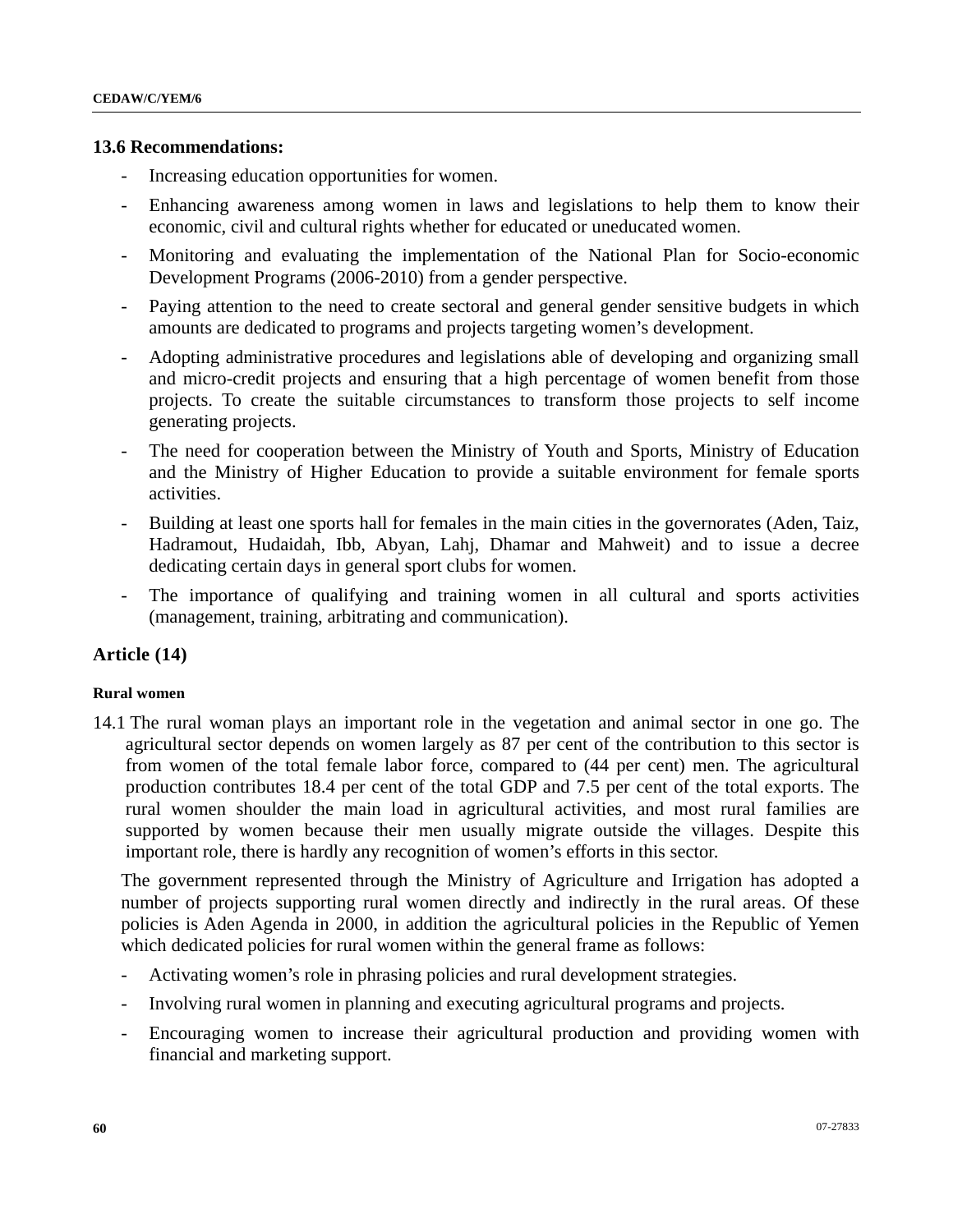### 13.6 Recommendations:

- Increasing education opportunities for women.
- Enhancing awareness among women in laws and legislations to help them to know their economic, civil and cultural rights whether for educated or uneducated women.
- Monitoring and evaluating the implementation of the National Plan for Socio-economic Development Programs (2006-2010) from a gender perspective.
- Paying attention to the need to create sectoral and general gender sensitive budgets in which amounts are dedicated to programs and projects targeting women's development.
- Adopting administrative procedures and legislations able of developing and organizing small and micro-credit projects and ensuring that a high percentage of women benefit from those projects. To create the suitable circumstances to transform those projects to self income generating projects.
- The need for cooperation between the Ministry of Youth and Sports, Ministry of Education and the Ministry of Higher Education to provide a suitable environment for female sports activities.
- Building at least one sports hall for females in the main cities in the governorates (Aden, Taiz, Hadramout, Hudaidah, Ibb, Abyan, Lahj, Dhamar and Mahweit) and to issue a decree dedicating certain days in general sport clubs for women.
- The importance of qualifying and training women in all cultural and sports activities (management, training, arbitrating and communication).

## Article (14)

#### Rural women

14.1 The rural woman plays an important role in the vegetation and animal sector in one go. The agricultural sector depends on women largely as 87 per cent of the contribution to this sector is from women of the total female labor force, compared to (44 per cent) men. The agricultural production contributes 18.4 per cent of the total GDP and 7.5 per cent of the total exports. The rural women shoulder the main load in agricultural activities, and most rural families are supported by women because their men usually migrate outside the villages. Despite this important role, there is hardly any recognition of women's efforts in this sector.

The government represented through the Ministry of Agriculture and Irrigation has adopted a number of projects supporting rural women directly and indirectly in the rural areas. Of these policies is Aden Agenda in 2000, in addition the agricultural policies in the Republic of Yemen which dedicated policies for rural women within the general frame as follows:

- Activating women's role in phrasing policies and rural development strategies.
- Involving rural women in planning and executing agricultural programs and projects.
- Encouraging women to increase their agricultural production and providing women with financial and marketing support.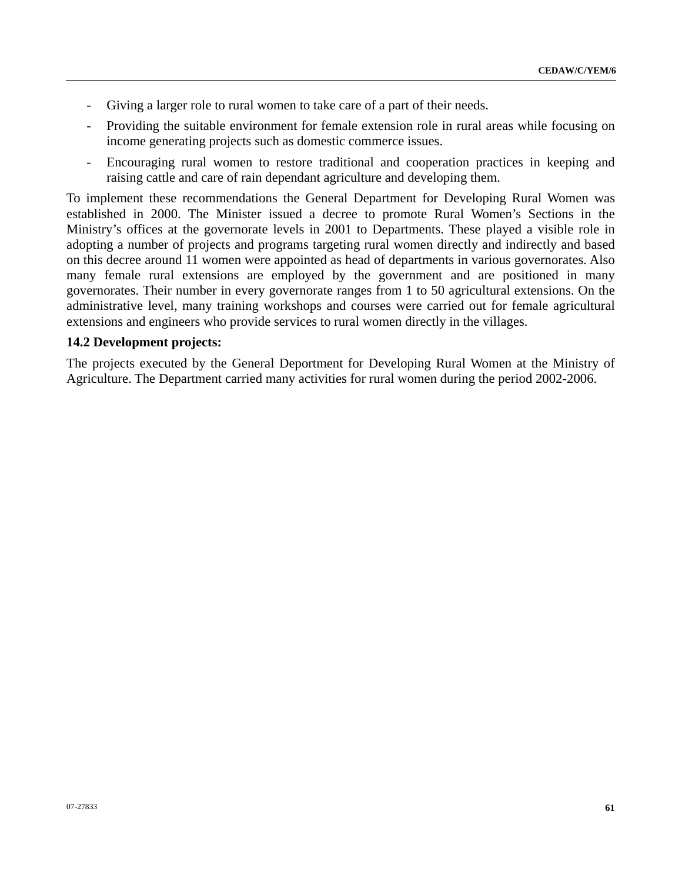- Giving a larger role to rural women to take care of a part of their needs.
- Providing the suitable environment for female extension role in rural areas while focusing on income generating projects such as domestic commerce issues.
- Encouraging rural women to restore traditional and cooperation practices in keeping and raising cattle and care of rain dependant agriculture and developing them.

To implement these recommendations the General Department for Developing Rural Women was established in 2000. The Minister issued a decree to promote Rural Women's Sections in the Ministry's offices at the governorate levels in 2001 to Departments. These played a visible role in adopting a number of projects and programs targeting rural women directly and indirectly and based on this decree around 11 women were appointed as head of departments in various governorates. Also many female rural extensions are employed by the government and are positioned in many governorates. Their number in every governorate ranges from 1 to 50 agricultural extensions. On the administrative level, many training workshops and courses were carried out for female agricultural extensions and engineers who provide services to rural women directly in the villages.

**14.2 Development projects:**

The projects executed by the General Deportment for Developing Rural Women at the Ministry of Agriculture. The Department carried many activities for rural women during the period 2002-2006.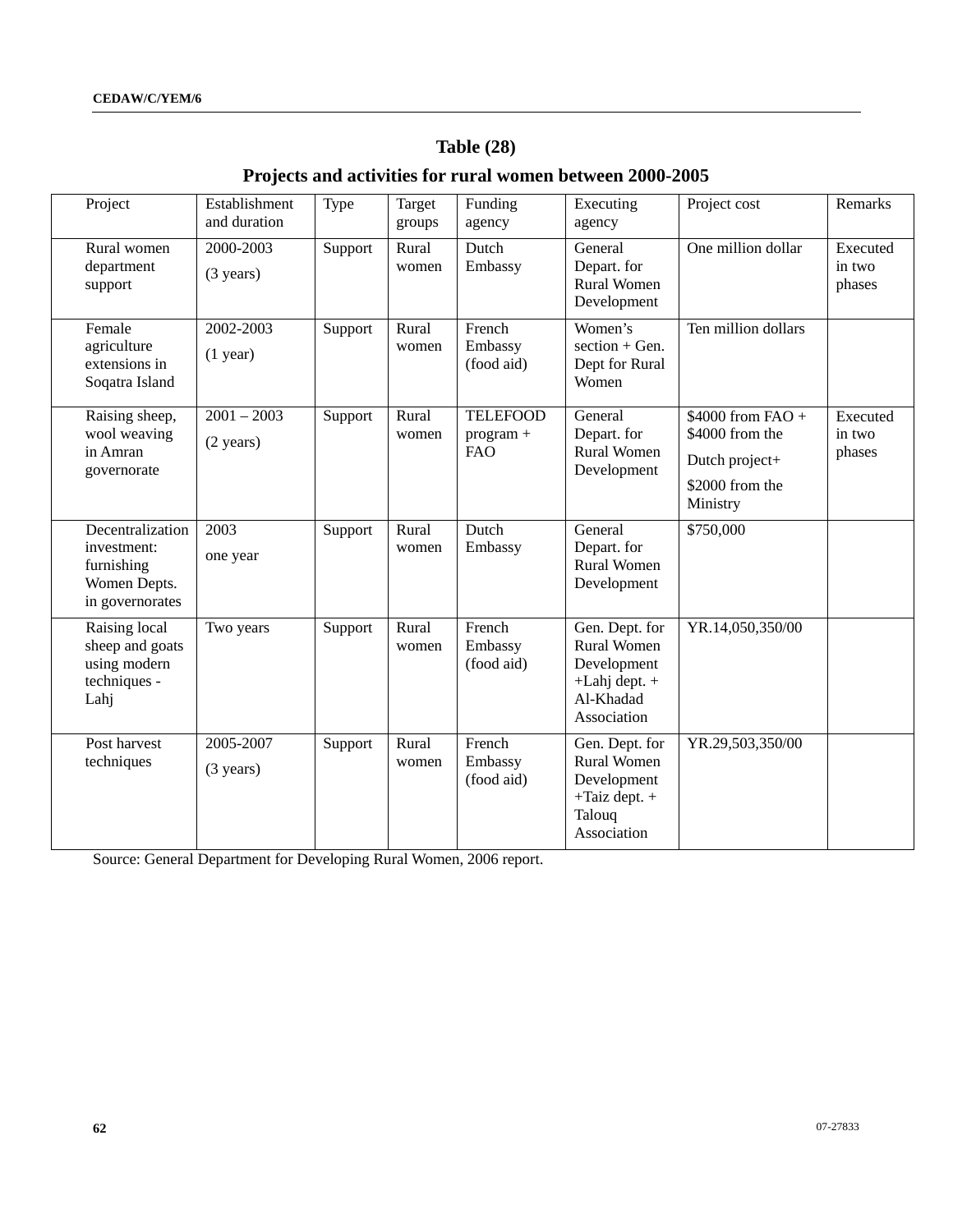**Table (28)**

**Projects and activities for rural women between 2000-2005**

| Project | Establishment and duration | Type | Target groups | Funding agency | Executing agency | Project cost | Remarks |
|---|---|---|---|---|---|---|---|
| Rural women department support | 2000-2003 (3 years) | Support | Rural women | Dutch Embassy | General Depart. for Rural Women Development | One million dollar | Executed in two phases |
| Female agriculture extensions in Soqatra Island | 2002-2003 (1 year) | Support | Rural women | French Embassy (food aid) | Women's section + Gen. Dept for Rural Women | Ten million dollars | |
| Raising sheep, wool weaving in Amran governorate | 2001 – 2003 (2 years) | Support | Rural women | TELEFOOD program + FAO | General Depart. for Rural Women Development | $4000 from FAO + $4000 from the Dutch project+ $2000 from the Ministry | Executed in two phases |
| Decentralization investment: furnishing Women Depts. in governorates | 2003 one year | Support | Rural women | Dutch Embassy | General Depart. for Rural Women Development | $750,000 | |
| Raising local sheep and goats using modern techniques - Lahj | Two years | Support | Rural women | French Embassy (food aid) | Gen. Dept. for Rural Women Development +Lahj dept. + Al-Khadad Association | YR.14,050,350/00 | |
| Post harvest techniques | 2005-2007 (3 years) | Support | Rural women | French Embassy (food aid) | Gen. Dept. for Rural Women Development +Taiz dept. + Talouq Association | YR.29,503,350/00 | |

Source: General Department for Developing Rural Women, 2006 report.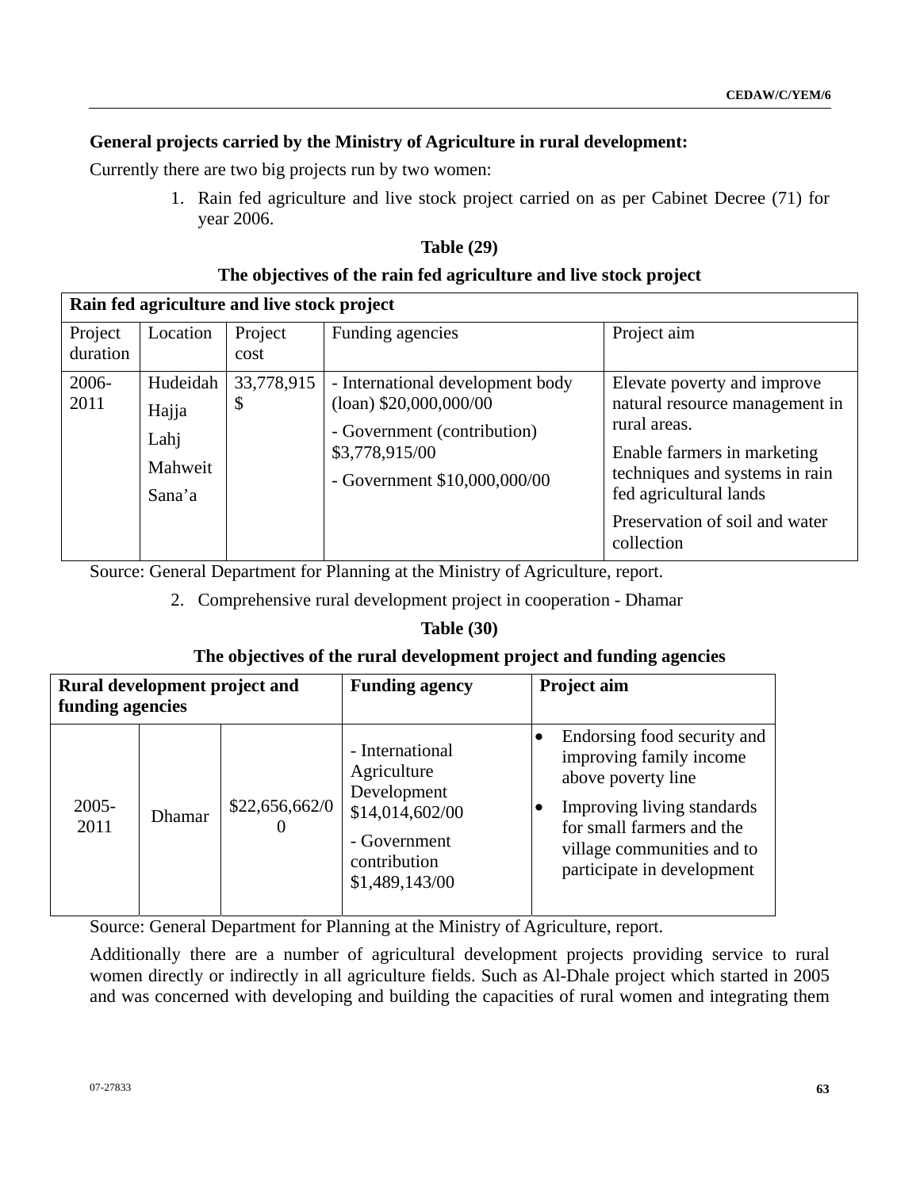**General projects carried by the Ministry of Agriculture in rural development:**

Currently there are two big projects run by two women:

1. Rain fed agriculture and live stock project carried on as per Cabinet Decree (71) for year 2006.

**Table (29)**

**The objectives of the rain fed agriculture and live stock project**

| **Rain fed agriculture and live stock project** | | | | |
|---|---|---|---|---|
| Project duration | Location | Project cost | Funding agencies | Project aim |
| 2006-2011 | Hudeidah<br>Hajja<br>Lahj<br>Mahweit<br>Sana'a | 33,778,915 $ | - International development body (loan) $20,000,000/00<br>- Government (contribution) $3,778,915/00<br>- Government $10,000,000/00 | Elevate poverty and improve natural resource management in rural areas.<br>Enable farmers in marketing techniques and systems in rain fed agricultural lands<br>Preservation of soil and water collection |

Source: General Department for Planning at the Ministry of Agriculture, report.

2. Comprehensive rural development project in cooperation - Dhamar

**Table (30)**

**The objectives of the rural development project and funding agencies**

| **Rural development project and funding agencies** | | | **Funding agency** | **Project aim** |
|---|---|---|---|---|
| 2005-2011 | Dhamar | $22,656,662/00 | - International Agriculture Development $14,014,602/00<br>- Government contribution $1,489,143/00 | • Endorsing food security and improving family income above poverty line<br>• Improving living standards for small farmers and the village communities and to participate in development |

Source: General Department for Planning at the Ministry of Agriculture, report.

Additionally there are a number of agricultural development projects providing service to rural women directly or indirectly in all agriculture fields. Such as Al-Dhale project which started in 2005 and was concerned with developing and building the capacities of rural women and integrating them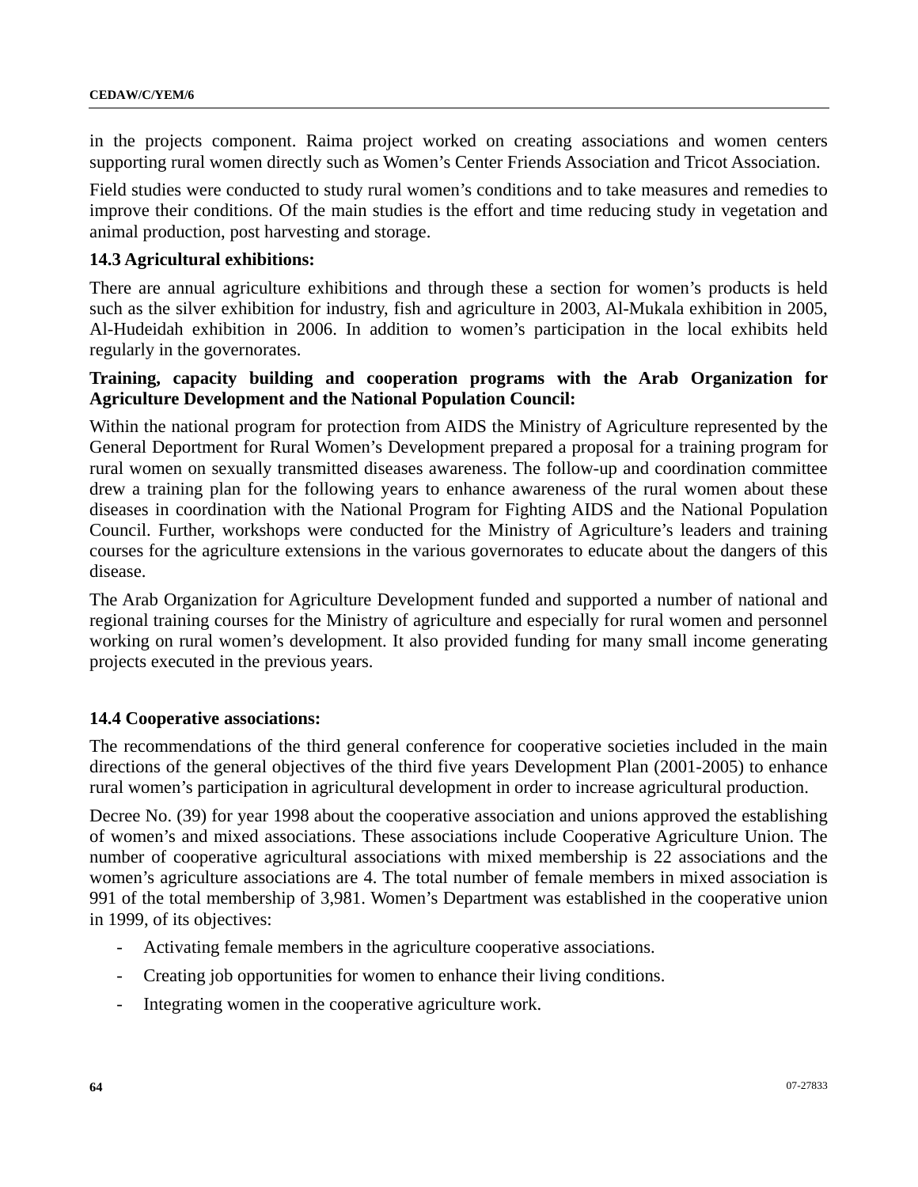in the projects component. Raima project worked on creating associations and women centers supporting rural women directly such as Women's Center Friends Association and Tricot Association.

Field studies were conducted to study rural women's conditions and to take measures and remedies to improve their conditions. Of the main studies is the effort and time reducing study in vegetation and animal production, post harvesting and storage.

**14.3 Agricultural exhibitions:**

There are annual agriculture exhibitions and through these a section for women's products is held such as the silver exhibition for industry, fish and agriculture in 2003, Al-Mukala exhibition in 2005, Al-Hudeidah exhibition in 2006. In addition to women's participation in the local exhibits held regularly in the governorates.

**Training, capacity building and cooperation programs with the Arab Organization for Agriculture Development and the National Population Council:**

Within the national program for protection from AIDS the Ministry of Agriculture represented by the General Deportment for Rural Women's Development prepared a proposal for a training program for rural women on sexually transmitted diseases awareness. The follow-up and coordination committee drew a training plan for the following years to enhance awareness of the rural women about these diseases in coordination with the National Program for Fighting AIDS and the National Population Council. Further, workshops were conducted for the Ministry of Agriculture's leaders and training courses for the agriculture extensions in the various governorates to educate about the dangers of this disease.

The Arab Organization for Agriculture Development funded and supported a number of national and regional training courses for the Ministry of agriculture and especially for rural women and personnel working on rural women's development. It also provided funding for many small income generating projects executed in the previous years.

**14.4 Cooperative associations:**

The recommendations of the third general conference for cooperative societies included in the main directions of the general objectives of the third five years Development Plan (2001-2005) to enhance rural women's participation in agricultural development in order to increase agricultural production.

Decree No. (39) for year 1998 about the cooperative association and unions approved the establishing of women's and mixed associations. These associations include Cooperative Agriculture Union. The number of cooperative agricultural associations with mixed membership is 22 associations and the women's agriculture associations are 4. The total number of female members in mixed association is 991 of the total membership of 3,981. Women's Department was established in the cooperative union in 1999, of its objectives:

- Activating female members in the agriculture cooperative associations.
- Creating job opportunities for women to enhance their living conditions.
- Integrating women in the cooperative agriculture work.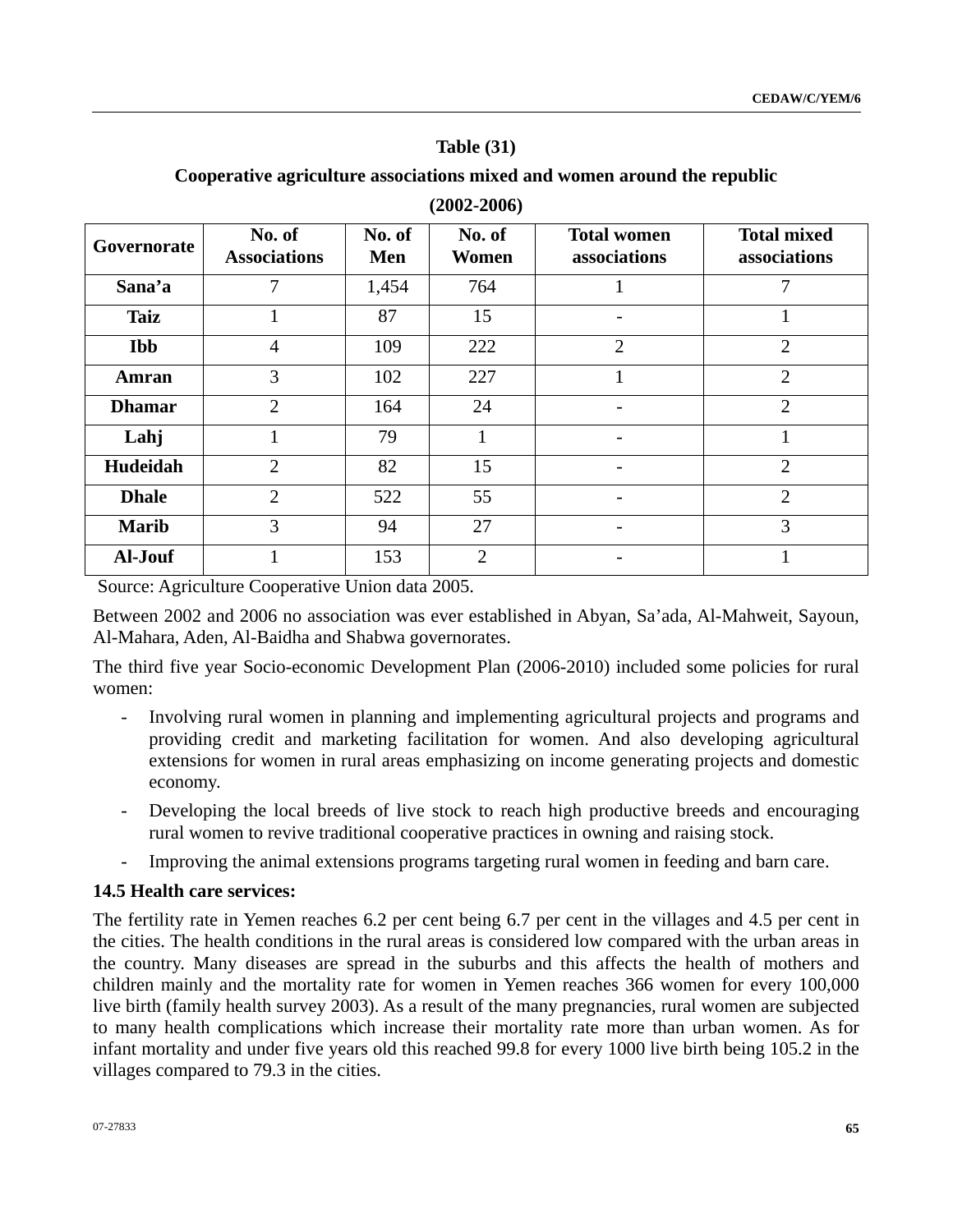**Table (31)**

**Cooperative agriculture associations mixed and women around the republic**

**(2002-2006)**

| Governorate | No. of Associations | No. of Men | No. of Women | Total women associations | Total mixed associations |
|---|---|---|---|---|---|
| **Sana'a** | 7 | 1,454 | 764 | 1 | 7 |
| **Taiz** | 1 | 87 | 15 | - | 1 |
| **Ibb** | 4 | 109 | 222 | 2 | 2 |
| **Amran** | 3 | 102 | 227 | 1 | 2 |
| **Dhamar** | 2 | 164 | 24 | - | 2 |
| **Lahj** | 1 | 79 | 1 | - | 1 |
| **Hudeidah** | 2 | 82 | 15 | - | 2 |
| **Dhale** | 2 | 522 | 55 | - | 2 |
| **Marib** | 3 | 94 | 27 | - | 3 |
| **Al-Jouf** | 1 | 153 | 2 | - | 1 |

Source: Agriculture Cooperative Union data 2005.

Between 2002 and 2006 no association was ever established in Abyan, Sa'ada, Al-Mahweit, Sayoun, Al-Mahara, Aden, Al-Baidha and Shabwa governorates.

The third five year Socio-economic Development Plan (2006-2010) included some policies for rural women:

- Involving rural women in planning and implementing agricultural projects and programs and providing credit and marketing facilitation for women. And also developing agricultural extensions for women in rural areas emphasizing on income generating projects and domestic economy.
- Developing the local breeds of live stock to reach high productive breeds and encouraging rural women to revive traditional cooperative practices in owning and raising stock.
- Improving the animal extensions programs targeting rural women in feeding and barn care.

### 14.5 Health care services:

The fertility rate in Yemen reaches 6.2 per cent being 6.7 per cent in the villages and 4.5 per cent in the cities. The health conditions in the rural areas is considered low compared with the urban areas in the country. Many diseases are spread in the suburbs and this affects the health of mothers and children mainly and the mortality rate for women in Yemen reaches 366 women for every 100,000 live birth (family health survey 2003). As a result of the many pregnancies, rural women are subjected to many health complications which increase their mortality rate more than urban women. As for infant mortality and under five years old this reached 99.8 for every 1000 live birth being 105.2 in the villages compared to 79.3 in the cities.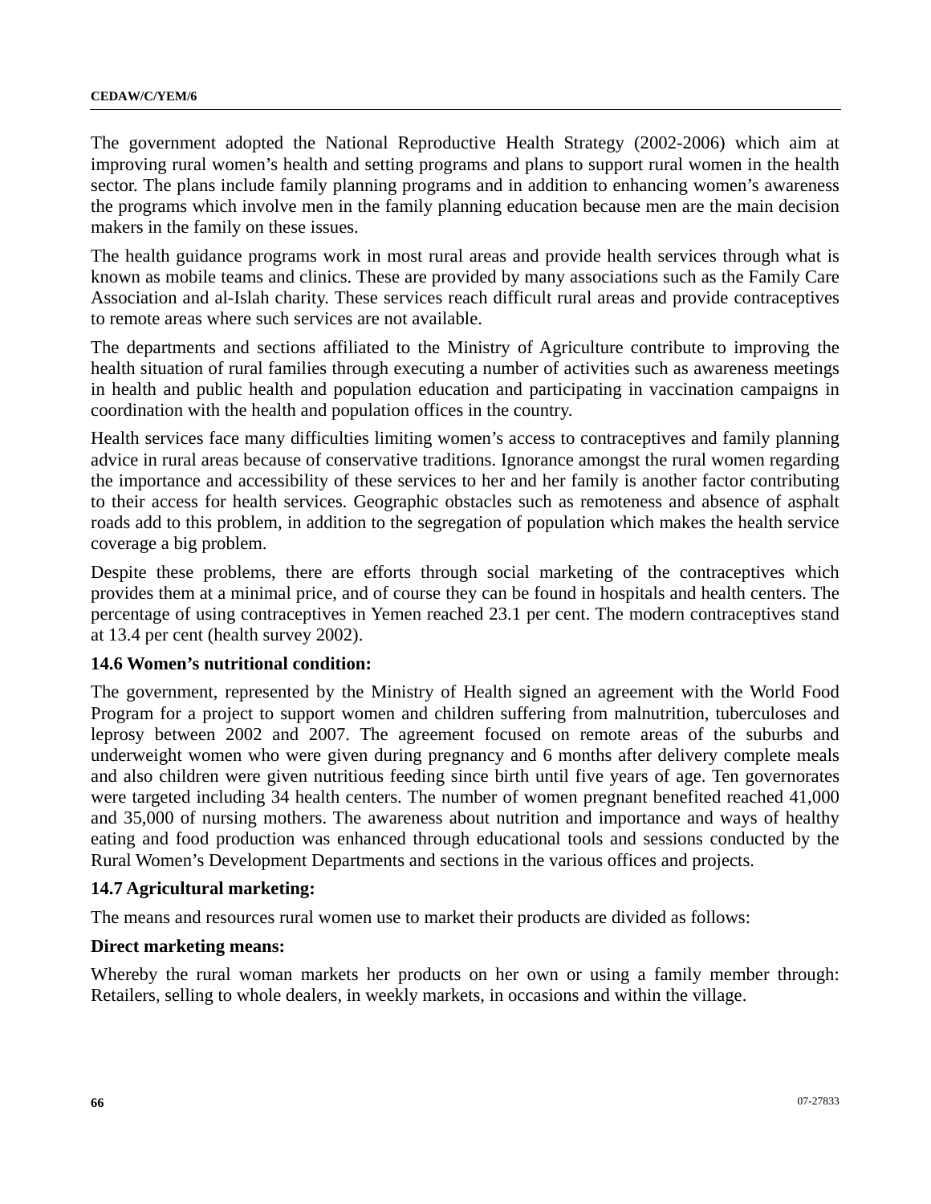The government adopted the National Reproductive Health Strategy (2002-2006) which aim at improving rural women's health and setting programs and plans to support rural women in the health sector. The plans include family planning programs and in addition to enhancing women's awareness the programs which involve men in the family planning education because men are the main decision makers in the family on these issues.

The health guidance programs work in most rural areas and provide health services through what is known as mobile teams and clinics. These are provided by many associations such as the Family Care Association and al-Islah charity. These services reach difficult rural areas and provide contraceptives to remote areas where such services are not available.

The departments and sections affiliated to the Ministry of Agriculture contribute to improving the health situation of rural families through executing a number of activities such as awareness meetings in health and public health and population education and participating in vaccination campaigns in coordination with the health and population offices in the country.

Health services face many difficulties limiting women's access to contraceptives and family planning advice in rural areas because of conservative traditions. Ignorance amongst the rural women regarding the importance and accessibility of these services to her and her family is another factor contributing to their access for health services. Geographic obstacles such as remoteness and absence of asphalt roads add to this problem, in addition to the segregation of population which makes the health service coverage a big problem.

Despite these problems, there are efforts through social marketing of the contraceptives which provides them at a minimal price, and of course they can be found in hospitals and health centers. The percentage of using contraceptives in Yemen reached 23.1 per cent. The modern contraceptives stand at 13.4 per cent (health survey 2002).

**14.6 Women's nutritional condition:**

The government, represented by the Ministry of Health signed an agreement with the World Food Program for a project to support women and children suffering from malnutrition, tuberculoses and leprosy between 2002 and 2007. The agreement focused on remote areas of the suburbs and underweight women who were given during pregnancy and 6 months after delivery complete meals and also children were given nutritious feeding since birth until five years of age. Ten governorates were targeted including 34 health centers. The number of women pregnant benefited reached 41,000 and 35,000 of nursing mothers. The awareness about nutrition and importance and ways of healthy eating and food production was enhanced through educational tools and sessions conducted by the Rural Women's Development Departments and sections in the various offices and projects.

**14.7 Agricultural marketing:**

The means and resources rural women use to market their products are divided as follows:

**Direct marketing means:**

Whereby the rural woman markets her products on her own or using a family member through: Retailers, selling to whole dealers, in weekly markets, in occasions and within the village.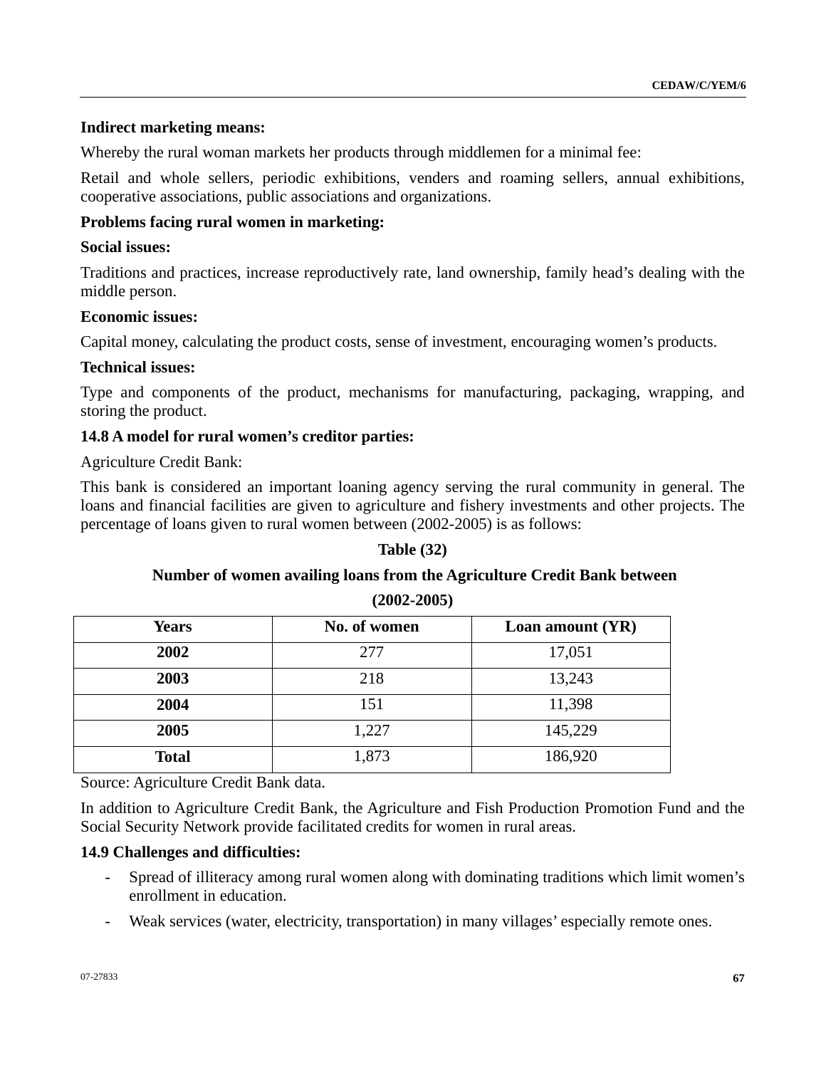**Indirect marketing means:**

Whereby the rural woman markets her products through middlemen for a minimal fee:

Retail and whole sellers, periodic exhibitions, venders and roaming sellers, annual exhibitions, cooperative associations, public associations and organizations.

**Problems facing rural women in marketing:**

**Social issues:**

Traditions and practices, increase reproductively rate, land ownership, family head's dealing with the middle person.

**Economic issues:**

Capital money, calculating the product costs, sense of investment, encouraging women's products.

**Technical issues:**

Type and components of the product, mechanisms for manufacturing, packaging, wrapping, and storing the product.

**14.8 A model for rural women's creditor parties:**

Agriculture Credit Bank:

This bank is considered an important loaning agency serving the rural community in general. The loans and financial facilities are given to agriculture and fishery investments and other projects. The percentage of loans given to rural women between (2002-2005) is as follows:

**Table (32)**

**Number of women availing loans from the Agriculture Credit Bank between (2002-2005)**

| Years | No. of women | Loan amount (YR) |
|---|---|---|
| **2002** | 277 | 17,051 |
| **2003** | 218 | 13,243 |
| **2004** | 151 | 11,398 |
| **2005** | 1,227 | 145,229 |
| **Total** | 1,873 | 186,920 |

Source: Agriculture Credit Bank data.

In addition to Agriculture Credit Bank, the Agriculture and Fish Production Promotion Fund and the Social Security Network provide facilitated credits for women in rural areas.

**14.9 Challenges and difficulties:**

- Spread of illiteracy among rural women along with dominating traditions which limit women's enrollment in education.
- Weak services (water, electricity, transportation) in many villages' especially remote ones.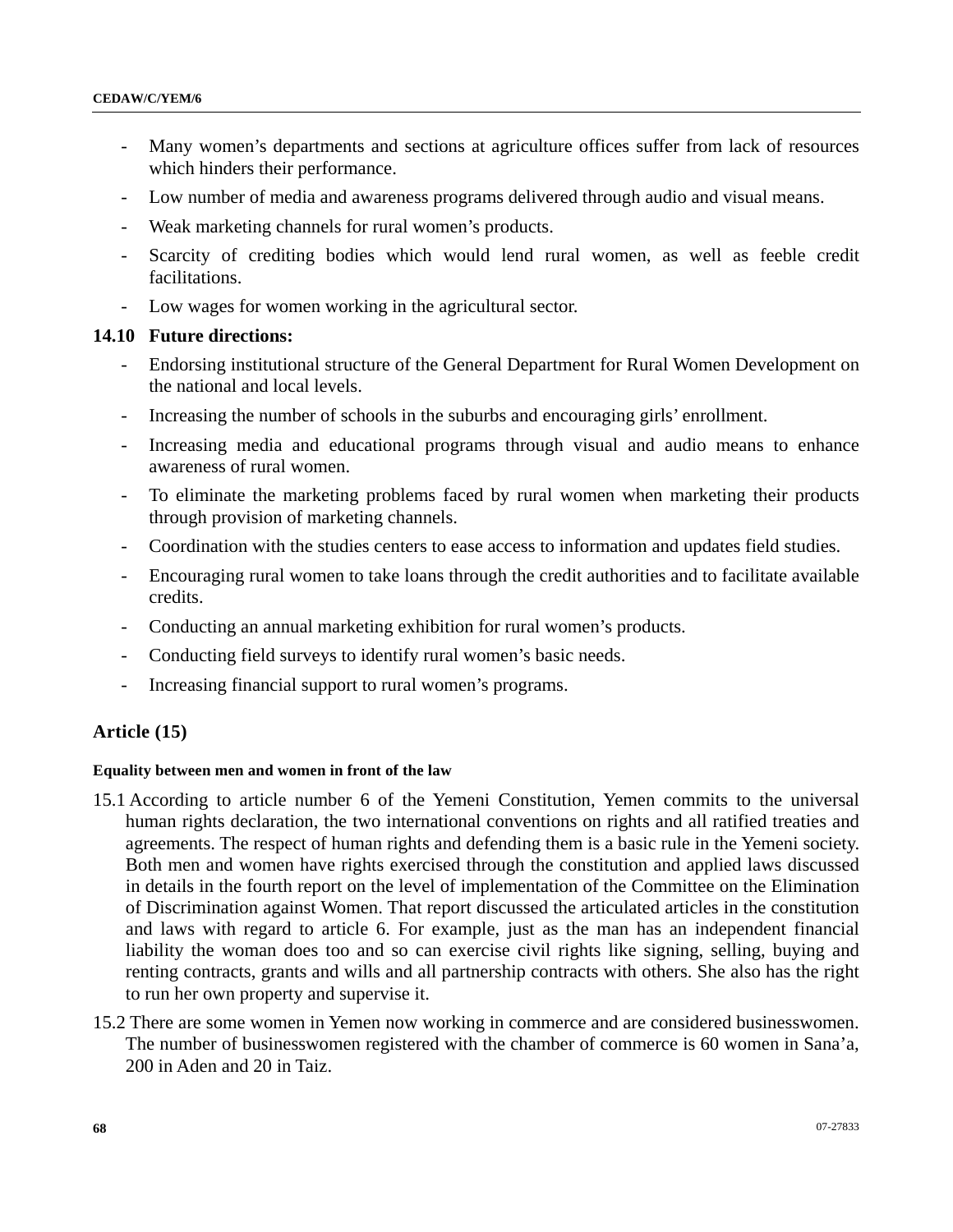- Many women's departments and sections at agriculture offices suffer from lack of resources which hinders their performance.
- Low number of media and awareness programs delivered through audio and visual means.
- Weak marketing channels for rural women's products.
- Scarcity of crediting bodies which would lend rural women, as well as feeble credit facilitations.
- Low wages for women working in the agricultural sector.

**14.10 Future directions:**

- Endorsing institutional structure of the General Department for Rural Women Development on the national and local levels.
- Increasing the number of schools in the suburbs and encouraging girls' enrollment.
- Increasing media and educational programs through visual and audio means to enhance awareness of rural women.
- To eliminate the marketing problems faced by rural women when marketing their products through provision of marketing channels.
- Coordination with the studies centers to ease access to information and updates field studies.
- Encouraging rural women to take loans through the credit authorities and to facilitate available credits.
- Conducting an annual marketing exhibition for rural women's products.
- Conducting field surveys to identify rural women's basic needs.
- Increasing financial support to rural women's programs.

## Article (15)

#### Equality between men and women in front of the law

15.1 According to article number 6 of the Yemeni Constitution, Yemen commits to the universal human rights declaration, the two international conventions on rights and all ratified treaties and agreements. The respect of human rights and defending them is a basic rule in the Yemeni society. Both men and women have rights exercised through the constitution and applied laws discussed in details in the fourth report on the level of implementation of the Committee on the Elimination of Discrimination against Women. That report discussed the articulated articles in the constitution and laws with regard to article 6. For example, just as the man has an independent financial liability the woman does too and so can exercise civil rights like signing, selling, buying and renting contracts, grants and wills and all partnership contracts with others. She also has the right to run her own property and supervise it.

15.2 There are some women in Yemen now working in commerce and are considered businesswomen. The number of businesswomen registered with the chamber of commerce is 60 women in Sana'a, 200 in Aden and 20 in Taiz.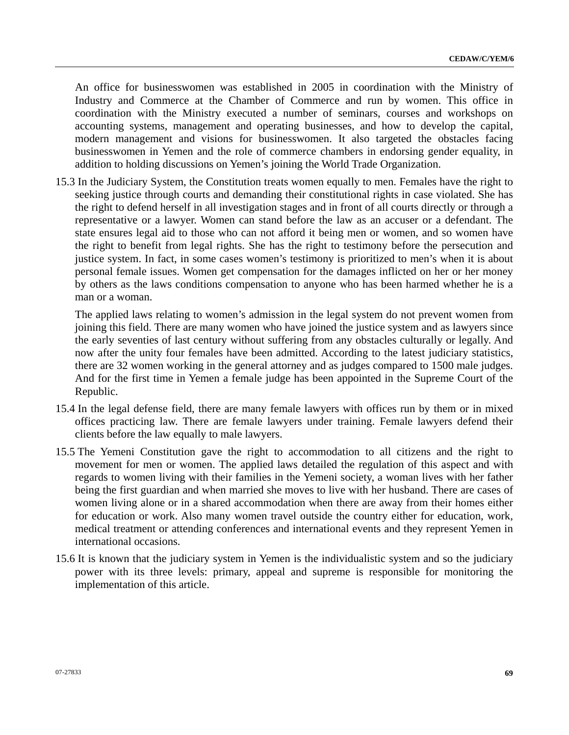An office for businesswomen was established in 2005 in coordination with the Ministry of Industry and Commerce at the Chamber of Commerce and run by women. This office in coordination with the Ministry executed a number of seminars, courses and workshops on accounting systems, management and operating businesses, and how to develop the capital, modern management and visions for businesswomen. It also targeted the obstacles facing businesswomen in Yemen and the role of commerce chambers in endorsing gender equality, in addition to holding discussions on Yemen's joining the World Trade Organization.

15.3 In the Judiciary System, the Constitution treats women equally to men. Females have the right to seeking justice through courts and demanding their constitutional rights in case violated. She has the right to defend herself in all investigation stages and in front of all courts directly or through a representative or a lawyer. Women can stand before the law as an accuser or a defendant. The state ensures legal aid to those who can not afford it being men or women, and so women have the right to benefit from legal rights. She has the right to testimony before the persecution and justice system. In fact, in some cases women's testimony is prioritized to men's when it is about personal female issues. Women get compensation for the damages inflicted on her or her money by others as the laws conditions compensation to anyone who has been harmed whether he is a man or a woman.

The applied laws relating to women's admission in the legal system do not prevent women from joining this field. There are many women who have joined the justice system and as lawyers since the early seventies of last century without suffering from any obstacles culturally or legally. And now after the unity four females have been admitted. According to the latest judiciary statistics, there are 32 women working in the general attorney and as judges compared to 1500 male judges. And for the first time in Yemen a female judge has been appointed in the Supreme Court of the Republic.

15.4 In the legal defense field, there are many female lawyers with offices run by them or in mixed offices practicing law. There are female lawyers under training. Female lawyers defend their clients before the law equally to male lawyers.

15.5 The Yemeni Constitution gave the right to accommodation to all citizens and the right to movement for men or women. The applied laws detailed the regulation of this aspect and with regards to women living with their families in the Yemeni society, a woman lives with her father being the first guardian and when married she moves to live with her husband. There are cases of women living alone or in a shared accommodation when there are away from their homes either for education or work. Also many women travel outside the country either for education, work, medical treatment or attending conferences and international events and they represent Yemen in international occasions.

15.6 It is known that the judiciary system in Yemen is the individualistic system and so the judiciary power with its three levels: primary, appeal and supreme is responsible for monitoring the implementation of this article.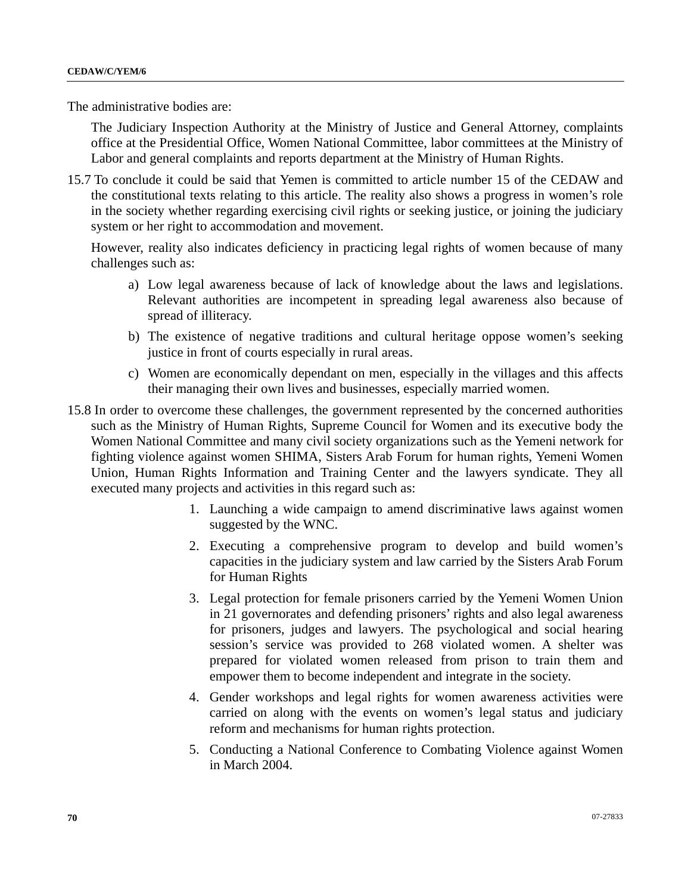The administrative bodies are:

The Judiciary Inspection Authority at the Ministry of Justice and General Attorney, complaints office at the Presidential Office, Women National Committee, labor committees at the Ministry of Labor and general complaints and reports department at the Ministry of Human Rights.

15.7 To conclude it could be said that Yemen is committed to article number 15 of the CEDAW and the constitutional texts relating to this article. The reality also shows a progress in women's role in the society whether regarding exercising civil rights or seeking justice, or joining the judiciary system or her right to accommodation and movement.

However, reality also indicates deficiency in practicing legal rights of women because of many challenges such as:

a) Low legal awareness because of lack of knowledge about the laws and legislations. Relevant authorities are incompetent in spreading legal awareness also because of spread of illiteracy.

b) The existence of negative traditions and cultural heritage oppose women's seeking justice in front of courts especially in rural areas.

c) Women are economically dependant on men, especially in the villages and this affects their managing their own lives and businesses, especially married women.

15.8 In order to overcome these challenges, the government represented by the concerned authorities such as the Ministry of Human Rights, Supreme Council for Women and its executive body the Women National Committee and many civil society organizations such as the Yemeni network for fighting violence against women SHIMA, Sisters Arab Forum for human rights, Yemeni Women Union, Human Rights Information and Training Center and the lawyers syndicate. They all executed many projects and activities in this regard such as:

1. Launching a wide campaign to amend discriminative laws against women suggested by the WNC.

2. Executing a comprehensive program to develop and build women's capacities in the judiciary system and law carried by the Sisters Arab Forum for Human Rights

3. Legal protection for female prisoners carried by the Yemeni Women Union in 21 governorates and defending prisoners' rights and also legal awareness for prisoners, judges and lawyers. The psychological and social hearing session's service was provided to 268 violated women. A shelter was prepared for violated women released from prison to train them and empower them to become independent and integrate in the society.

4. Gender workshops and legal rights for women awareness activities were carried on along with the events on women's legal status and judiciary reform and mechanisms for human rights protection.

5. Conducting a National Conference to Combating Violence against Women in March 2004.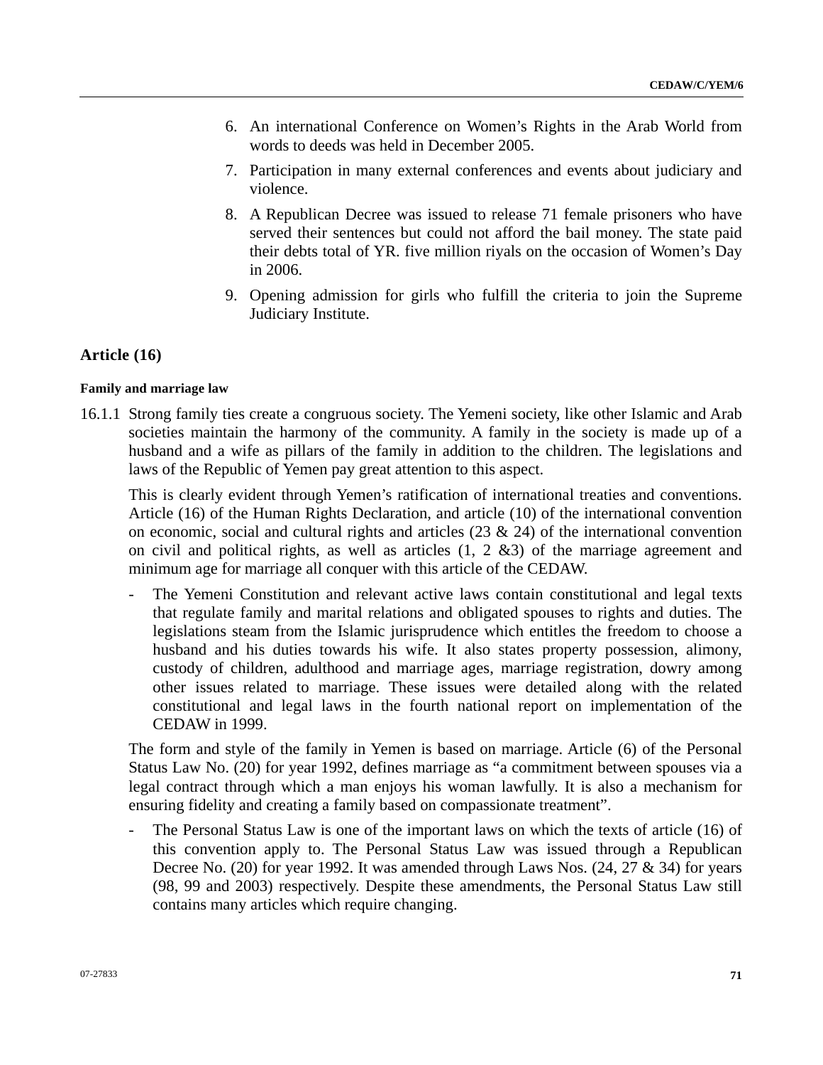6. An international Conference on Women's Rights in the Arab World from words to deeds was held in December 2005.
7. Participation in many external conferences and events about judiciary and violence.
8. A Republican Decree was issued to release 71 female prisoners who have served their sentences but could not afford the bail money. The state paid their debts total of YR. five million riyals on the occasion of Women's Day in 2006.
9. Opening admission for girls who fulfill the criteria to join the Supreme Judiciary Institute.

## Article (16)

#### Family and marriage law

16.1.1 Strong family ties create a congruous society. The Yemeni society, like other Islamic and Arab societies maintain the harmony of the community. A family in the society is made up of a husband and a wife as pillars of the family in addition to the children. The legislations and laws of the Republic of Yemen pay great attention to this aspect.

This is clearly evident through Yemen's ratification of international treaties and conventions. Article (16) of the Human Rights Declaration, and article (10) of the international convention on economic, social and cultural rights and articles (23 & 24) of the international convention on civil and political rights, as well as articles (1, 2 &3) of the marriage agreement and minimum age for marriage all conquer with this article of the CEDAW.

- The Yemeni Constitution and relevant active laws contain constitutional and legal texts that regulate family and marital relations and obligated spouses to rights and duties. The legislations steam from the Islamic jurisprudence which entitles the freedom to choose a husband and his duties towards his wife. It also states property possession, alimony, custody of children, adulthood and marriage ages, marriage registration, dowry among other issues related to marriage. These issues were detailed along with the related constitutional and legal laws in the fourth national report on implementation of the CEDAW in 1999.

The form and style of the family in Yemen is based on marriage. Article (6) of the Personal Status Law No. (20) for year 1992, defines marriage as "a commitment between spouses via a legal contract through which a man enjoys his woman lawfully. It is also a mechanism for ensuring fidelity and creating a family based on compassionate treatment".

- The Personal Status Law is one of the important laws on which the texts of article (16) of this convention apply to. The Personal Status Law was issued through a Republican Decree No. (20) for year 1992. It was amended through Laws Nos. (24, 27 & 34) for years (98, 99 and 2003) respectively. Despite these amendments, the Personal Status Law still contains many articles which require changing.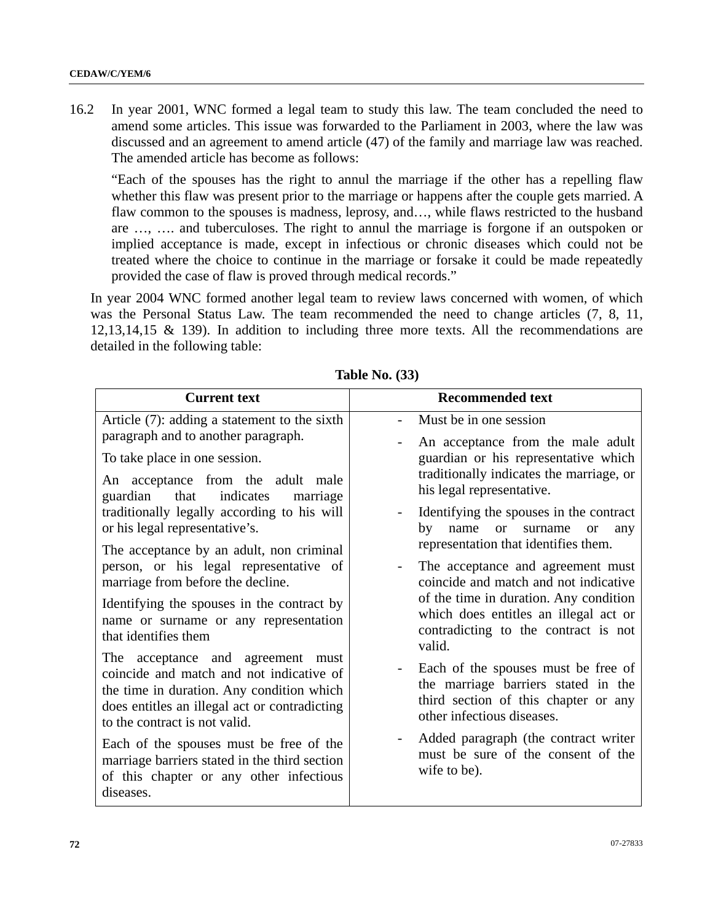16.2 In year 2001, WNC formed a legal team to study this law. The team concluded the need to amend some articles. This issue was forwarded to the Parliament in 2003, where the law was discussed and an agreement to amend article (47) of the family and marriage law was reached. The amended article has become as follows:

"Each of the spouses has the right to annul the marriage if the other has a repelling flaw whether this flaw was present prior to the marriage or happens after the couple gets married. A flaw common to the spouses is madness, leprosy, and…, while flaws restricted to the husband are …, …. and tuberculoses. The right to annul the marriage is forgone if an outspoken or implied acceptance is made, except in infectious or chronic diseases which could not be treated where the choice to continue in the marriage or forsake it could be made repeatedly provided the case of flaw is proved through medical records."

In year 2004 WNC formed another legal team to review laws concerned with women, of which was the Personal Status Law. The team recommended the need to change articles (7, 8, 11, 12,13,14,15 & 139). In addition to including three more texts. All the recommendations are detailed in the following table:

**Table No. (33)**

| Current text | Recommended text |
|---|---|
| Article (7): adding a statement to the sixth paragraph and to another paragraph.<br><br>To take place in one session.<br><br>An acceptance from the adult male guardian that indicates marriage traditionally legally according to his will or his legal representative's.<br><br>The acceptance by an adult, non criminal person, or his legal representative of marriage from before the decline.<br><br>Identifying the spouses in the contract by name or surname or any representation that identifies them<br><br>The acceptance and agreement must coincide and match and not indicative of the time in duration. Any condition which does entitles an illegal act or contradicting to the contract is not valid.<br><br>Each of the spouses must be free of the marriage barriers stated in the third section of this chapter or any other infectious diseases. | - Must be in one session<br><br>- An acceptance from the male adult guardian or his representative which traditionally indicates the marriage, or his legal representative.<br><br>- Identifying the spouses in the contract by name or surname or any representation that identifies them.<br><br>- The acceptance and agreement must coincide and match and not indicative of the time in duration. Any condition which does entitles an illegal act or contradicting to the contract is not valid.<br><br>- Each of the spouses must be free of the marriage barriers stated in the third section of this chapter or any other infectious diseases.<br><br>- Added paragraph (the contract writer must be sure of the consent of the wife to be). |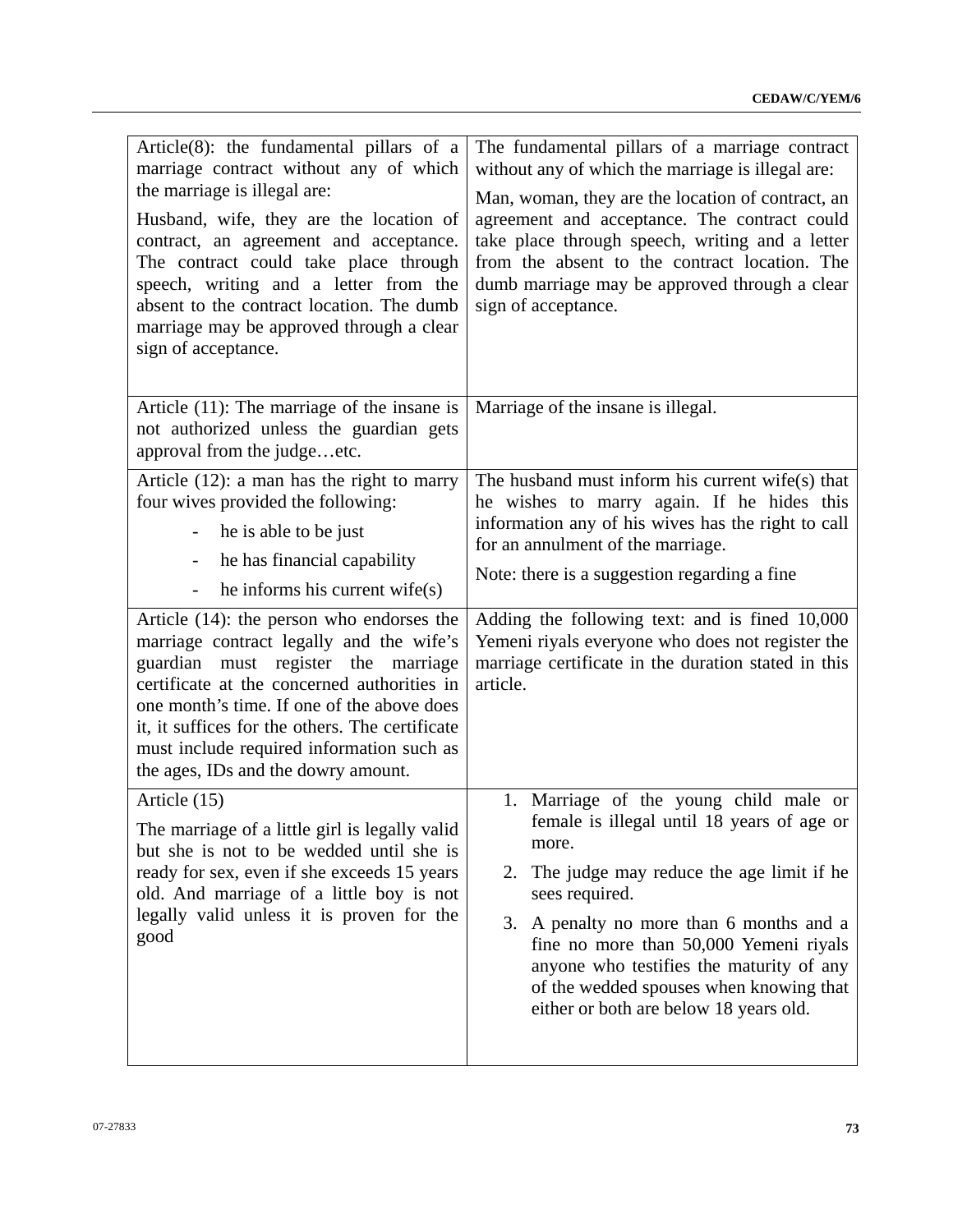| | |
|---|---|
| Article(8): the fundamental pillars of a marriage contract without any of which the marriage is illegal are:<br><br>Husband, wife, they are the location of contract, an agreement and acceptance. The contract could take place through speech, writing and a letter from the absent to the contract location. The dumb marriage may be approved through a clear sign of acceptance. | The fundamental pillars of a marriage contract without any of which the marriage is illegal are:<br><br>Man, woman, they are the location of contract, an agreement and acceptance. The contract could take place through speech, writing and a letter from the absent to the contract location. The dumb marriage may be approved through a clear sign of acceptance. |
| Article (11): The marriage of the insane is not authorized unless the guardian gets approval from the judge…etc. | Marriage of the insane is illegal. |
| Article (12): a man has the right to marry four wives provided the following:<br>- he is able to be just<br>- he has financial capability<br>- he informs his current wife(s) | The husband must inform his current wife(s) that he wishes to marry again. If he hides this information any of his wives has the right to call for an annulment of the marriage.<br><br>Note: there is a suggestion regarding a fine |
| Article (14): the person who endorses the marriage contract legally and the wife's guardian must register the marriage certificate at the concerned authorities in one month's time. If one of the above does it, it suffices for the others. The certificate must include required information such as the ages, IDs and the dowry amount. | Adding the following text: and is fined 10,000 Yemeni riyals everyone who does not register the marriage certificate in the duration stated in this article. |
| Article (15)<br><br>The marriage of a little girl is legally valid but she is not to be wedded until she is ready for sex, even if she exceeds 15 years old. And marriage of a little boy is not legally valid unless it is proven for the good | 1. Marriage of the young child male or female is illegal until 18 years of age or more.<br>2. The judge may reduce the age limit if he sees required.<br>3. A penalty no more than 6 months and a fine no more than 50,000 Yemeni riyals anyone who testifies the maturity of any of the wedded spouses when knowing that either or both are below 18 years old. |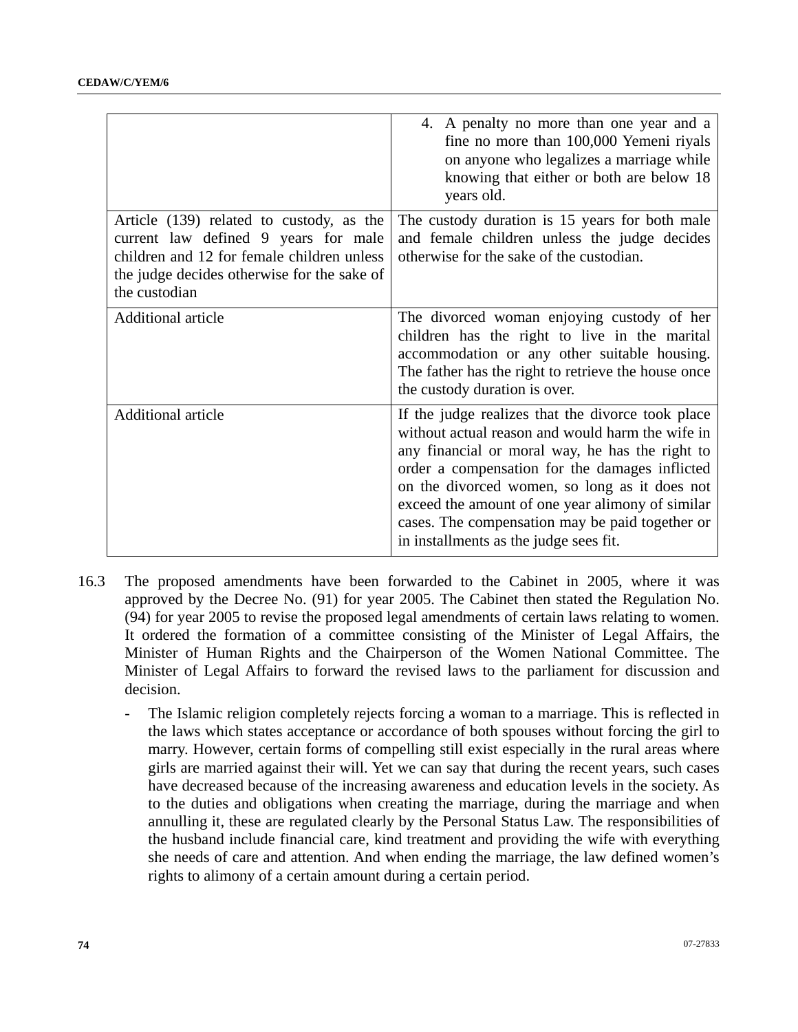| | |
|---|---|
| | 4. A penalty no more than one year and a fine no more than 100,000 Yemeni riyals on anyone who legalizes a marriage while knowing that either or both are below 18 years old. |
| Article (139) related to custody, as the current law defined 9 years for male children and 12 for female children unless the judge decides otherwise for the sake of the custodian | The custody duration is 15 years for both male and female children unless the judge decides otherwise for the sake of the custodian. |
| Additional article | The divorced woman enjoying custody of her children has the right to live in the marital accommodation or any other suitable housing. The father has the right to retrieve the house once the custody duration is over. |
| Additional article | If the judge realizes that the divorce took place without actual reason and would harm the wife in any financial or moral way, he has the right to order a compensation for the damages inflicted on the divorced women, so long as it does not exceed the amount of one year alimony of similar cases. The compensation may be paid together or in installments as the judge sees fit. |

16.3 The proposed amendments have been forwarded to the Cabinet in 2005, where it was approved by the Decree No. (91) for year 2005. The Cabinet then stated the Regulation No. (94) for year 2005 to revise the proposed legal amendments of certain laws relating to women. It ordered the formation of a committee consisting of the Minister of Legal Affairs, the Minister of Human Rights and the Chairperson of the Women National Committee. The Minister of Legal Affairs to forward the revised laws to the parliament for discussion and decision.

- The Islamic religion completely rejects forcing a woman to a marriage. This is reflected in the laws which states acceptance or accordance of both spouses without forcing the girl to marry. However, certain forms of compelling still exist especially in the rural areas where girls are married against their will. Yet we can say that during the recent years, such cases have decreased because of the increasing awareness and education levels in the society. As to the duties and obligations when creating the marriage, during the marriage and when annulling it, these are regulated clearly by the Personal Status Law. The responsibilities of the husband include financial care, kind treatment and providing the wife with everything she needs of care and attention. And when ending the marriage, the law defined women's rights to alimony of a certain amount during a certain period.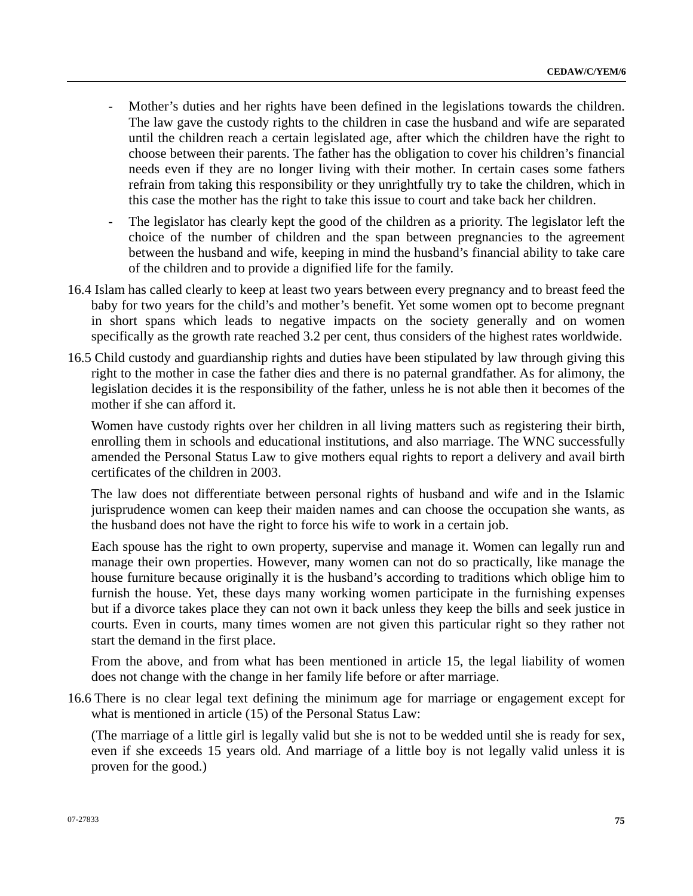- Mother's duties and her rights have been defined in the legislations towards the children. The law gave the custody rights to the children in case the husband and wife are separated until the children reach a certain legislated age, after which the children have the right to choose between their parents. The father has the obligation to cover his children's financial needs even if they are no longer living with their mother. In certain cases some fathers refrain from taking this responsibility or they unrightfully try to take the children, which in this case the mother has the right to take this issue to court and take back her children.
- The legislator has clearly kept the good of the children as a priority. The legislator left the choice of the number of children and the span between pregnancies to the agreement between the husband and wife, keeping in mind the husband's financial ability to take care of the children and to provide a dignified life for the family.

16.4 Islam has called clearly to keep at least two years between every pregnancy and to breast feed the baby for two years for the child's and mother's benefit. Yet some women opt to become pregnant in short spans which leads to negative impacts on the society generally and on women specifically as the growth rate reached 3.2 per cent, thus considers of the highest rates worldwide.

16.5 Child custody and guardianship rights and duties have been stipulated by law through giving this right to the mother in case the father dies and there is no paternal grandfather. As for alimony, the legislation decides it is the responsibility of the father, unless he is not able then it becomes of the mother if she can afford it.

Women have custody rights over her children in all living matters such as registering their birth, enrolling them in schools and educational institutions, and also marriage. The WNC successfully amended the Personal Status Law to give mothers equal rights to report a delivery and avail birth certificates of the children in 2003.

The law does not differentiate between personal rights of husband and wife and in the Islamic jurisprudence women can keep their maiden names and can choose the occupation she wants, as the husband does not have the right to force his wife to work in a certain job.

Each spouse has the right to own property, supervise and manage it. Women can legally run and manage their own properties. However, many women can not do so practically, like manage the house furniture because originally it is the husband's according to traditions which oblige him to furnish the house. Yet, these days many working women participate in the furnishing expenses but if a divorce takes place they can not own it back unless they keep the bills and seek justice in courts. Even in courts, many times women are not given this particular right so they rather not start the demand in the first place.

From the above, and from what has been mentioned in article 15, the legal liability of women does not change with the change in her family life before or after marriage.

16.6 There is no clear legal text defining the minimum age for marriage or engagement except for what is mentioned in article (15) of the Personal Status Law:

(The marriage of a little girl is legally valid but she is not to be wedded until she is ready for sex, even if she exceeds 15 years old. And marriage of a little boy is not legally valid unless it is proven for the good.)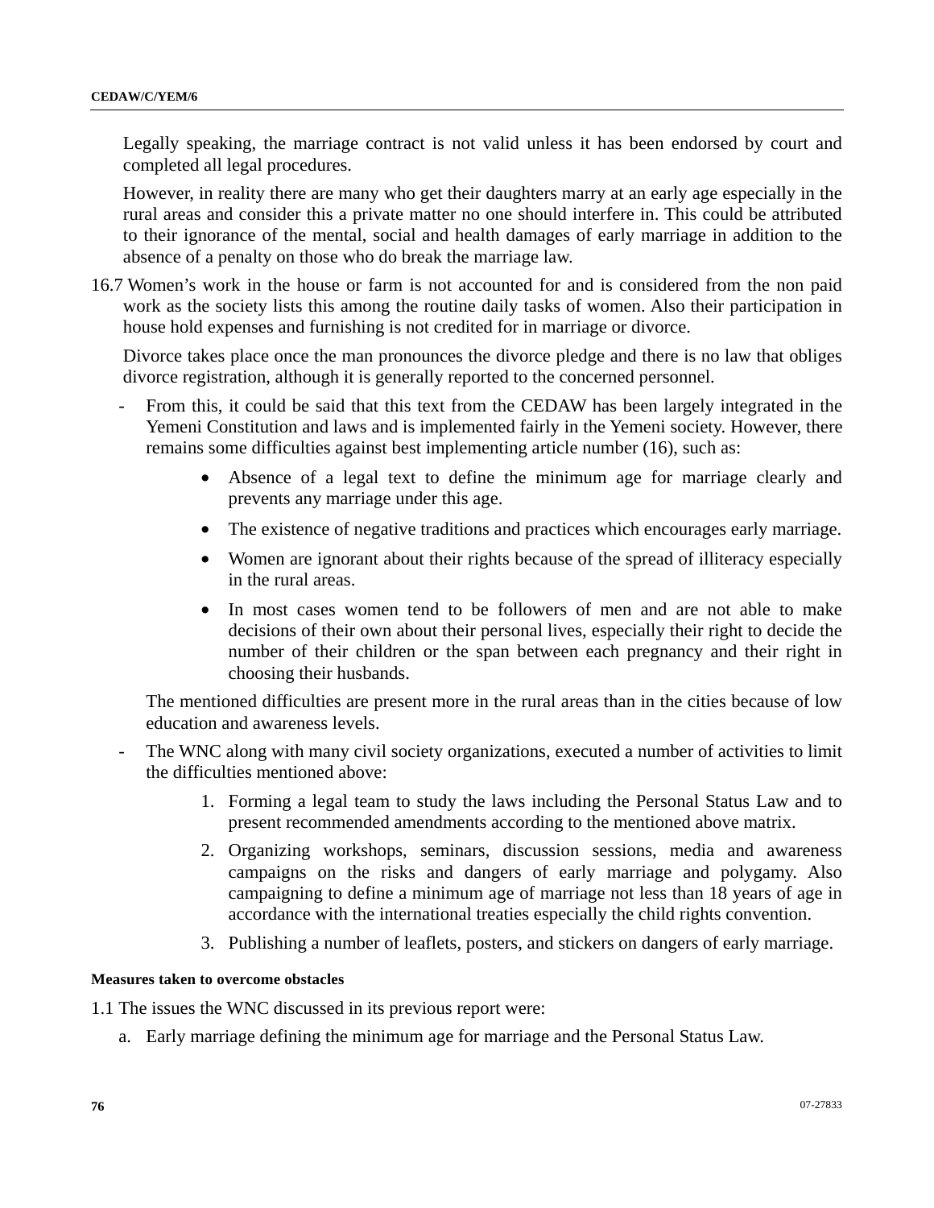Legally speaking, the marriage contract is not valid unless it has been endorsed by court and completed all legal procedures.

However, in reality there are many who get their daughters marry at an early age especially in the rural areas and consider this a private matter no one should interfere in. This could be attributed to their ignorance of the mental, social and health damages of early marriage in addition to the absence of a penalty on those who do break the marriage law.

16.7 Women's work in the house or farm is not accounted for and is considered from the non paid work as the society lists this among the routine daily tasks of women. Also their participation in house hold expenses and furnishing is not credited for in marriage or divorce.

Divorce takes place once the man pronounces the divorce pledge and there is no law that obliges divorce registration, although it is generally reported to the concerned personnel.

- From this, it could be said that this text from the CEDAW has been largely integrated in the Yemeni Constitution and laws and is implemented fairly in the Yemeni society. However, there remains some difficulties against best implementing article number (16), such as:

    - Absence of a legal text to define the minimum age for marriage clearly and prevents any marriage under this age.
    - The existence of negative traditions and practices which encourages early marriage.
    - Women are ignorant about their rights because of the spread of illiteracy especially in the rural areas.
    - In most cases women tend to be followers of men and are not able to make decisions of their own about their personal lives, especially their right to decide the number of their children or the span between each pregnancy and their right in choosing their husbands.

  The mentioned difficulties are present more in the rural areas than in the cities because of low education and awareness levels.

- The WNC along with many civil society organizations, executed a number of activities to limit the difficulties mentioned above:

    1. Forming a legal team to study the laws including the Personal Status Law and to present recommended amendments according to the mentioned above matrix.
    2. Organizing workshops, seminars, discussion sessions, media and awareness campaigns on the risks and dangers of early marriage and polygamy. Also campaigning to define a minimum age of marriage not less than 18 years of age in accordance with the international treaties especially the child rights convention.
    3. Publishing a number of leaflets, posters, and stickers on dangers of early marriage.

**Measures taken to overcome obstacles**

1.1 The issues the WNC discussed in its previous report were:

a. Early marriage defining the minimum age for marriage and the Personal Status Law.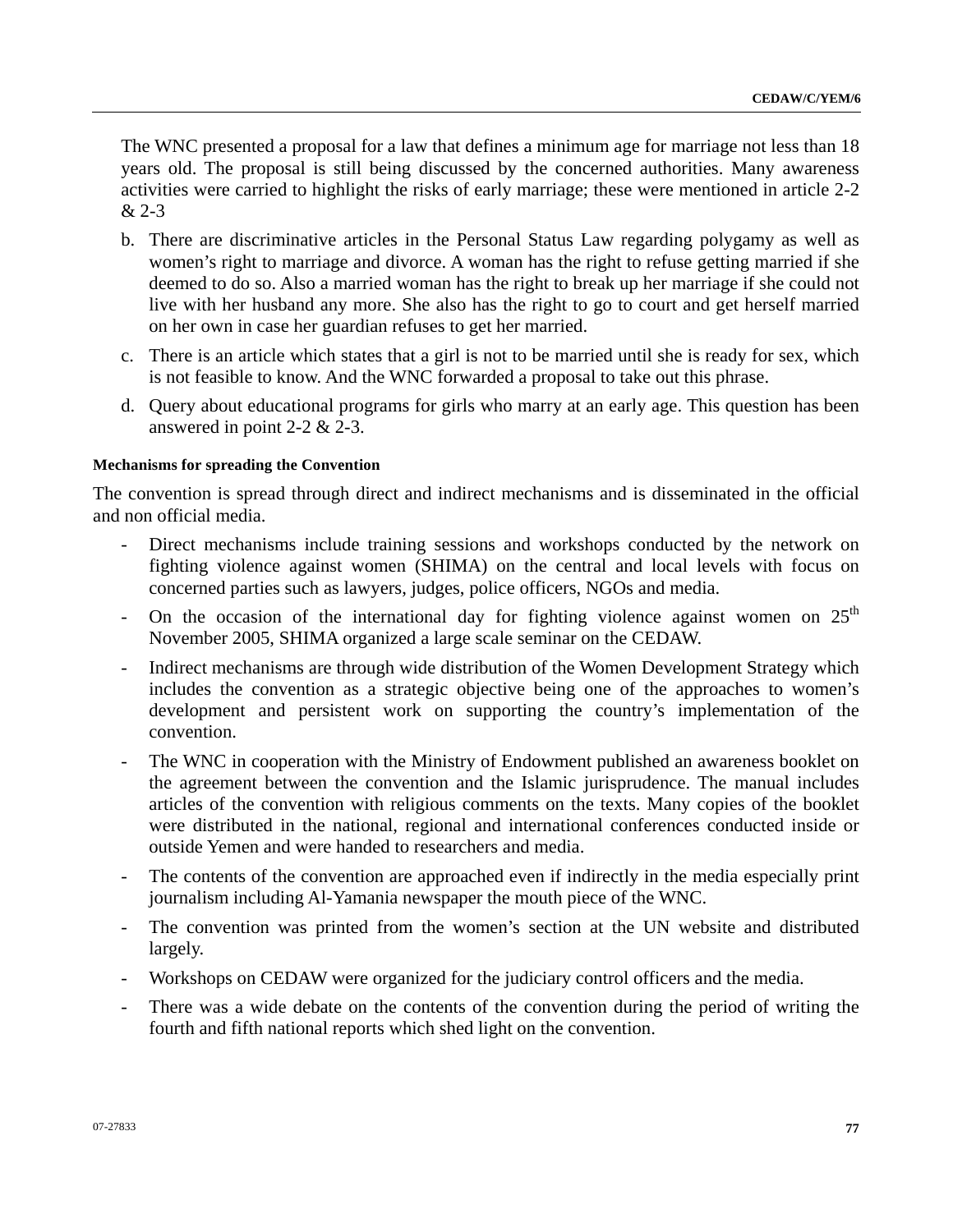The WNC presented a proposal for a law that defines a minimum age for marriage not less than 18 years old. The proposal is still being discussed by the concerned authorities. Many awareness activities were carried to highlight the risks of early marriage; these were mentioned in article 2-2 & 2-3

b. There are discriminative articles in the Personal Status Law regarding polygamy as well as women’s right to marriage and divorce. A woman has the right to refuse getting married if she deemed to do so. Also a married woman has the right to break up her marriage if she could not live with her husband any more. She also has the right to go to court and get herself married on her own in case her guardian refuses to get her married.

c. There is an article which states that a girl is not to be married until she is ready for sex, which is not feasible to know. And the WNC forwarded a proposal to take out this phrase.

d. Query about educational programs for girls who marry at an early age. This question has been answered in point 2-2 & 2-3.

#### Mechanisms for spreading the Convention

The convention is spread through direct and indirect mechanisms and is disseminated in the official and non official media.

- Direct mechanisms include training sessions and workshops conducted by the network on fighting violence against women (SHIMA) on the central and local levels with focus on concerned parties such as lawyers, judges, police officers, NGOs and media.
- On the occasion of the international day for fighting violence against women on 25th November 2005, SHIMA organized a large scale seminar on the CEDAW.
- Indirect mechanisms are through wide distribution of the Women Development Strategy which includes the convention as a strategic objective being one of the approaches to women’s development and persistent work on supporting the country’s implementation of the convention.
- The WNC in cooperation with the Ministry of Endowment published an awareness booklet on the agreement between the convention and the Islamic jurisprudence. The manual includes articles of the convention with religious comments on the texts. Many copies of the booklet were distributed in the national, regional and international conferences conducted inside or outside Yemen and were handed to researchers and media.
- The contents of the convention are approached even if indirectly in the media especially print journalism including Al-Yamania newspaper the mouth piece of the WNC.
- The convention was printed from the women’s section at the UN website and distributed largely.
- Workshops on CEDAW were organized for the judiciary control officers and the media.
- There was a wide debate on the contents of the convention during the period of writing the fourth and fifth national reports which shed light on the convention.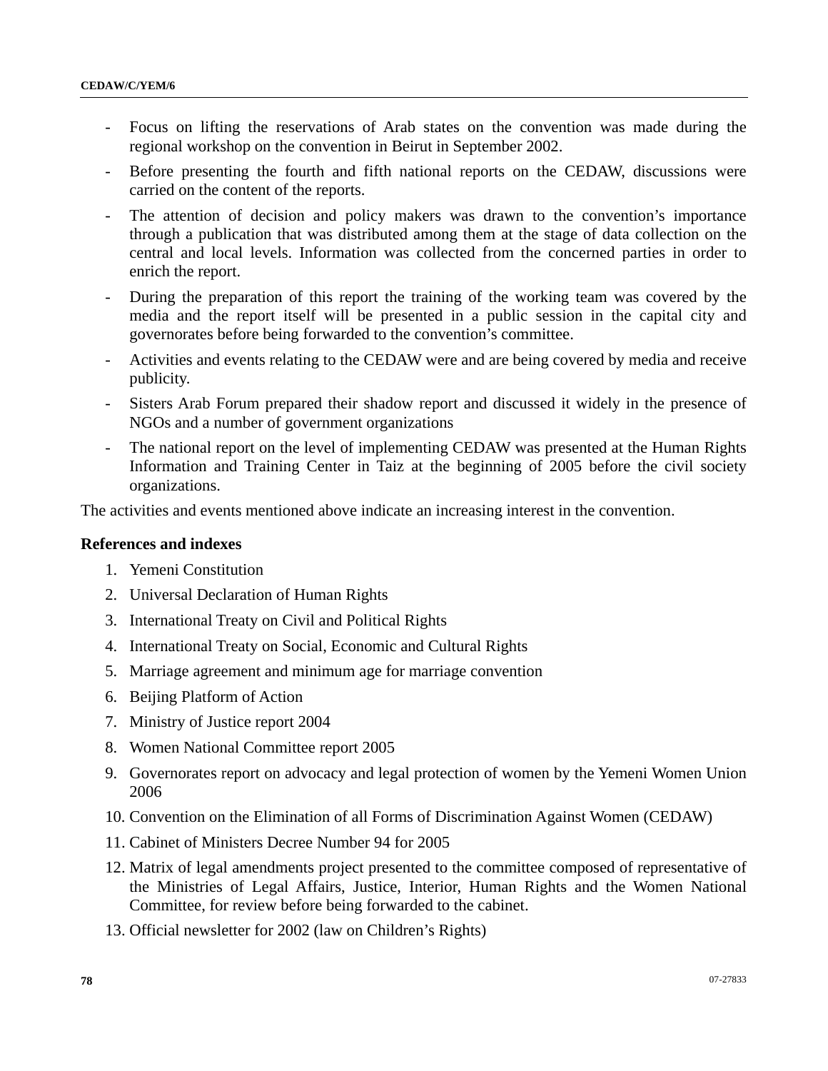- Focus on lifting the reservations of Arab states on the convention was made during the regional workshop on the convention in Beirut in September 2002.
- Before presenting the fourth and fifth national reports on the CEDAW, discussions were carried on the content of the reports.
- The attention of decision and policy makers was drawn to the convention's importance through a publication that was distributed among them at the stage of data collection on the central and local levels. Information was collected from the concerned parties in order to enrich the report.
- During the preparation of this report the training of the working team was covered by the media and the report itself will be presented in a public session in the capital city and governorates before being forwarded to the convention's committee.
- Activities and events relating to the CEDAW were and are being covered by media and receive publicity.
- Sisters Arab Forum prepared their shadow report and discussed it widely in the presence of NGOs and a number of government organizations
- The national report on the level of implementing CEDAW was presented at the Human Rights Information and Training Center in Taiz at the beginning of 2005 before the civil society organizations.

The activities and events mentioned above indicate an increasing interest in the convention.

**References and indexes**

1. Yemeni Constitution
2. Universal Declaration of Human Rights
3. International Treaty on Civil and Political Rights
4. International Treaty on Social, Economic and Cultural Rights
5. Marriage agreement and minimum age for marriage convention
6. Beijing Platform of Action
7. Ministry of Justice report 2004
8. Women National Committee report 2005
9. Governorates report on advocacy and legal protection of women by the Yemeni Women Union 2006
10. Convention on the Elimination of all Forms of Discrimination Against Women (CEDAW)
11. Cabinet of Ministers Decree Number 94 for 2005
12. Matrix of legal amendments project presented to the committee composed of representative of the Ministries of Legal Affairs, Justice, Interior, Human Rights and the Women National Committee, for review before being forwarded to the cabinet.
13. Official newsletter for 2002 (law on Children's Rights)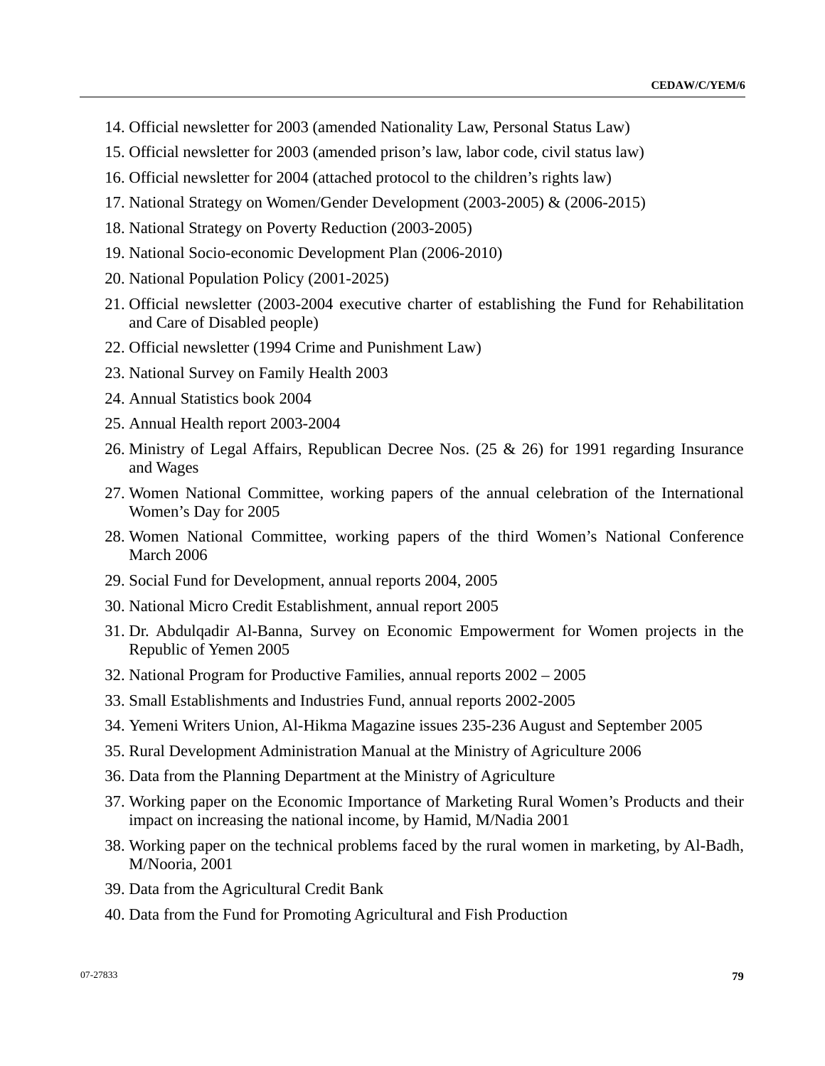14. Official newsletter for 2003 (amended Nationality Law, Personal Status Law)
15. Official newsletter for 2003 (amended prison's law, labor code, civil status law)
16. Official newsletter for 2004 (attached protocol to the children's rights law)
17. National Strategy on Women/Gender Development (2003-2005) & (2006-2015)
18. National Strategy on Poverty Reduction (2003-2005)
19. National Socio-economic Development Plan (2006-2010)
20. National Population Policy (2001-2025)
21. Official newsletter (2003-2004 executive charter of establishing the Fund for Rehabilitation and Care of Disabled people)
22. Official newsletter (1994 Crime and Punishment Law)
23. National Survey on Family Health 2003
24. Annual Statistics book 2004
25. Annual Health report 2003-2004
26. Ministry of Legal Affairs, Republican Decree Nos. (25 & 26) for 1991 regarding Insurance and Wages
27. Women National Committee, working papers of the annual celebration of the International Women's Day for 2005
28. Women National Committee, working papers of the third Women's National Conference March 2006
29. Social Fund for Development, annual reports 2004, 2005
30. National Micro Credit Establishment, annual report 2005
31. Dr. Abdulqadir Al-Banna, Survey on Economic Empowerment for Women projects in the Republic of Yemen 2005
32. National Program for Productive Families, annual reports 2002 – 2005
33. Small Establishments and Industries Fund, annual reports 2002-2005
34. Yemeni Writers Union, Al-Hikma Magazine issues 235-236 August and September 2005
35. Rural Development Administration Manual at the Ministry of Agriculture 2006
36. Data from the Planning Department at the Ministry of Agriculture
37. Working paper on the Economic Importance of Marketing Rural Women's Products and their impact on increasing the national income, by Hamid, M/Nadia 2001
38. Working paper on the technical problems faced by the rural women in marketing, by Al-Badh, M/Nooria, 2001
39. Data from the Agricultural Credit Bank
40. Data from the Fund for Promoting Agricultural and Fish Production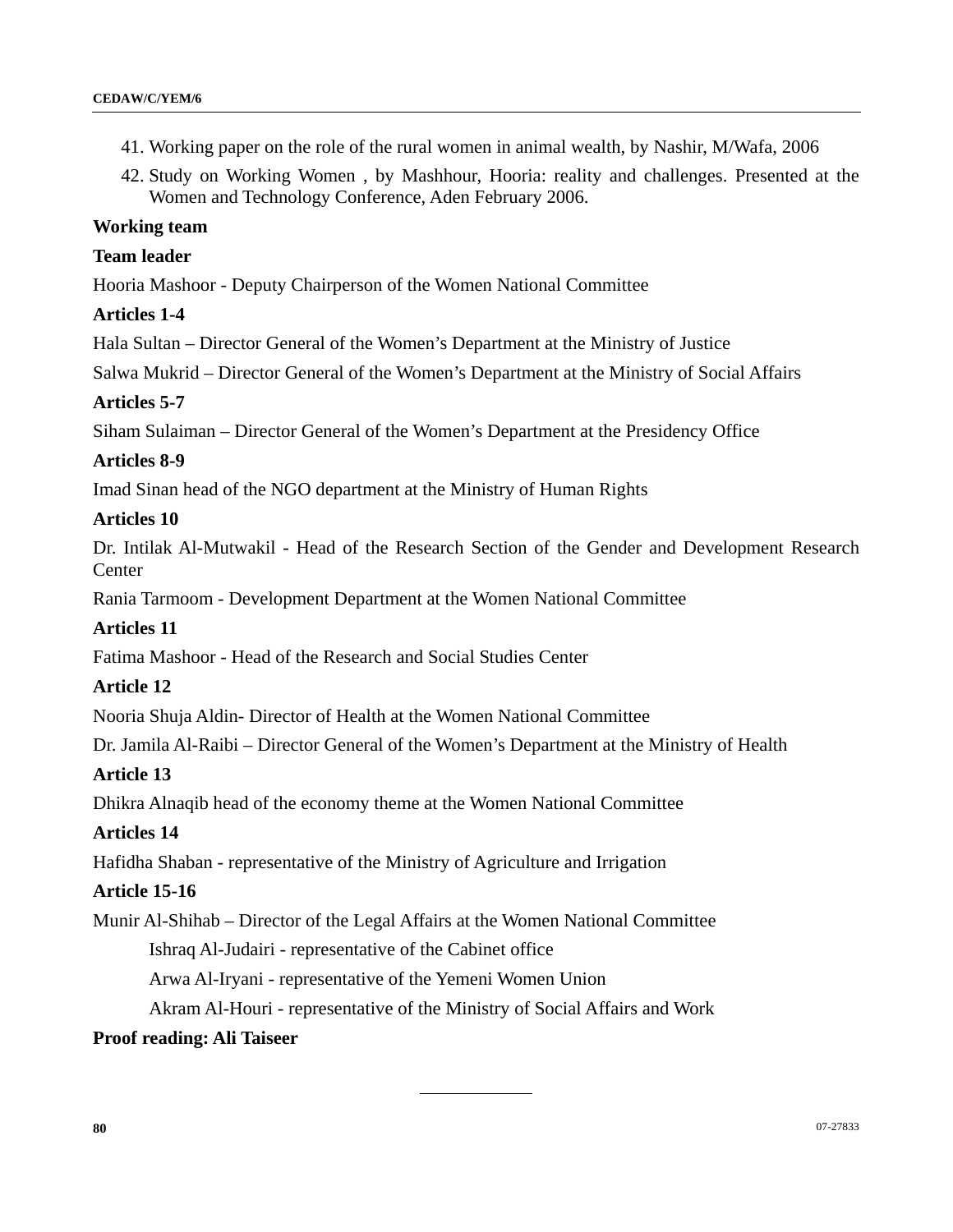41. Working paper on the role of the rural women in animal wealth, by Nashir, M/Wafa, 2006
42. Study on Working Women , by Mashhour, Hooria: reality and challenges. Presented at the Women and Technology Conference, Aden February 2006.

**Working team**

**Team leader**

Hooria Mashoor - Deputy Chairperson of the Women National Committee

**Articles 1-4**

Hala Sultan – Director General of the Women's Department at the Ministry of Justice

Salwa Mukrid – Director General of the Women's Department at the Ministry of Social Affairs

**Articles 5-7**

Siham Sulaiman – Director General of the Women's Department at the Presidency Office

**Articles 8-9**

Imad Sinan head of the NGO department at the Ministry of Human Rights

**Articles 10**

Dr. Intilak Al-Mutwakil - Head of the Research Section of the Gender and Development Research Center

Rania Tarmoom - Development Department at the Women National Committee

**Articles 11**

Fatima Mashoor - Head of the Research and Social Studies Center

**Article 12**

Nooria Shuja Aldin- Director of Health at the Women National Committee

Dr. Jamila Al-Raibi – Director General of the Women's Department at the Ministry of Health

**Article 13**

Dhikra Alnaqib head of the economy theme at the Women National Committee

**Articles 14**

Hafidha Shaban - representative of the Ministry of Agriculture and Irrigation

**Article 15-16**

Munir Al-Shihab – Director of the Legal Affairs at the Women National Committee

Ishraq Al-Judairi - representative of the Cabinet office

Arwa Al-Iryani - representative of the Yemeni Women Union

Akram Al-Houri - representative of the Ministry of Social Affairs and Work

**Proof reading: Ali Taiseer**